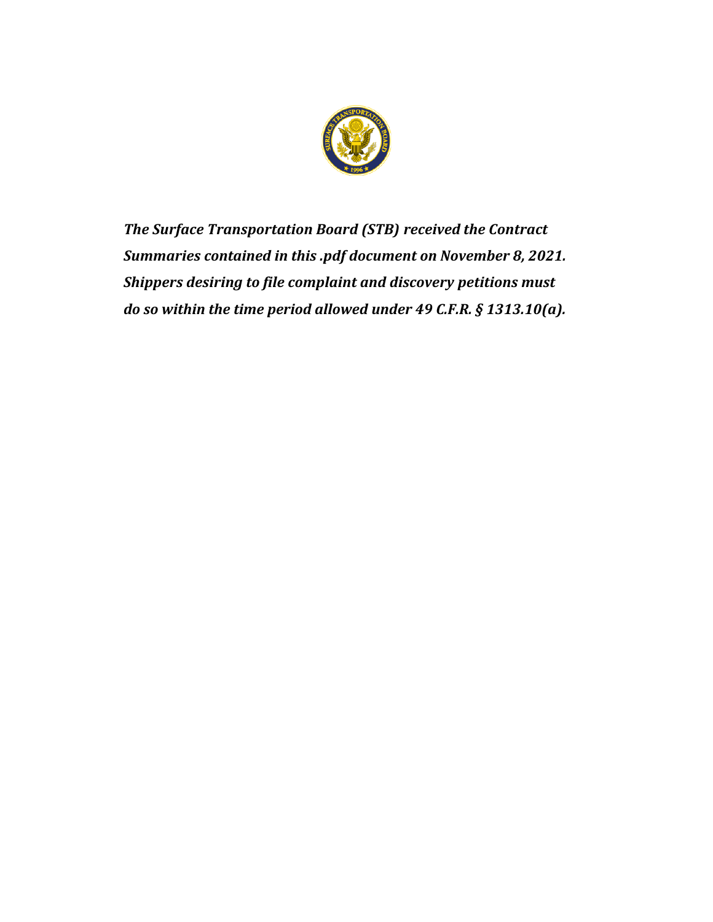***The Surface Transportation Board (STB) received the Contract Summaries contained in this .pdf document on November 8, 2021. Shippers desiring to file complaint and discovery petitions must do so within the time period allowed under 49 C.F.R. § 1313.10(a).***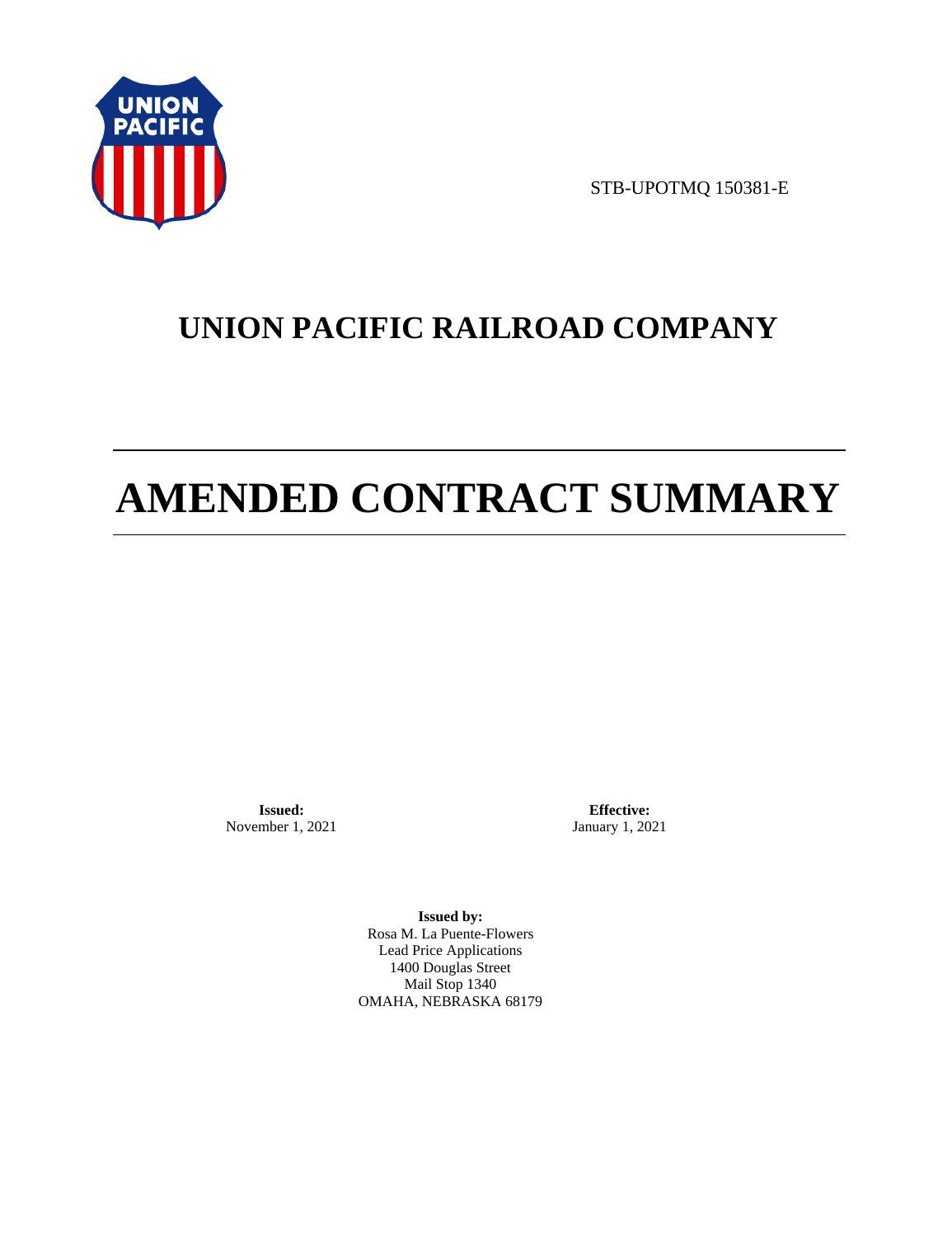STB-UPOTMQ 150381-E

# UNION PACIFIC RAILROAD COMPANY

# AMENDED CONTRACT SUMMARY

**Issued:**
November 1, 2021

**Effective:**
January 1, 2021

**Issued by:**
Rosa M. La Puente-Flowers
Lead Price Applications
1400 Douglas Street
Mail Stop 1340
OMAHA, NEBRASKA 68179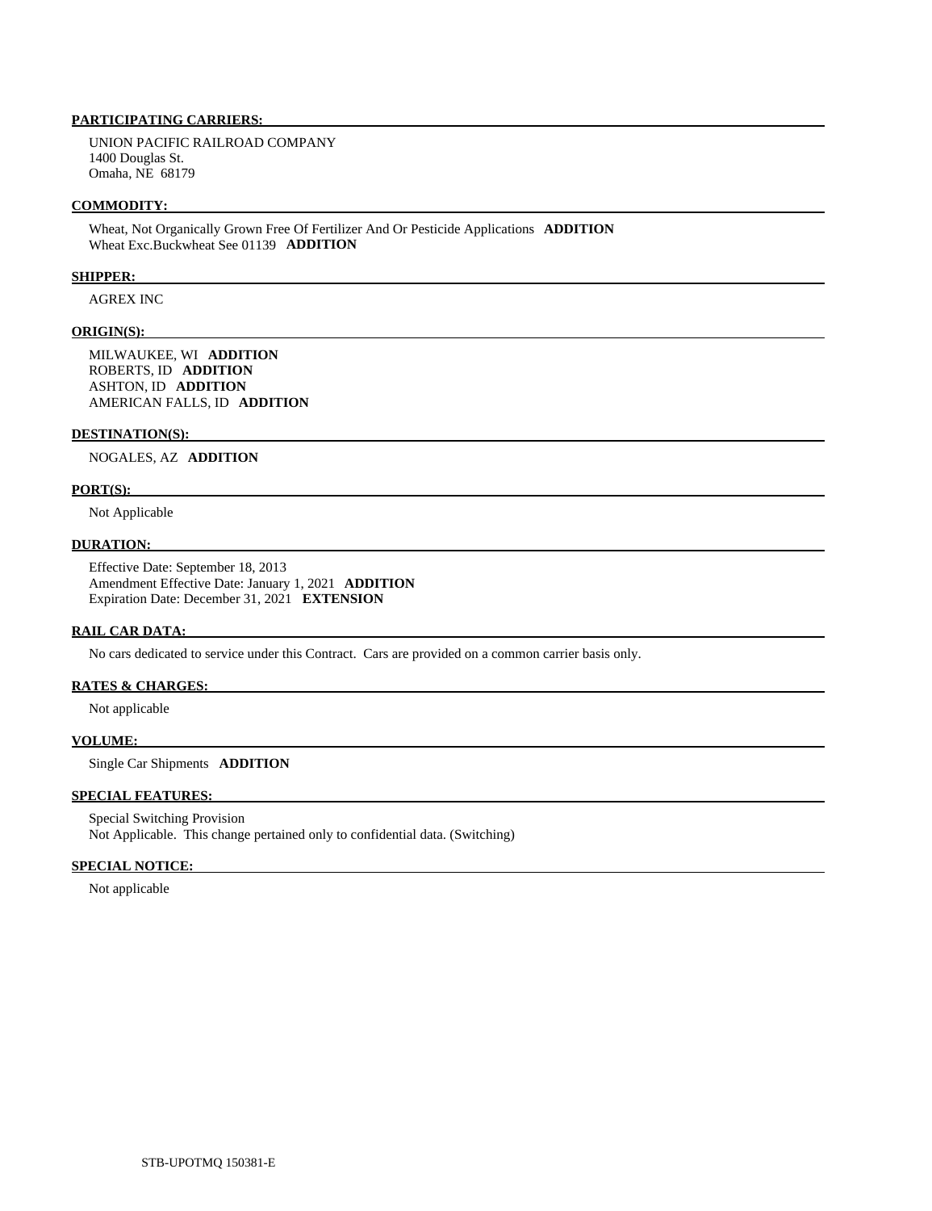**PARTICIPATING CARRIERS:**

UNION PACIFIC RAILROAD COMPANY
1400 Douglas St.
Omaha, NE 68179

**COMMODITY:**

Wheat, Not Organically Grown Free Of Fertilizer And Or Pesticide Applications **ADDITION**
Wheat Exc.Buckwheat See 01139 **ADDITION**

**SHIPPER:**

AGREX INC

**ORIGIN(S):**

MILWAUKEE, WI **ADDITION**
ROBERTS, ID **ADDITION**
ASHTON, ID **ADDITION**
AMERICAN FALLS, ID **ADDITION**

**DESTINATION(S):**

NOGALES, AZ **ADDITION**

**PORT(S):**

Not Applicable

**DURATION:**

Effective Date: September 18, 2013
Amendment Effective Date: January 1, 2021 **ADDITION**
Expiration Date: December 31, 2021 **EXTENSION**

**RAIL CAR DATA:**

No cars dedicated to service under this Contract. Cars are provided on a common carrier basis only.

**RATES & CHARGES:**

Not applicable

**VOLUME:**

Single Car Shipments **ADDITION**

**SPECIAL FEATURES:**

Special Switching Provision
Not Applicable. This change pertained only to confidential data. (Switching)

**SPECIAL NOTICE:**

Not applicable

STB-UPOTMQ 150381-E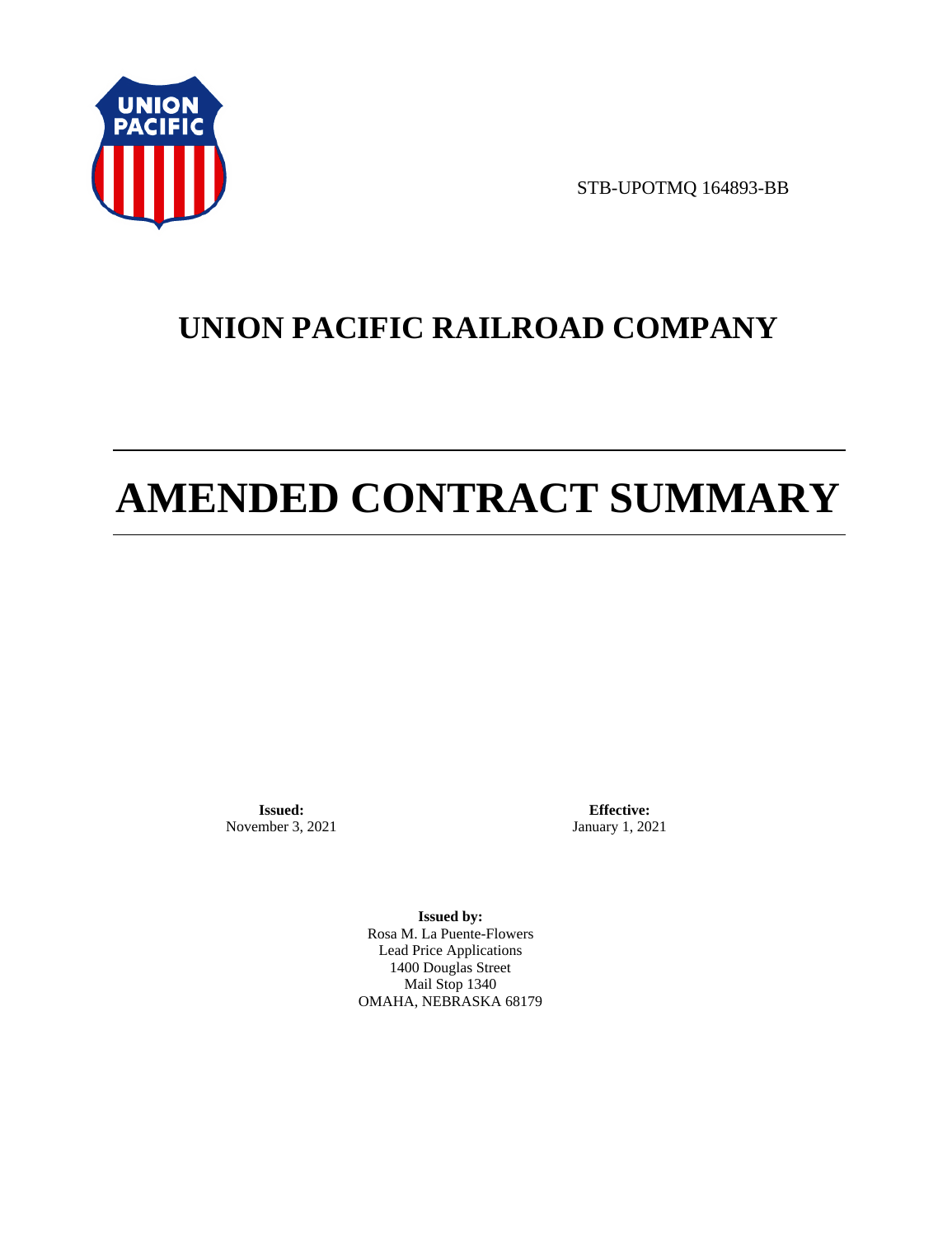STB-UPOTMQ 164893-BB

# UNION PACIFIC RAILROAD COMPANY

# AMENDED CONTRACT SUMMARY

**Issued:**
November 3, 2021

**Effective:**
January 1, 2021

**Issued by:**
Rosa M. La Puente-Flowers
Lead Price Applications
1400 Douglas Street
Mail Stop 1340
OMAHA, NEBRASKA 68179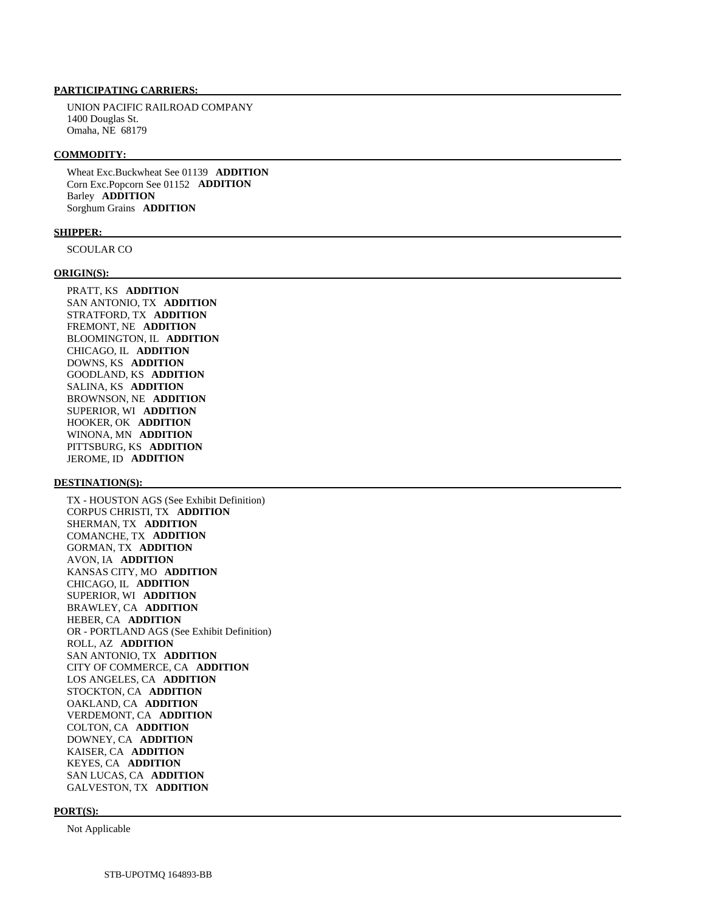**PARTICIPATING CARRIERS:**

UNION PACIFIC RAILROAD COMPANY
1400 Douglas St.
Omaha, NE 68179

**COMMODITY:**

Wheat Exc.Buckwheat See 01139 **ADDITION**
Corn Exc.Popcorn See 01152 **ADDITION**
Barley **ADDITION**
Sorghum Grains **ADDITION**

**SHIPPER:**

SCOULAR CO

**ORIGIN(S):**

PRATT, KS **ADDITION**
SAN ANTONIO, TX **ADDITION**
STRATFORD, TX **ADDITION**
FREMONT, NE **ADDITION**
BLOOMINGTON, IL **ADDITION**
CHICAGO, IL **ADDITION**
DOWNS, KS **ADDITION**
GOODLAND, KS **ADDITION**
SALINA, KS **ADDITION**
BROWNSON, NE **ADDITION**
SUPERIOR, WI **ADDITION**
HOOKER, OK **ADDITION**
WINONA, MN **ADDITION**
PITTSBURG, KS **ADDITION**
JEROME, ID **ADDITION**

**DESTINATION(S):**

TX - HOUSTON AGS (See Exhibit Definition)
CORPUS CHRISTI, TX **ADDITION**
SHERMAN, TX **ADDITION**
COMANCHE, TX **ADDITION**
GORMAN, TX **ADDITION**
AVON, IA **ADDITION**
KANSAS CITY, MO **ADDITION**
CHICAGO, IL **ADDITION**
SUPERIOR, WI **ADDITION**
BRAWLEY, CA **ADDITION**
HEBER, CA **ADDITION**
OR - PORTLAND AGS (See Exhibit Definition)
ROLL, AZ **ADDITION**
SAN ANTONIO, TX **ADDITION**
CITY OF COMMERCE, CA **ADDITION**
LOS ANGELES, CA **ADDITION**
STOCKTON, CA **ADDITION**
OAKLAND, CA **ADDITION**
VERDEMONT, CA **ADDITION**
COLTON, CA **ADDITION**
DOWNEY, CA **ADDITION**
KAISER, CA **ADDITION**
KEYES, CA **ADDITION**
SAN LUCAS, CA **ADDITION**
GALVESTON, TX **ADDITION**

**PORT(S):**

Not Applicable

STB-UPOTMQ 164893-BB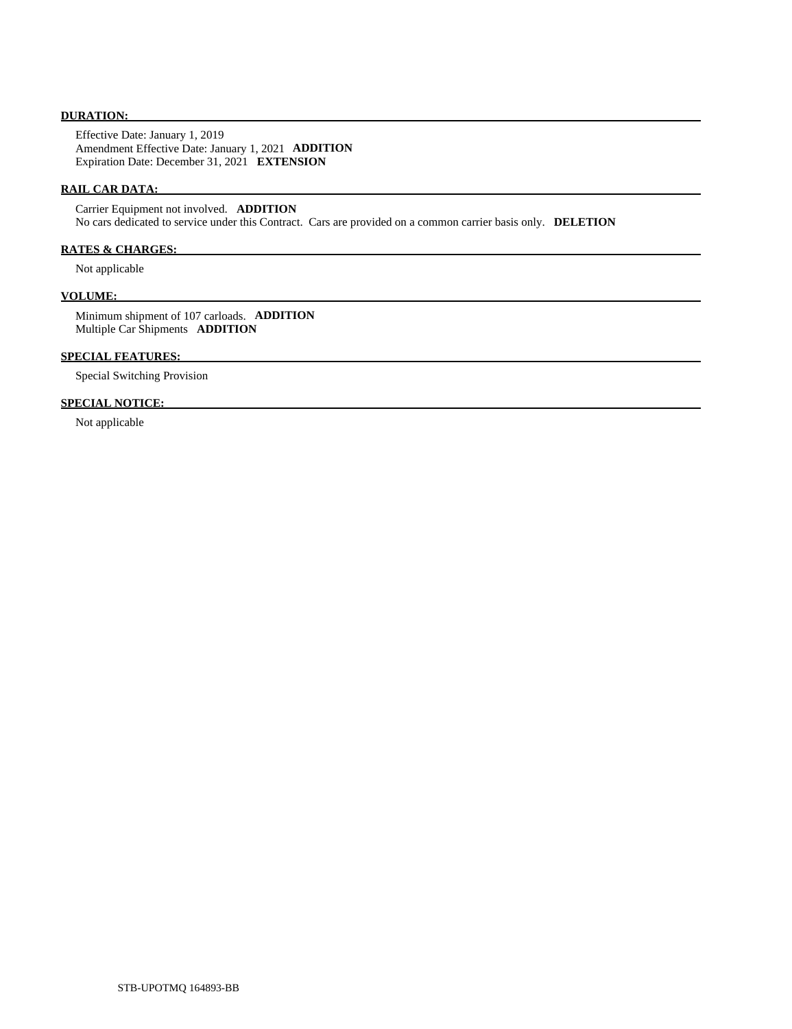**DURATION:**

Effective Date: January 1, 2019
Amendment Effective Date: January 1, 2021 **ADDITION**
Expiration Date: December 31, 2021 **EXTENSION**

**RAIL CAR DATA:**

Carrier Equipment not involved. **ADDITION**
No cars dedicated to service under this Contract. Cars are provided on a common carrier basis only. **DELETION**

**RATES & CHARGES:**

Not applicable

**VOLUME:**

Minimum shipment of 107 carloads. **ADDITION**
Multiple Car Shipments **ADDITION**

**SPECIAL FEATURES:**

Special Switching Provision

**SPECIAL NOTICE:**

Not applicable

STB-UPOTMQ 164893-BB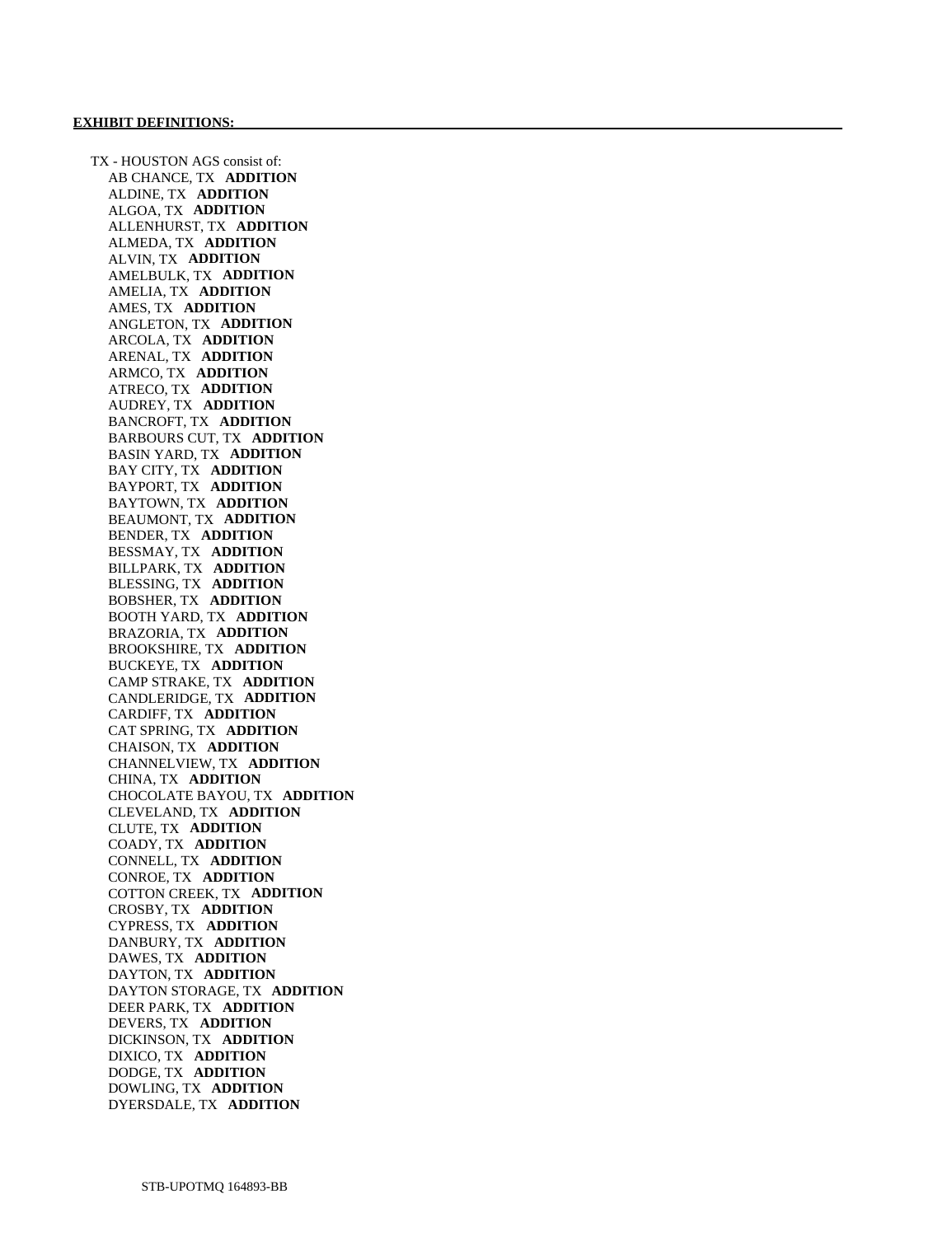**EXHIBIT DEFINITIONS:**

TX - HOUSTON AGS consist of:

- AB CHANCE, TX **ADDITION**
- ALDINE, TX **ADDITION**
- ALGOA, TX **ADDITION**
- ALLENHURST, TX **ADDITION**
- ALMEDA, TX **ADDITION**
- ALVIN, TX **ADDITION**
- AMELBULK, TX **ADDITION**
- AMELIA, TX **ADDITION**
- AMES, TX **ADDITION**
- ANGLETON, TX **ADDITION**
- ARCOLA, TX **ADDITION**
- ARENAL, TX **ADDITION**
- ARMCO, TX **ADDITION**
- ATRECO, TX **ADDITION**
- AUDREY, TX **ADDITION**
- BANCROFT, TX **ADDITION**
- BARBOURS CUT, TX **ADDITION**
- BASIN YARD, TX **ADDITION**
- BAY CITY, TX **ADDITION**
- BAYPORT, TX **ADDITION**
- BAYTOWN, TX **ADDITION**
- BEAUMONT, TX **ADDITION**
- BENDER, TX **ADDITION**
- BESSMAY, TX **ADDITION**
- BILLPARK, TX **ADDITION**
- BLESSING, TX **ADDITION**
- BOBSHER, TX **ADDITION**
- BOOTH YARD, TX **ADDITION**
- BRAZORIA, TX **ADDITION**
- BROOKSHIRE, TX **ADDITION**
- BUCKEYE, TX **ADDITION**
- CAMP STRAKE, TX **ADDITION**
- CANDLERIDGE, TX **ADDITION**
- CARDIFF, TX **ADDITION**
- CAT SPRING, TX **ADDITION**
- CHAISON, TX **ADDITION**
- CHANNELVIEW, TX **ADDITION**
- CHINA, TX **ADDITION**
- CHOCOLATE BAYOU, TX **ADDITION**
- CLEVELAND, TX **ADDITION**
- CLUTE, TX **ADDITION**
- COADY, TX **ADDITION**
- CONNELL, TX **ADDITION**
- CONROE, TX **ADDITION**
- COTTON CREEK, TX **ADDITION**
- CROSBY, TX **ADDITION**
- CYPRESS, TX **ADDITION**
- DANBURY, TX **ADDITION**
- DAWES, TX **ADDITION**
- DAYTON, TX **ADDITION**
- DAYTON STORAGE, TX **ADDITION**
- DEER PARK, TX **ADDITION**
- DEVERS, TX **ADDITION**
- DICKINSON, TX **ADDITION**
- DIXICO, TX **ADDITION**
- DODGE, TX **ADDITION**
- DOWLING, TX **ADDITION**
- DYERSDALE, TX **ADDITION**

STB-UPOTMQ 164893-BB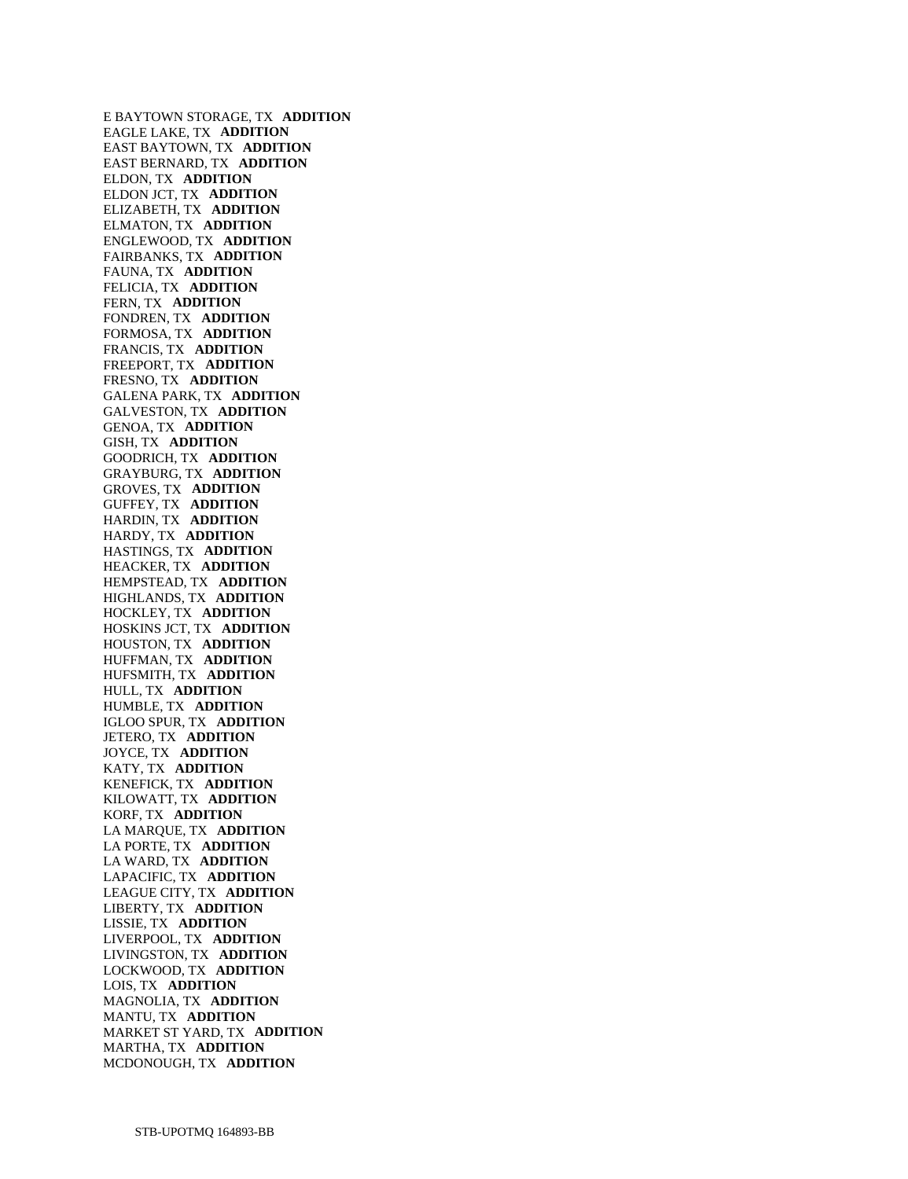E BAYTOWN STORAGE, TX **ADDITION**
EAGLE LAKE, TX **ADDITION**
EAST BAYTOWN, TX **ADDITION**
EAST BERNARD, TX **ADDITION**
ELDON, TX **ADDITION**
ELDON JCT, TX **ADDITION**
ELIZABETH, TX **ADDITION**
ELMATON, TX **ADDITION**
ENGLEWOOD, TX **ADDITION**
FAIRBANKS, TX **ADDITION**
FAUNA, TX **ADDITION**
FELICIA, TX **ADDITION**
FERN, TX **ADDITION**
FONDREN, TX **ADDITION**
FORMOSA, TX **ADDITION**
FRANCIS, TX **ADDITION**
FREEPORT, TX **ADDITION**
FRESNO, TX **ADDITION**
GALENA PARK, TX **ADDITION**
GALVESTON, TX **ADDITION**
GENOA, TX **ADDITION**
GISH, TX **ADDITION**
GOODRICH, TX **ADDITION**
GRAYBURG, TX **ADDITION**
GROVES, TX **ADDITION**
GUFFEY, TX **ADDITION**
HARDIN, TX **ADDITION**
HARDY, TX **ADDITION**
HASTINGS, TX **ADDITION**
HEACKER, TX **ADDITION**
HEMPSTEAD, TX **ADDITION**
HIGHLANDS, TX **ADDITION**
HOCKLEY, TX **ADDITION**
HOSKINS JCT, TX **ADDITION**
HOUSTON, TX **ADDITION**
HUFFMAN, TX **ADDITION**
HUFSMITH, TX **ADDITION**
HULL, TX **ADDITION**
HUMBLE, TX **ADDITION**
IGLOO SPUR, TX **ADDITION**
JETERO, TX **ADDITION**
JOYCE, TX **ADDITION**
KATY, TX **ADDITION**
KENEFICK, TX **ADDITION**
KILOWATT, TX **ADDITION**
KORF, TX **ADDITION**
LA MARQUE, TX **ADDITION**
LA PORTE, TX **ADDITION**
LA WARD, TX **ADDITION**
LAPACIFIC, TX **ADDITION**
LEAGUE CITY, TX **ADDITION**
LIBERTY, TX **ADDITION**
LISSIE, TX **ADDITION**
LIVERPOOL, TX **ADDITION**
LIVINGSTON, TX **ADDITION**
LOCKWOOD, TX **ADDITION**
LOIS, TX **ADDITION**
MAGNOLIA, TX **ADDITION**
MANTU, TX **ADDITION**
MARKET ST YARD, TX **ADDITION**
MARTHA, TX **ADDITION**
MCDONOUGH, TX **ADDITION**

STB-UPOTMQ 164893-BB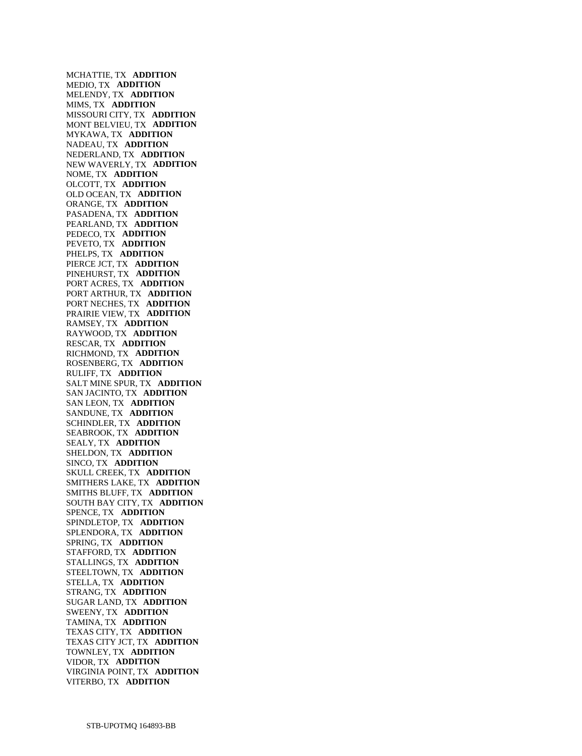MCHATTIE, TX **ADDITION**
MEDIO, TX **ADDITION**
MELENDY, TX **ADDITION**
MIMS, TX **ADDITION**
MISSOURI CITY, TX **ADDITION**
MONT BELVIEU, TX **ADDITION**
MYKAWA, TX **ADDITION**
NADEAU, TX **ADDITION**
NEDERLAND, TX **ADDITION**
NEW WAVERLY, TX **ADDITION**
NOME, TX **ADDITION**
OLCOTT, TX **ADDITION**
OLD OCEAN, TX **ADDITION**
ORANGE, TX **ADDITION**
PASADENA, TX **ADDITION**
PEARLAND, TX **ADDITION**
PEDECO, TX **ADDITION**
PEVETO, TX **ADDITION**
PHELPS, TX **ADDITION**
PIERCE JCT, TX **ADDITION**
PINEHURST, TX **ADDITION**
PORT ACRES, TX **ADDITION**
PORT ARTHUR, TX **ADDITION**
PORT NECHES, TX **ADDITION**
PRAIRIE VIEW, TX **ADDITION**
RAMSEY, TX **ADDITION**
RAYWOOD, TX **ADDITION**
RESCAR, TX **ADDITION**
RICHMOND, TX **ADDITION**
ROSENBERG, TX **ADDITION**
RULIFF, TX **ADDITION**
SALT MINE SPUR, TX **ADDITION**
SAN JACINTO, TX **ADDITION**
SAN LEON, TX **ADDITION**
SANDUNE, TX **ADDITION**
SCHINDLER, TX **ADDITION**
SEABROOK, TX **ADDITION**
SEALY, TX **ADDITION**
SHELDON, TX **ADDITION**
SINCO, TX **ADDITION**
SKULL CREEK, TX **ADDITION**
SMITHERS LAKE, TX **ADDITION**
SMITHS BLUFF, TX **ADDITION**
SOUTH BAY CITY, TX **ADDITION**
SPENCE, TX **ADDITION**
SPINDLETOP, TX **ADDITION**
SPLENDORA, TX **ADDITION**
SPRING, TX **ADDITION**
STAFFORD, TX **ADDITION**
STALLINGS, TX **ADDITION**
STEELTOWN, TX **ADDITION**
STELLA, TX **ADDITION**
STRANG, TX **ADDITION**
SUGAR LAND, TX **ADDITION**
SWEENY, TX **ADDITION**
TAMINA, TX **ADDITION**
TEXAS CITY, TX **ADDITION**
TEXAS CITY JCT, TX **ADDITION**
TOWNLEY, TX **ADDITION**
VIDOR, TX **ADDITION**
VIRGINIA POINT, TX **ADDITION**
VITERBO, TX **ADDITION**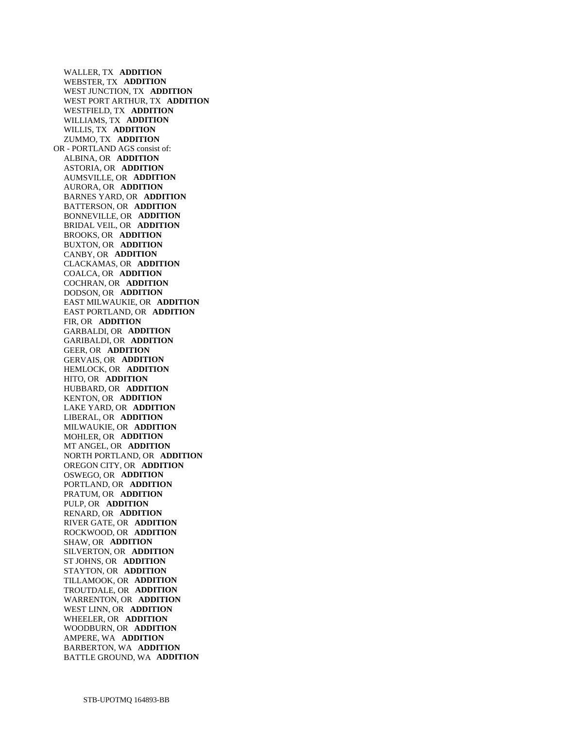WALLER, TX **ADDITION**
WEBSTER, TX **ADDITION**
WEST JUNCTION, TX **ADDITION**
WEST PORT ARTHUR, TX **ADDITION**
WESTFIELD, TX **ADDITION**
WILLIAMS, TX **ADDITION**
WILLIS, TX **ADDITION**
ZUMMO, TX **ADDITION**

OR - PORTLAND AGS consist of:

ALBINA, OR **ADDITION**
ASTORIA, OR **ADDITION**
AUMSVILLE, OR **ADDITION**
AURORA, OR **ADDITION**
BARNES YARD, OR **ADDITION**
BATTERSON, OR **ADDITION**
BONNEVILLE, OR **ADDITION**
BRIDAL VEIL, OR **ADDITION**
BROOKS, OR **ADDITION**
BUXTON, OR **ADDITION**
CANBY, OR **ADDITION**
CLACKAMAS, OR **ADDITION**
COALCA, OR **ADDITION**
COCHRAN, OR **ADDITION**
DODSON, OR **ADDITION**
EAST MILWAUKIE, OR **ADDITION**
EAST PORTLAND, OR **ADDITION**
FIR, OR **ADDITION**
GARBALDI, OR **ADDITION**
GARIBALDI, OR **ADDITION**
GEER, OR **ADDITION**
GERVAIS, OR **ADDITION**
HEMLOCK, OR **ADDITION**
HITO, OR **ADDITION**
HUBBARD, OR **ADDITION**
KENTON, OR **ADDITION**
LAKE YARD, OR **ADDITION**
LIBERAL, OR **ADDITION**
MILWAUKIE, OR **ADDITION**
MOHLER, OR **ADDITION**
MT ANGEL, OR **ADDITION**
NORTH PORTLAND, OR **ADDITION**
OREGON CITY, OR **ADDITION**
OSWEGO, OR **ADDITION**
PORTLAND, OR **ADDITION**
PRATUM, OR **ADDITION**
PULP, OR **ADDITION**
RENARD, OR **ADDITION**
RIVER GATE, OR **ADDITION**
ROCKWOOD, OR **ADDITION**
SHAW, OR **ADDITION**
SILVERTON, OR **ADDITION**
ST JOHNS, OR **ADDITION**
STAYTON, OR **ADDITION**
TILLAMOOK, OR **ADDITION**
TROUTDALE, OR **ADDITION**
WARRENTON, OR **ADDITION**
WEST LINN, OR **ADDITION**
WHEELER, OR **ADDITION**
WOODBURN, OR **ADDITION**
AMPERE, WA **ADDITION**
BARBERTON, WA **ADDITION**
BATTLE GROUND, WA **ADDITION**

STB-UPOTMQ 164893-BB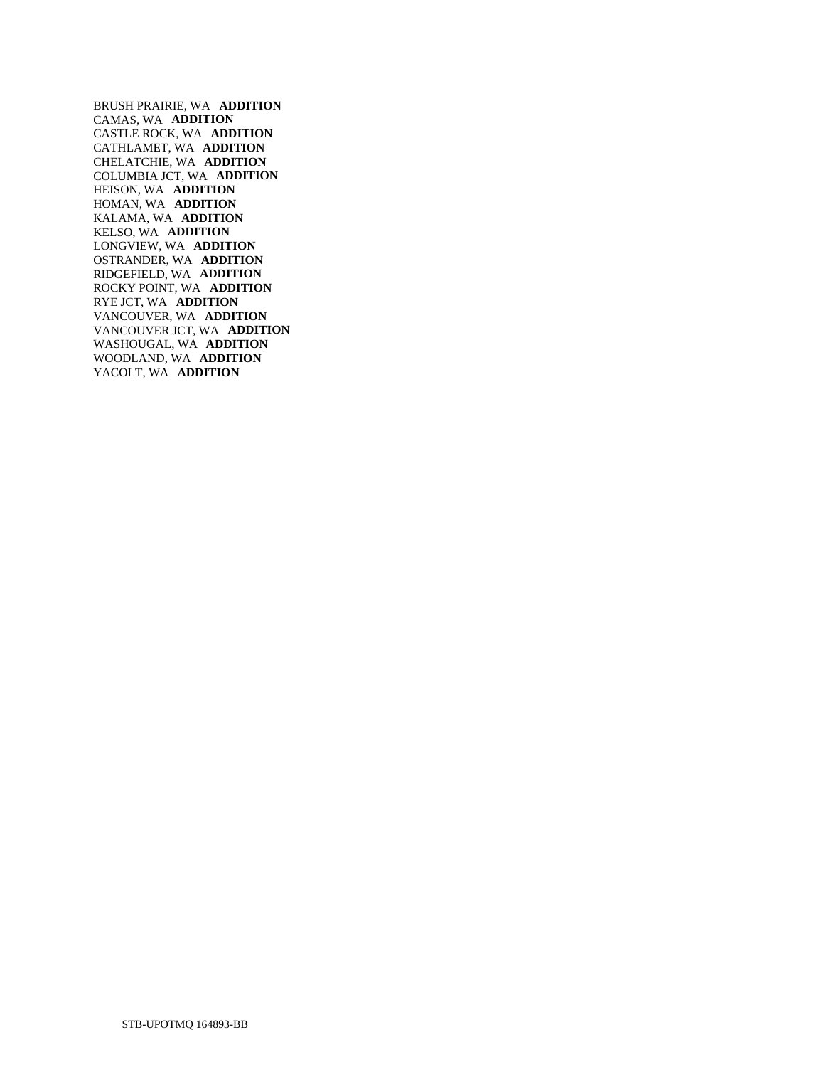BRUSH PRAIRIE, WA **ADDITION**
CAMAS, WA **ADDITION**
CASTLE ROCK, WA **ADDITION**
CATHLAMET, WA **ADDITION**
CHELATCHIE, WA **ADDITION**
COLUMBIA JCT, WA **ADDITION**
HEISON, WA **ADDITION**
HOMAN, WA **ADDITION**
KALAMA, WA **ADDITION**
KELSO, WA **ADDITION**
LONGVIEW, WA **ADDITION**
OSTRANDER, WA **ADDITION**
RIDGEFIELD, WA **ADDITION**
ROCKY POINT, WA **ADDITION**
RYE JCT, WA **ADDITION**
VANCOUVER, WA **ADDITION**
VANCOUVER JCT, WA **ADDITION**
WASHOUGAL, WA **ADDITION**
WOODLAND, WA **ADDITION**
YACOLT, WA **ADDITION**

STB-UPOTMQ 164893-BB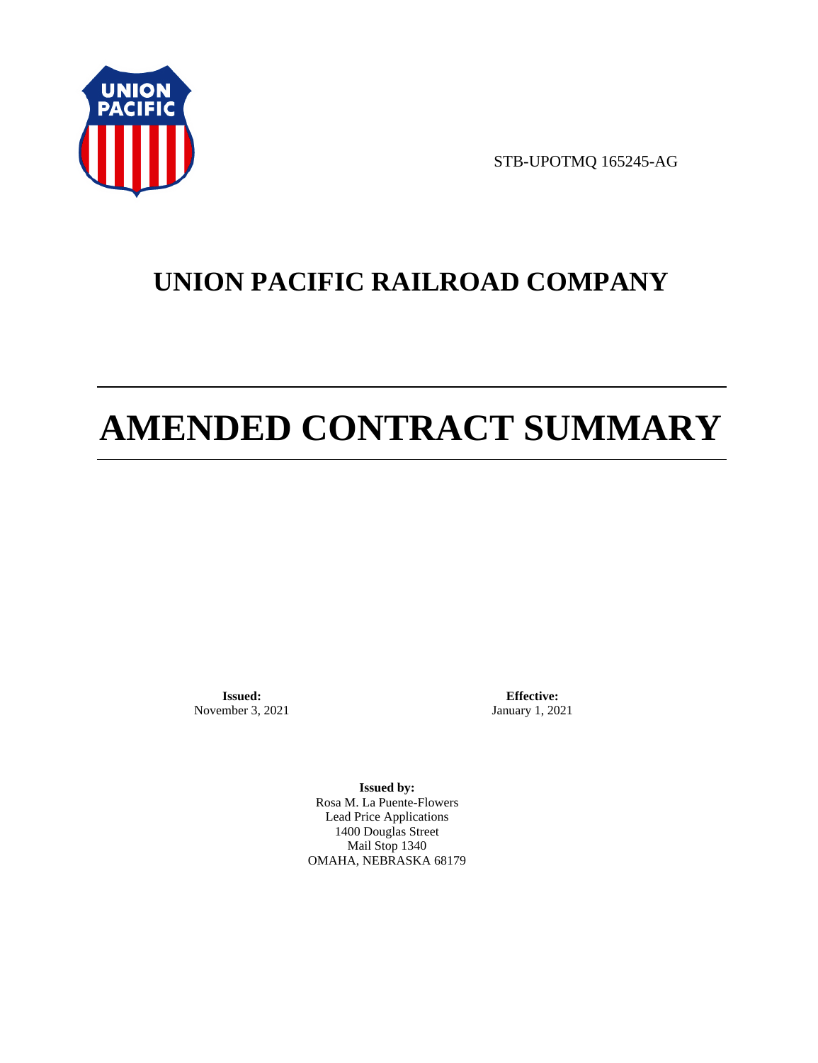STB-UPOTMQ 165245-AG

# UNION PACIFIC RAILROAD COMPANY

# AMENDED CONTRACT SUMMARY

**Issued:**
November 3, 2021

**Effective:**
January 1, 2021

**Issued by:**
Rosa M. La Puente-Flowers
Lead Price Applications
1400 Douglas Street
Mail Stop 1340
OMAHA, NEBRASKA 68179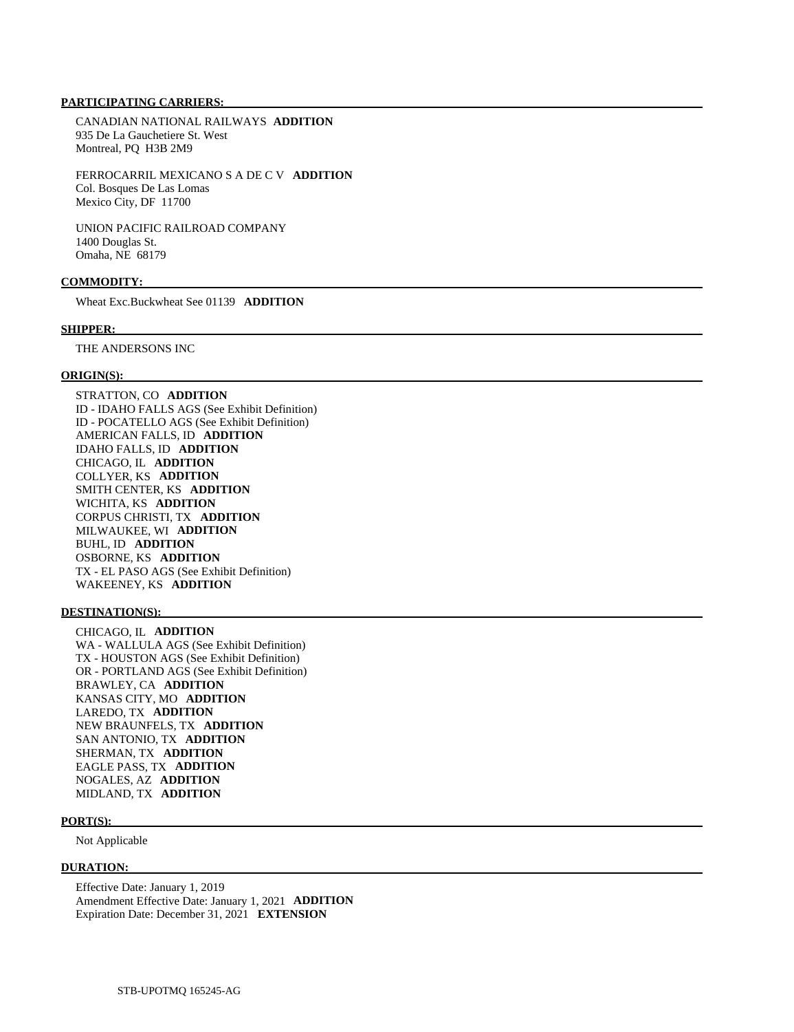**PARTICIPATING CARRIERS:**

CANADIAN NATIONAL RAILWAYS **ADDITION**
935 De La Gauchetiere St. West
Montreal, PQ H3B 2M9

FERROCARRIL MEXICANO S A DE C V **ADDITION**
Col. Bosques De Las Lomas
Mexico City, DF 11700

UNION PACIFIC RAILROAD COMPANY
1400 Douglas St.
Omaha, NE 68179

**COMMODITY:**

Wheat Exc.Buckwheat See 01139 **ADDITION**

**SHIPPER:**

THE ANDERSONS INC

**ORIGIN(S):**

STRATTON, CO **ADDITION**
ID - IDAHO FALLS AGS (See Exhibit Definition)
ID - POCATELLO AGS (See Exhibit Definition)
AMERICAN FALLS, ID **ADDITION**
IDAHO FALLS, ID **ADDITION**
CHICAGO, IL **ADDITION**
COLLYER, KS **ADDITION**
SMITH CENTER, KS **ADDITION**
WICHITA, KS **ADDITION**
CORPUS CHRISTI, TX **ADDITION**
MILWAUKEE, WI **ADDITION**
BUHL, ID **ADDITION**
OSBORNE, KS **ADDITION**
TX - EL PASO AGS (See Exhibit Definition)
WAKEENEY, KS **ADDITION**

**DESTINATION(S):**

CHICAGO, IL **ADDITION**
WA - WALLULA AGS (See Exhibit Definition)
TX - HOUSTON AGS (See Exhibit Definition)
OR - PORTLAND AGS (See Exhibit Definition)
BRAWLEY, CA **ADDITION**
KANSAS CITY, MO **ADDITION**
LAREDO, TX **ADDITION**
NEW BRAUNFELS, TX **ADDITION**
SAN ANTONIO, TX **ADDITION**
SHERMAN, TX **ADDITION**
EAGLE PASS, TX **ADDITION**
NOGALES, AZ **ADDITION**
MIDLAND, TX **ADDITION**

**PORT(S):**

Not Applicable

**DURATION:**

Effective Date: January 1, 2019
Amendment Effective Date: January 1, 2021 **ADDITION**
Expiration Date: December 31, 2021 **EXTENSION**

STB-UPOTMQ 165245-AG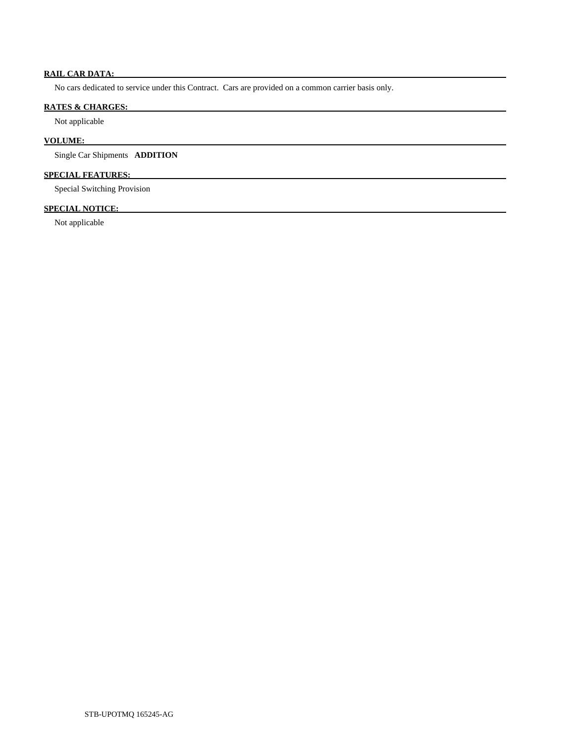**RAIL CAR DATA:**

No cars dedicated to service under this Contract. Cars are provided on a common carrier basis only.

**RATES & CHARGES:**

Not applicable

**VOLUME:**

Single Car Shipments **ADDITION**

**SPECIAL FEATURES:**

Special Switching Provision

**SPECIAL NOTICE:**

Not applicable

STB-UPOTMQ 165245-AG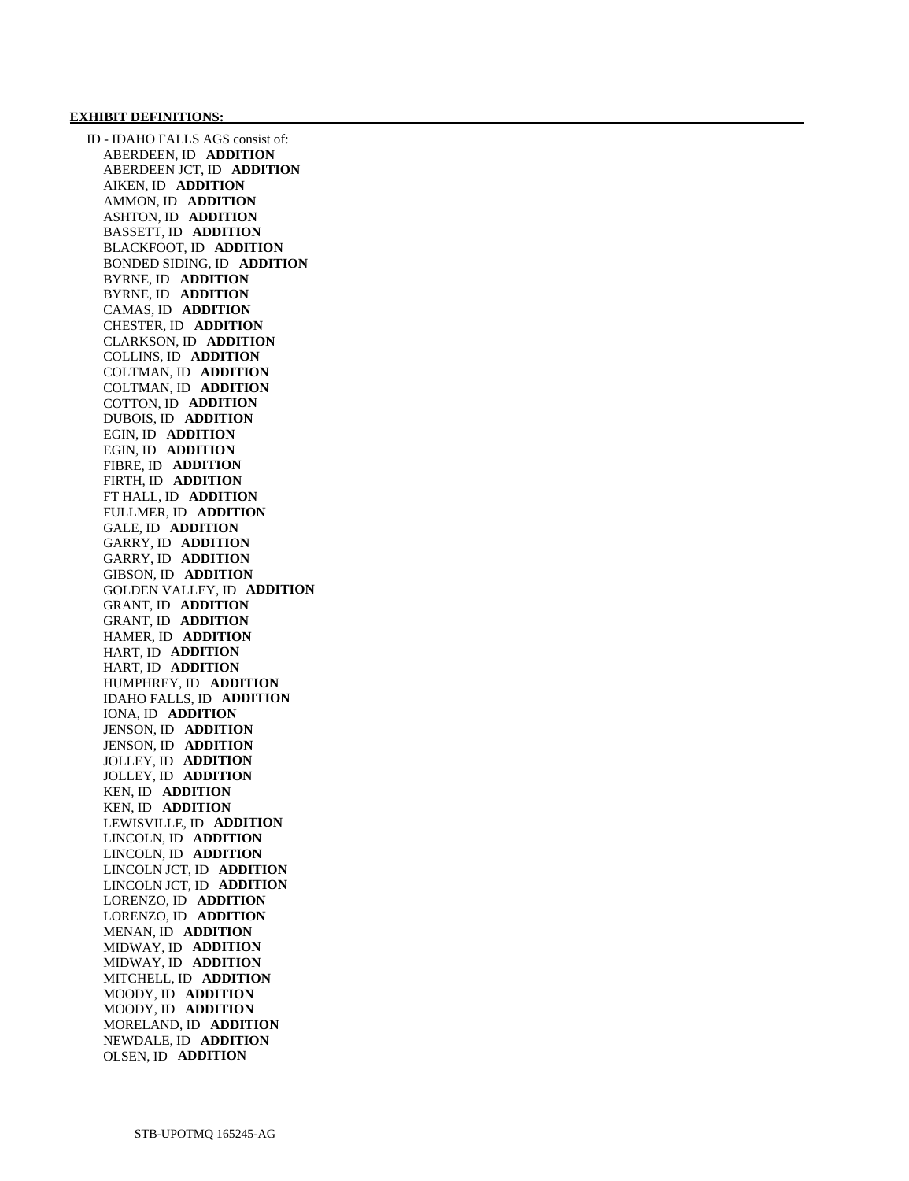**EXHIBIT DEFINITIONS:**

ID - IDAHO FALLS AGS consist of:

- ABERDEEN, ID **ADDITION**
- ABERDEEN JCT, ID **ADDITION**
- AIKEN, ID **ADDITION**
- AMMON, ID **ADDITION**
- ASHTON, ID **ADDITION**
- BASSETT, ID **ADDITION**
- BLACKFOOT, ID **ADDITION**
- BONDED SIDING, ID **ADDITION**
- BYRNE, ID **ADDITION**
- BYRNE, ID **ADDITION**
- CAMAS, ID **ADDITION**
- CHESTER, ID **ADDITION**
- CLARKSON, ID **ADDITION**
- COLLINS, ID **ADDITION**
- COLTMAN, ID **ADDITION**
- COLTMAN, ID **ADDITION**
- COTTON, ID **ADDITION**
- DUBOIS, ID **ADDITION**
- EGIN, ID **ADDITION**
- EGIN, ID **ADDITION**
- FIBRE, ID **ADDITION**
- FIRTH, ID **ADDITION**
- FT HALL, ID **ADDITION**
- FULLMER, ID **ADDITION**
- GALE, ID **ADDITION**
- GARRY, ID **ADDITION**
- GARRY, ID **ADDITION**
- GIBSON, ID **ADDITION**
- GOLDEN VALLEY, ID **ADDITION**
- GRANT, ID **ADDITION**
- GRANT, ID **ADDITION**
- HAMER, ID **ADDITION**
- HART, ID **ADDITION**
- HART, ID **ADDITION**
- HUMPHREY, ID **ADDITION**
- IDAHO FALLS, ID **ADDITION**
- IONA, ID **ADDITION**
- JENSON, ID **ADDITION**
- JENSON, ID **ADDITION**
- JOLLEY, ID **ADDITION**
- JOLLEY, ID **ADDITION**
- KEN, ID **ADDITION**
- KEN, ID **ADDITION**
- LEWISVILLE, ID **ADDITION**
- LINCOLN, ID **ADDITION**
- LINCOLN, ID **ADDITION**
- LINCOLN JCT, ID **ADDITION**
- LINCOLN JCT, ID **ADDITION**
- LORENZO, ID **ADDITION**
- LORENZO, ID **ADDITION**
- MENAN, ID **ADDITION**
- MIDWAY, ID **ADDITION**
- MIDWAY, ID **ADDITION**
- MITCHELL, ID **ADDITION**
- MOODY, ID **ADDITION**
- MOODY, ID **ADDITION**
- MORELAND, ID **ADDITION**
- NEWDALE, ID **ADDITION**
- OLSEN, ID **ADDITION**

STB-UPOTMQ 165245-AG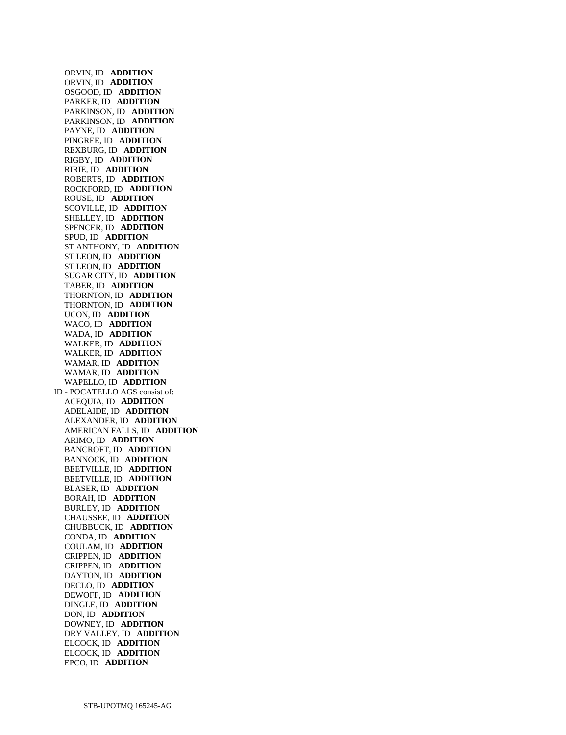ORVIN, ID **ADDITION**
ORVIN, ID **ADDITION**
OSGOOD, ID **ADDITION**
PARKER, ID **ADDITION**
PARKINSON, ID **ADDITION**
PARKINSON, ID **ADDITION**
PAYNE, ID **ADDITION**
PINGREE, ID **ADDITION**
REXBURG, ID **ADDITION**
RIGBY, ID **ADDITION**
RIRIE, ID **ADDITION**
ROBERTS, ID **ADDITION**
ROCKFORD, ID **ADDITION**
ROUSE, ID **ADDITION**
SCOVILLE, ID **ADDITION**
SHELLEY, ID **ADDITION**
SPENCER, ID **ADDITION**
SPUD, ID **ADDITION**
ST ANTHONY, ID **ADDITION**
ST LEON, ID **ADDITION**
ST LEON, ID **ADDITION**
SUGAR CITY, ID **ADDITION**
TABER, ID **ADDITION**
THORNTON, ID **ADDITION**
THORNTON, ID **ADDITION**
UCON, ID **ADDITION**
WACO, ID **ADDITION**
WADA, ID **ADDITION**
WALKER, ID **ADDITION**
WALKER, ID **ADDITION**
WAMAR, ID **ADDITION**
WAMAR, ID **ADDITION**
WAPELLO, ID **ADDITION**

ID - POCATELLO AGS consist of:

ACEQUIA, ID **ADDITION**
ADELAIDE, ID **ADDITION**
ALEXANDER, ID **ADDITION**
AMERICAN FALLS, ID **ADDITION**
ARIMO, ID **ADDITION**
BANCROFT, ID **ADDITION**
BANNOCK, ID **ADDITION**
BEETVILLE, ID **ADDITION**
BEETVILLE, ID **ADDITION**
BLASER, ID **ADDITION**
BORAH, ID **ADDITION**
BURLEY, ID **ADDITION**
CHAUSSEE, ID **ADDITION**
CHUBBUCK, ID **ADDITION**
CONDA, ID **ADDITION**
COULAM, ID **ADDITION**
CRIPPEN, ID **ADDITION**
CRIPPEN, ID **ADDITION**
DAYTON, ID **ADDITION**
DECLO, ID **ADDITION**
DEWOFF, ID **ADDITION**
DINGLE, ID **ADDITION**
DON, ID **ADDITION**
DOWNEY, ID **ADDITION**
DRY VALLEY, ID **ADDITION**
ELCOCK, ID **ADDITION**
ELCOCK, ID **ADDITION**
EPCO, ID **ADDITION**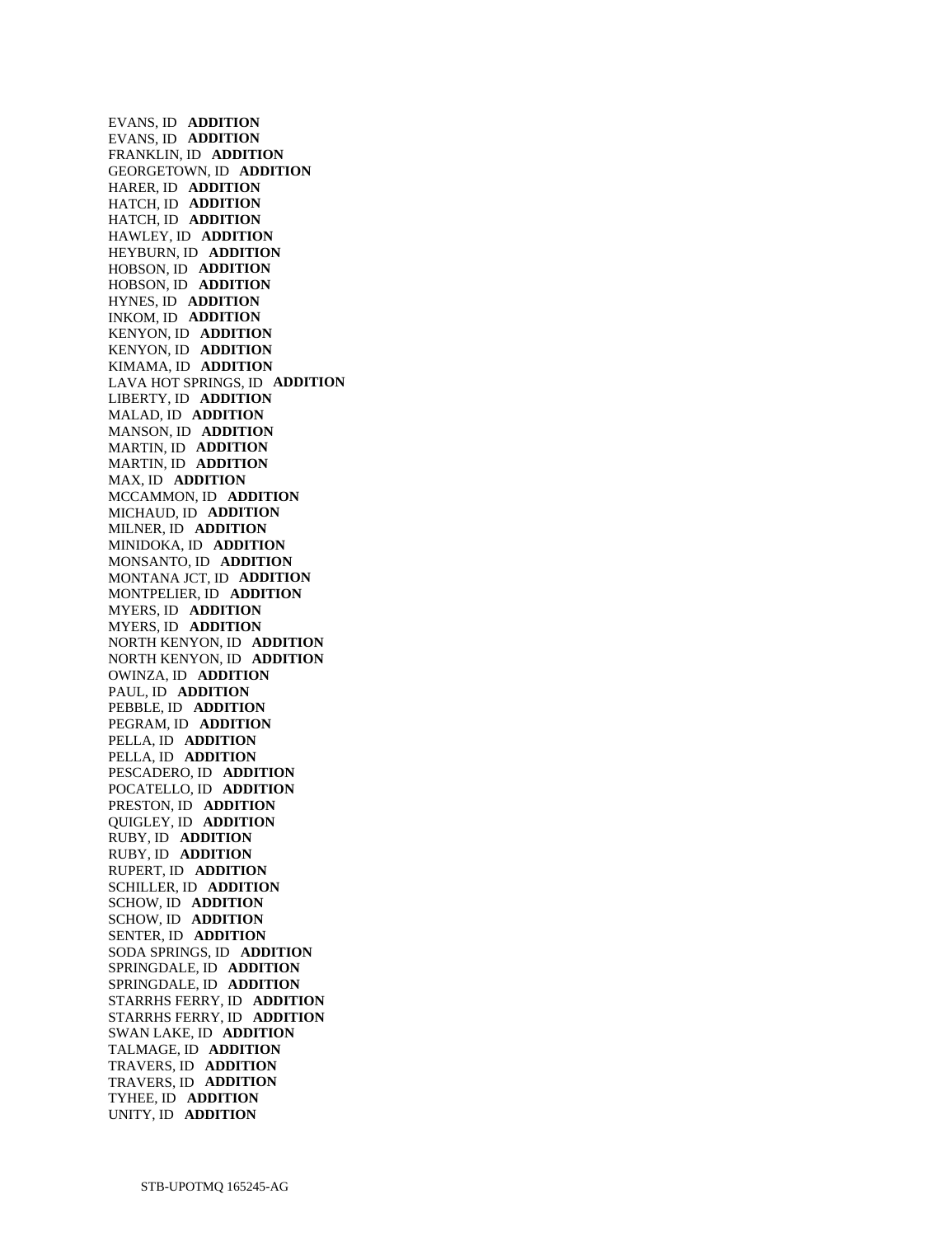EVANS, ID **ADDITION**
EVANS, ID **ADDITION**
FRANKLIN, ID **ADDITION**
GEORGETOWN, ID **ADDITION**
HARER, ID **ADDITION**
HATCH, ID **ADDITION**
HATCH, ID **ADDITION**
HAWLEY, ID **ADDITION**
HEYBURN, ID **ADDITION**
HOBSON, ID **ADDITION**
HOBSON, ID **ADDITION**
HYNES, ID **ADDITION**
INKOM, ID **ADDITION**
KENYON, ID **ADDITION**
KENYON, ID **ADDITION**
KIMAMA, ID **ADDITION**
LAVA HOT SPRINGS, ID **ADDITION**
LIBERTY, ID **ADDITION**
MALAD, ID **ADDITION**
MANSON, ID **ADDITION**
MARTIN, ID **ADDITION**
MARTIN, ID **ADDITION**
MAX, ID **ADDITION**
MCCAMMON, ID **ADDITION**
MICHAUD, ID **ADDITION**
MILNER, ID **ADDITION**
MINIDOKA, ID **ADDITION**
MONSANTO, ID **ADDITION**
MONTANA JCT, ID **ADDITION**
MONTPELIER, ID **ADDITION**
MYERS, ID **ADDITION**
MYERS, ID **ADDITION**
NORTH KENYON, ID **ADDITION**
NORTH KENYON, ID **ADDITION**
OWINZA, ID **ADDITION**
PAUL, ID **ADDITION**
PEBBLE, ID **ADDITION**
PEGRAM, ID **ADDITION**
PELLA, ID **ADDITION**
PELLA, ID **ADDITION**
PESCADERO, ID **ADDITION**
POCATELLO, ID **ADDITION**
PRESTON, ID **ADDITION**
QUIGLEY, ID **ADDITION**
RUBY, ID **ADDITION**
RUBY, ID **ADDITION**
RUPERT, ID **ADDITION**
SCHILLER, ID **ADDITION**
SCHOW, ID **ADDITION**
SCHOW, ID **ADDITION**
SENTER, ID **ADDITION**
SODA SPRINGS, ID **ADDITION**
SPRINGDALE, ID **ADDITION**
SPRINGDALE, ID **ADDITION**
STARRHS FERRY, ID **ADDITION**
STARRHS FERRY, ID **ADDITION**
SWAN LAKE, ID **ADDITION**
TALMAGE, ID **ADDITION**
TRAVERS, ID **ADDITION**
TRAVERS, ID **ADDITION**
TYHEE, ID **ADDITION**
UNITY, ID **ADDITION**

STB-UPOTMQ 165245-AG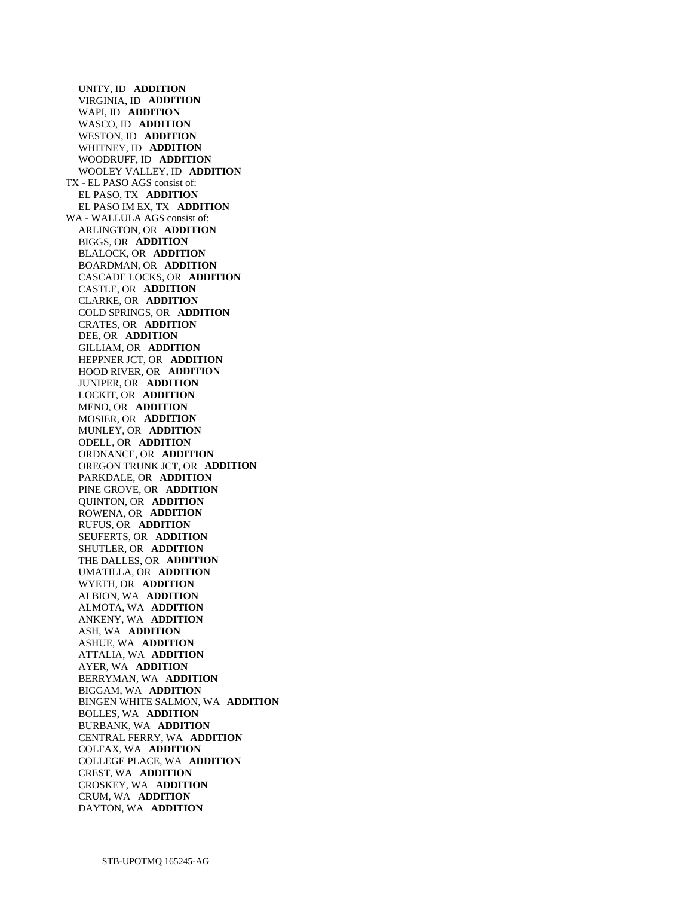UNITY, ID **ADDITION**
VIRGINIA, ID **ADDITION**
WAPI, ID **ADDITION**
WASCO, ID **ADDITION**
WESTON, ID **ADDITION**
WHITNEY, ID **ADDITION**
WOODRUFF, ID **ADDITION**
WOOLEY VALLEY, ID **ADDITION**

TX - EL PASO AGS consist of:
EL PASO, TX **ADDITION**
EL PASO IM EX, TX **ADDITION**

WA - WALLULA AGS consist of:
ARLINGTON, OR **ADDITION**
BIGGS, OR **ADDITION**
BLALOCK, OR **ADDITION**
BOARDMAN, OR **ADDITION**
CASCADE LOCKS, OR **ADDITION**
CASTLE, OR **ADDITION**
CLARKE, OR **ADDITION**
COLD SPRINGS, OR **ADDITION**
CRATES, OR **ADDITION**
DEE, OR **ADDITION**
GILLIAM, OR **ADDITION**
HEPPNER JCT, OR **ADDITION**
HOOD RIVER, OR **ADDITION**
JUNIPER, OR **ADDITION**
LOCKIT, OR **ADDITION**
MENO, OR **ADDITION**
MOSIER, OR **ADDITION**
MUNLEY, OR **ADDITION**
ODELL, OR **ADDITION**
ORDNANCE, OR **ADDITION**
OREGON TRUNK JCT, OR **ADDITION**
PARKDALE, OR **ADDITION**
PINE GROVE, OR **ADDITION**
QUINTON, OR **ADDITION**
ROWENA, OR **ADDITION**
RUFUS, OR **ADDITION**
SEUFERTS, OR **ADDITION**
SHUTLER, OR **ADDITION**
THE DALLES, OR **ADDITION**
UMATILLA, OR **ADDITION**
WYETH, OR **ADDITION**
ALBION, WA **ADDITION**
ALMOTA, WA **ADDITION**
ANKENY, WA **ADDITION**
ASH, WA **ADDITION**
ASHUE, WA **ADDITION**
ATTALIA, WA **ADDITION**
AYER, WA **ADDITION**
BERRYMAN, WA **ADDITION**
BIGGAM, WA **ADDITION**
BINGEN WHITE SALMON, WA **ADDITION**
BOLLES, WA **ADDITION**
BURBANK, WA **ADDITION**
CENTRAL FERRY, WA **ADDITION**
COLFAX, WA **ADDITION**
COLLEGE PLACE, WA **ADDITION**
CREST, WA **ADDITION**
CROSKEY, WA **ADDITION**
CRUM, WA **ADDITION**
DAYTON, WA **ADDITION**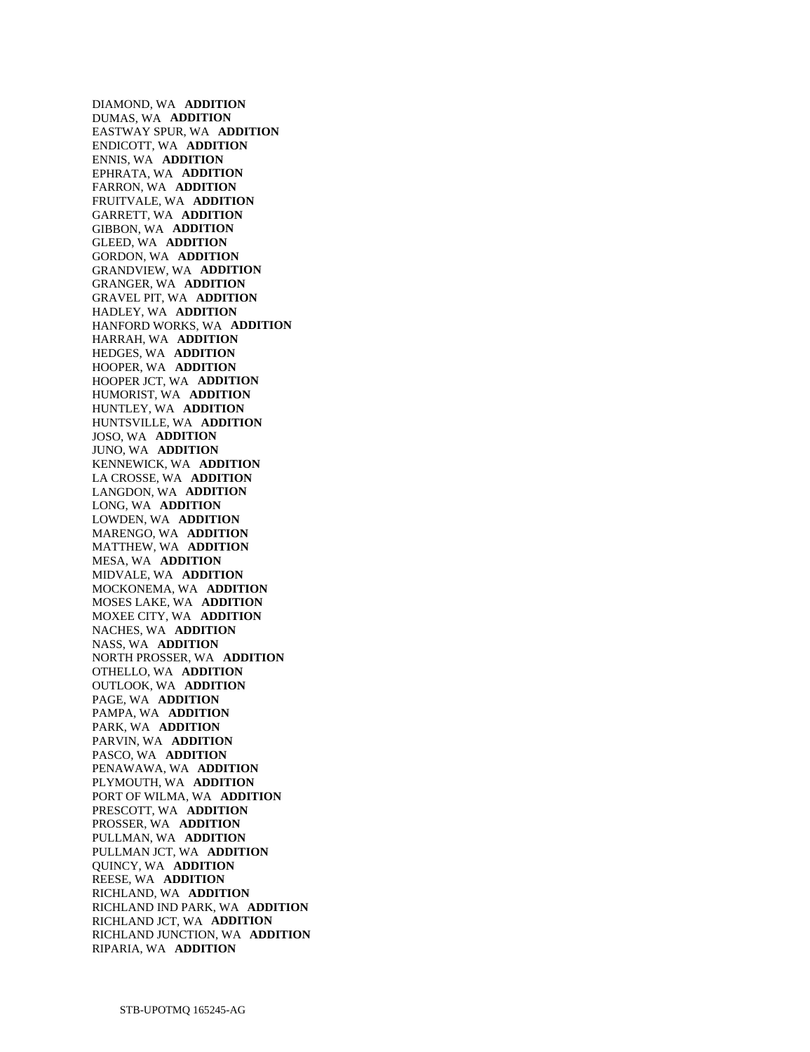DIAMOND, WA **ADDITION**
DUMAS, WA **ADDITION**
EASTWAY SPUR, WA **ADDITION**
ENDICOTT, WA **ADDITION**
ENNIS, WA **ADDITION**
EPHRATA, WA **ADDITION**
FARRON, WA **ADDITION**
FRUITVALE, WA **ADDITION**
GARRETT, WA **ADDITION**
GIBBON, WA **ADDITION**
GLEED, WA **ADDITION**
GORDON, WA **ADDITION**
GRANDVIEW, WA **ADDITION**
GRANGER, WA **ADDITION**
GRAVEL PIT, WA **ADDITION**
HADLEY, WA **ADDITION**
HANFORD WORKS, WA **ADDITION**
HARRAH, WA **ADDITION**
HEDGES, WA **ADDITION**
HOOPER, WA **ADDITION**
HOOPER JCT, WA **ADDITION**
HUMORIST, WA **ADDITION**
HUNTLEY, WA **ADDITION**
HUNTSVILLE, WA **ADDITION**
JOSO, WA **ADDITION**
JUNO, WA **ADDITION**
KENNEWICK, WA **ADDITION**
LA CROSSE, WA **ADDITION**
LANGDON, WA **ADDITION**
LONG, WA **ADDITION**
LOWDEN, WA **ADDITION**
MARENGO, WA **ADDITION**
MATTHEW, WA **ADDITION**
MESA, WA **ADDITION**
MIDVALE, WA **ADDITION**
MOCKONEMA, WA **ADDITION**
MOSES LAKE, WA **ADDITION**
MOXEE CITY, WA **ADDITION**
NACHES, WA **ADDITION**
NASS, WA **ADDITION**
NORTH PROSSER, WA **ADDITION**
OTHELLO, WA **ADDITION**
OUTLOOK, WA **ADDITION**
PAGE, WA **ADDITION**
PAMPA, WA **ADDITION**
PARK, WA **ADDITION**
PARVIN, WA **ADDITION**
PASCO, WA **ADDITION**
PENAWAWA, WA **ADDITION**
PLYMOUTH, WA **ADDITION**
PORT OF WILMA, WA **ADDITION**
PRESCOTT, WA **ADDITION**
PROSSER, WA **ADDITION**
PULLMAN, WA **ADDITION**
PULLMAN JCT, WA **ADDITION**
QUINCY, WA **ADDITION**
REESE, WA **ADDITION**
RICHLAND, WA **ADDITION**
RICHLAND IND PARK, WA **ADDITION**
RICHLAND JCT, WA **ADDITION**
RICHLAND JUNCTION, WA **ADDITION**
RIPARIA, WA **ADDITION**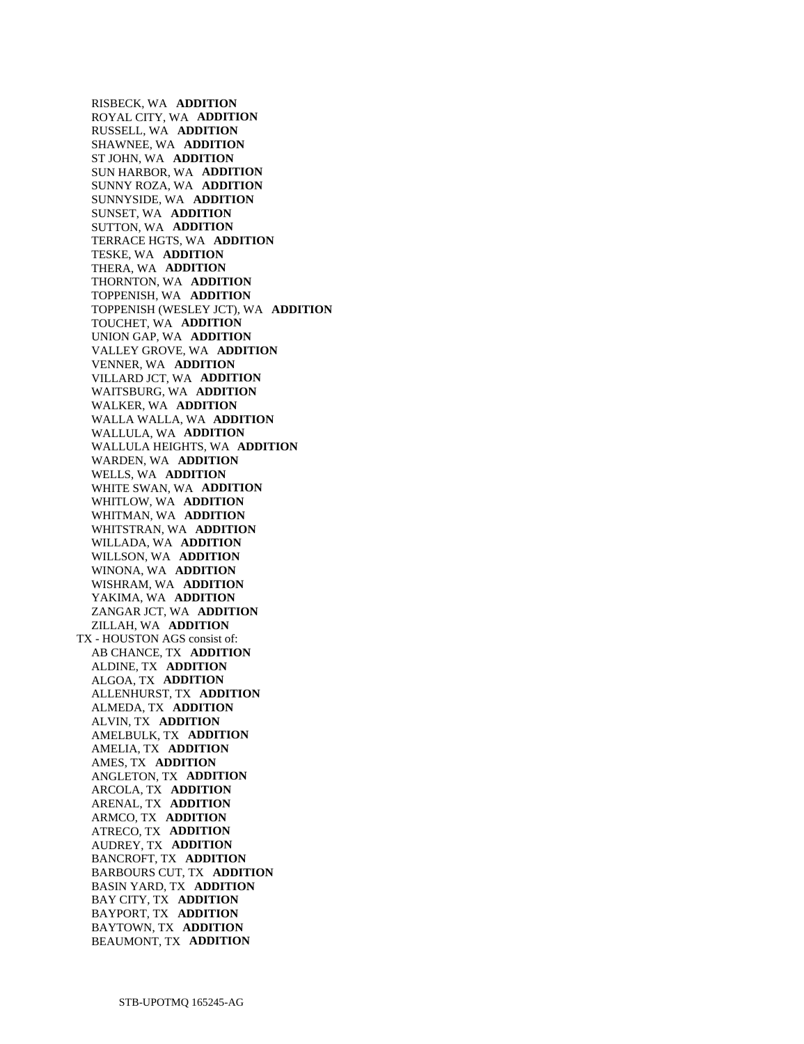RISBECK, WA **ADDITION**
ROYAL CITY, WA **ADDITION**
RUSSELL, WA **ADDITION**
SHAWNEE, WA **ADDITION**
ST JOHN, WA **ADDITION**
SUN HARBOR, WA **ADDITION**
SUNNY ROZA, WA **ADDITION**
SUNNYSIDE, WA **ADDITION**
SUNSET, WA **ADDITION**
SUTTON, WA **ADDITION**
TERRACE HGTS, WA **ADDITION**
TESKE, WA **ADDITION**
THERA, WA **ADDITION**
THORNTON, WA **ADDITION**
TOPPENISH, WA **ADDITION**
TOPPENISH (WESLEY JCT), WA **ADDITION**
TOUCHET, WA **ADDITION**
UNION GAP, WA **ADDITION**
VALLEY GROVE, WA **ADDITION**
VENNER, WA **ADDITION**
VILLARD JCT, WA **ADDITION**
WAITSBURG, WA **ADDITION**
WALKER, WA **ADDITION**
WALLA WALLA, WA **ADDITION**
WALLULA, WA **ADDITION**
WALLULA HEIGHTS, WA **ADDITION**
WARDEN, WA **ADDITION**
WELLS, WA **ADDITION**
WHITE SWAN, WA **ADDITION**
WHITLOW, WA **ADDITION**
WHITMAN, WA **ADDITION**
WHITSTRAN, WA **ADDITION**
WILLADA, WA **ADDITION**
WILLSON, WA **ADDITION**
WINONA, WA **ADDITION**
WISHRAM, WA **ADDITION**
YAKIMA, WA **ADDITION**
ZANGAR JCT, WA **ADDITION**
ZILLAH, WA **ADDITION**

TX - HOUSTON AGS consist of:

AB CHANCE, TX **ADDITION**
ALDINE, TX **ADDITION**
ALGOA, TX **ADDITION**
ALLENHURST, TX **ADDITION**
ALMEDA, TX **ADDITION**
ALVIN, TX **ADDITION**
AMELBULK, TX **ADDITION**
AMELIA, TX **ADDITION**
AMES, TX **ADDITION**
ANGLETON, TX **ADDITION**
ARCOLA, TX **ADDITION**
ARENAL, TX **ADDITION**
ARMCO, TX **ADDITION**
ATRECO, TX **ADDITION**
AUDREY, TX **ADDITION**
BANCROFT, TX **ADDITION**
BARBOURS CUT, TX **ADDITION**
BASIN YARD, TX **ADDITION**
BAY CITY, TX **ADDITION**
BAYPORT, TX **ADDITION**
BAYTOWN, TX **ADDITION**
BEAUMONT, TX **ADDITION**

STB-UPOTMQ 165245-AG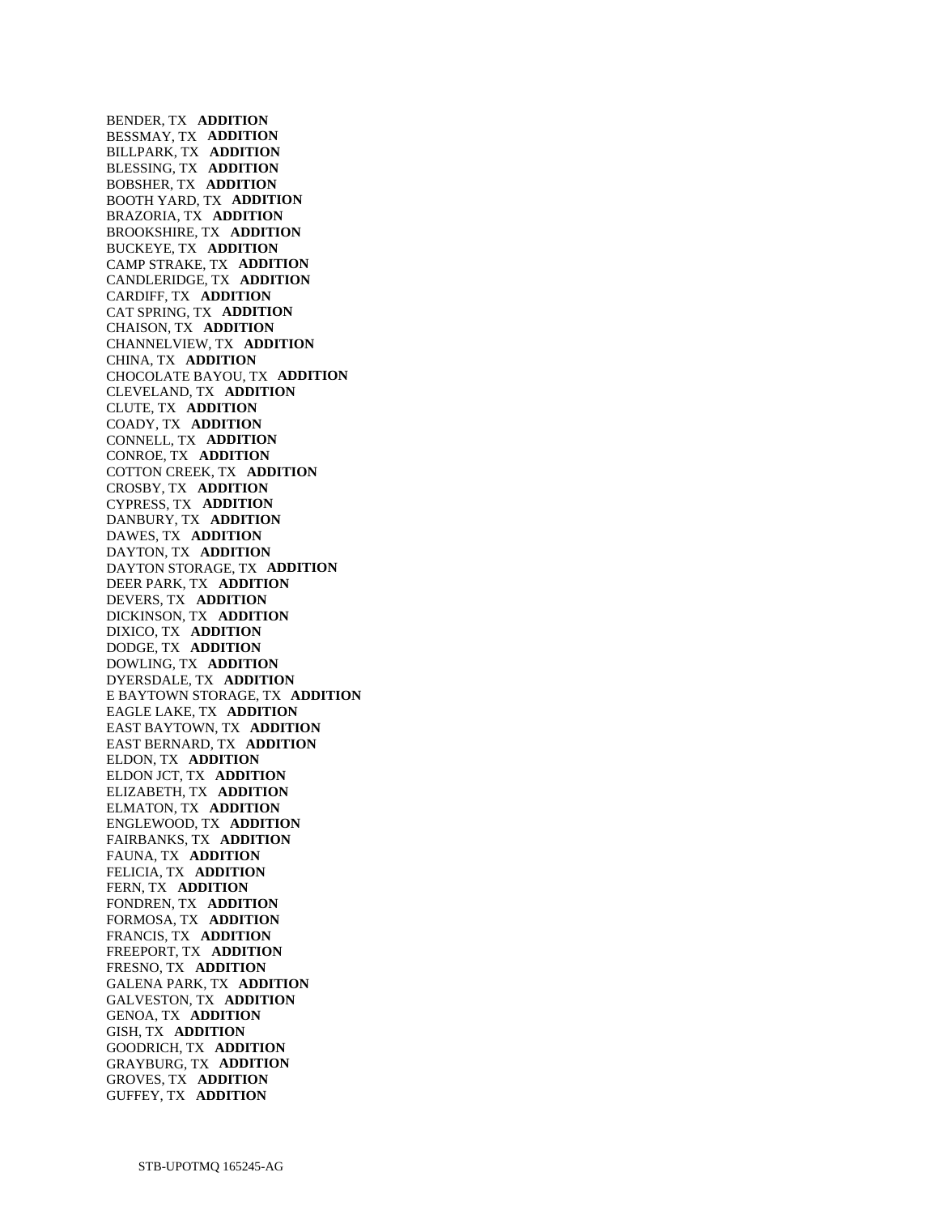BENDER, TX **ADDITION**
BESSMAY, TX **ADDITION**
BILLPARK, TX **ADDITION**
BLESSING, TX **ADDITION**
BOBSHER, TX **ADDITION**
BOOTH YARD, TX **ADDITION**
BRAZORIA, TX **ADDITION**
BROOKSHIRE, TX **ADDITION**
BUCKEYE, TX **ADDITION**
CAMP STRAKE, TX **ADDITION**
CANDLERIDGE, TX **ADDITION**
CARDIFF, TX **ADDITION**
CAT SPRING, TX **ADDITION**
CHAISON, TX **ADDITION**
CHANNELVIEW, TX **ADDITION**
CHINA, TX **ADDITION**
CHOCOLATE BAYOU, TX **ADDITION**
CLEVELAND, TX **ADDITION**
CLUTE, TX **ADDITION**
COADY, TX **ADDITION**
CONNELL, TX **ADDITION**
CONROE, TX **ADDITION**
COTTON CREEK, TX **ADDITION**
CROSBY, TX **ADDITION**
CYPRESS, TX **ADDITION**
DANBURY, TX **ADDITION**
DAWES, TX **ADDITION**
DAYTON, TX **ADDITION**
DAYTON STORAGE, TX **ADDITION**
DEER PARK, TX **ADDITION**
DEVERS, TX **ADDITION**
DICKINSON, TX **ADDITION**
DIXICO, TX **ADDITION**
DODGE, TX **ADDITION**
DOWLING, TX **ADDITION**
DYERSDALE, TX **ADDITION**
E BAYTOWN STORAGE, TX **ADDITION**
EAGLE LAKE, TX **ADDITION**
EAST BAYTOWN, TX **ADDITION**
EAST BERNARD, TX **ADDITION**
ELDON, TX **ADDITION**
ELDON JCT, TX **ADDITION**
ELIZABETH, TX **ADDITION**
ELMATON, TX **ADDITION**
ENGLEWOOD, TX **ADDITION**
FAIRBANKS, TX **ADDITION**
FAUNA, TX **ADDITION**
FELICIA, TX **ADDITION**
FERN, TX **ADDITION**
FONDREN, TX **ADDITION**
FORMOSA, TX **ADDITION**
FRANCIS, TX **ADDITION**
FREEPORT, TX **ADDITION**
FRESNO, TX **ADDITION**
GALENA PARK, TX **ADDITION**
GALVESTON, TX **ADDITION**
GENOA, TX **ADDITION**
GISH, TX **ADDITION**
GOODRICH, TX **ADDITION**
GRAYBURG, TX **ADDITION**
GROVES, TX **ADDITION**
GUFFEY, TX **ADDITION**

STB-UPOTMQ 165245-AG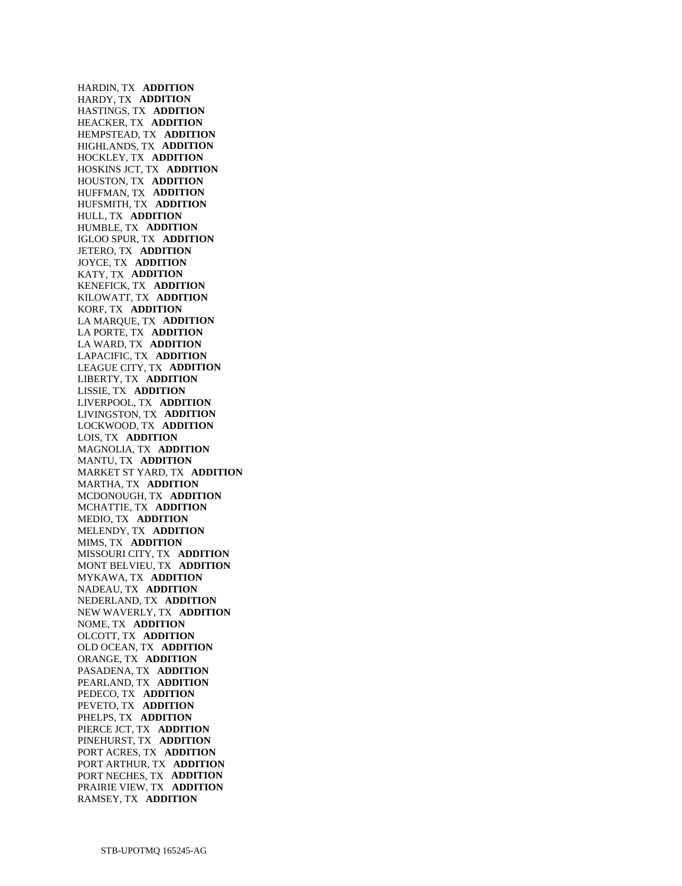HARDIN, TX **ADDITION**
HARDY, TX **ADDITION**
HASTINGS, TX **ADDITION**
HEACKER, TX **ADDITION**
HEMPSTEAD, TX **ADDITION**
HIGHLANDS, TX **ADDITION**
HOCKLEY, TX **ADDITION**
HOSKINS JCT, TX **ADDITION**
HOUSTON, TX **ADDITION**
HUFFMAN, TX **ADDITION**
HUFSMITH, TX **ADDITION**
HULL, TX **ADDITION**
HUMBLE, TX **ADDITION**
IGLOO SPUR, TX **ADDITION**
JETERO, TX **ADDITION**
JOYCE, TX **ADDITION**
KATY, TX **ADDITION**
KENEFICK, TX **ADDITION**
KILOWATT, TX **ADDITION**
KORF, TX **ADDITION**
LA MARQUE, TX **ADDITION**
LA PORTE, TX **ADDITION**
LA WARD, TX **ADDITION**
LAPACIFIC, TX **ADDITION**
LEAGUE CITY, TX **ADDITION**
LIBERTY, TX **ADDITION**
LISSIE, TX **ADDITION**
LIVERPOOL, TX **ADDITION**
LIVINGSTON, TX **ADDITION**
LOCKWOOD, TX **ADDITION**
LOIS, TX **ADDITION**
MAGNOLIA, TX **ADDITION**
MANTU, TX **ADDITION**
MARKET ST YARD, TX **ADDITION**
MARTHA, TX **ADDITION**
MCDONOUGH, TX **ADDITION**
MCHATTIE, TX **ADDITION**
MEDIO, TX **ADDITION**
MELENDY, TX **ADDITION**
MIMS, TX **ADDITION**
MISSOURI CITY, TX **ADDITION**
MONT BELVIEU, TX **ADDITION**
MYKAWA, TX **ADDITION**
NADEAU, TX **ADDITION**
NEDERLAND, TX **ADDITION**
NEW WAVERLY, TX **ADDITION**
NOME, TX **ADDITION**
OLCOTT, TX **ADDITION**
OLD OCEAN, TX **ADDITION**
ORANGE, TX **ADDITION**
PASADENA, TX **ADDITION**
PEARLAND, TX **ADDITION**
PEDECO, TX **ADDITION**
PEVETO, TX **ADDITION**
PHELPS, TX **ADDITION**
PIERCE JCT, TX **ADDITION**
PINEHURST, TX **ADDITION**
PORT ACRES, TX **ADDITION**
PORT ARTHUR, TX **ADDITION**
PORT NECHES, TX **ADDITION**
PRAIRIE VIEW, TX **ADDITION**
RAMSEY, TX **ADDITION**

STB-UPOTMQ 165245-AG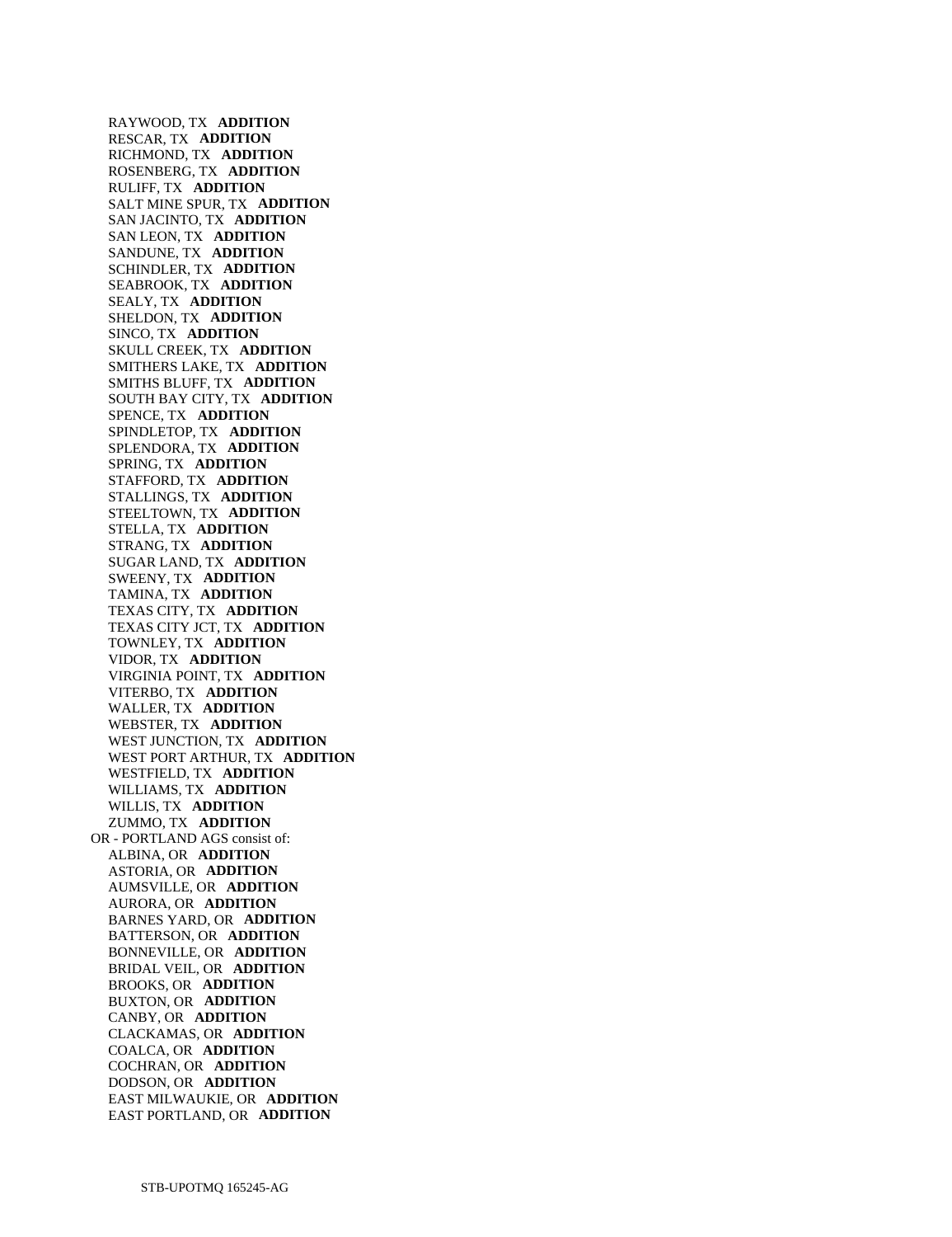RAYWOOD, TX **ADDITION**
RESCAR, TX **ADDITION**
RICHMOND, TX **ADDITION**
ROSENBERG, TX **ADDITION**
RULIFF, TX **ADDITION**
SALT MINE SPUR, TX **ADDITION**
SAN JACINTO, TX **ADDITION**
SAN LEON, TX **ADDITION**
SANDUNE, TX **ADDITION**
SCHINDLER, TX **ADDITION**
SEABROOK, TX **ADDITION**
SEALY, TX **ADDITION**
SHELDON, TX **ADDITION**
SINCO, TX **ADDITION**
SKULL CREEK, TX **ADDITION**
SMITHERS LAKE, TX **ADDITION**
SMITHS BLUFF, TX **ADDITION**
SOUTH BAY CITY, TX **ADDITION**
SPENCE, TX **ADDITION**
SPINDLETOP, TX **ADDITION**
SPLENDORA, TX **ADDITION**
SPRING, TX **ADDITION**
STAFFORD, TX **ADDITION**
STALLINGS, TX **ADDITION**
STEELTOWN, TX **ADDITION**
STELLA, TX **ADDITION**
STRANG, TX **ADDITION**
SUGAR LAND, TX **ADDITION**
SWEENY, TX **ADDITION**
TAMINA, TX **ADDITION**
TEXAS CITY, TX **ADDITION**
TEXAS CITY JCT, TX **ADDITION**
TOWNLEY, TX **ADDITION**
VIDOR, TX **ADDITION**
VIRGINIA POINT, TX **ADDITION**
VITERBO, TX **ADDITION**
WALLER, TX **ADDITION**
WEBSTER, TX **ADDITION**
WEST JUNCTION, TX **ADDITION**
WEST PORT ARTHUR, TX **ADDITION**
WESTFIELD, TX **ADDITION**
WILLIAMS, TX **ADDITION**
WILLIS, TX **ADDITION**
ZUMMO, TX **ADDITION**

OR - PORTLAND AGS consist of:

ALBINA, OR **ADDITION**
ASTORIA, OR **ADDITION**
AUMSVILLE, OR **ADDITION**
AURORA, OR **ADDITION**
BARNES YARD, OR **ADDITION**
BATTERSON, OR **ADDITION**
BONNEVILLE, OR **ADDITION**
BRIDAL VEIL, OR **ADDITION**
BROOKS, OR **ADDITION**
BUXTON, OR **ADDITION**
CANBY, OR **ADDITION**
CLACKAMAS, OR **ADDITION**
COALCA, OR **ADDITION**
COCHRAN, OR **ADDITION**
DODSON, OR **ADDITION**
EAST MILWAUKIE, OR **ADDITION**
EAST PORTLAND, OR **ADDITION**

STB-UPOTMQ 165245-AG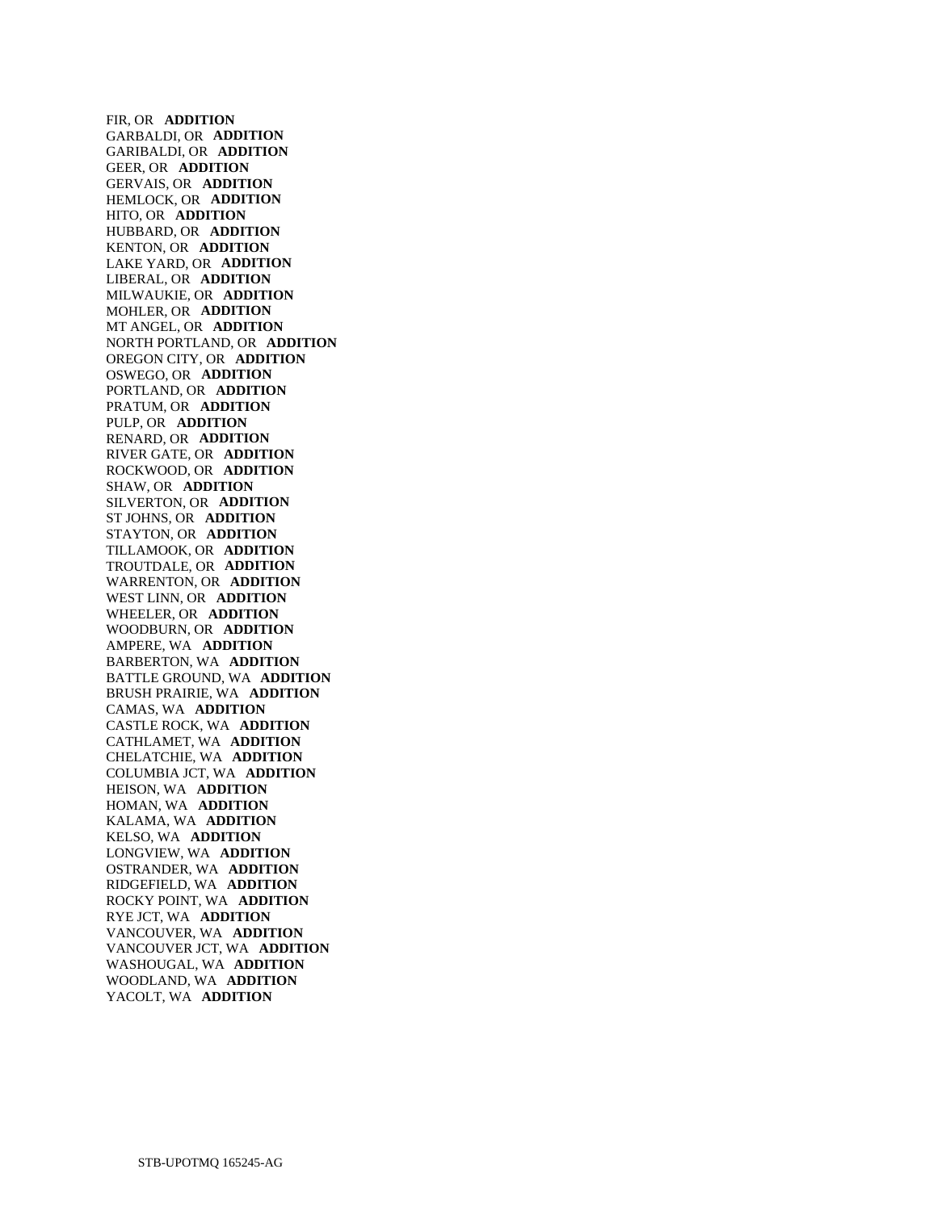FIR, OR **ADDITION**
GARBALDI, OR **ADDITION**
GARIBALDI, OR **ADDITION**
GEER, OR **ADDITION**
GERVAIS, OR **ADDITION**
HEMLOCK, OR **ADDITION**
HITO, OR **ADDITION**
HUBBARD, OR **ADDITION**
KENTON, OR **ADDITION**
LAKE YARD, OR **ADDITION**
LIBERAL, OR **ADDITION**
MILWAUKIE, OR **ADDITION**
MOHLER, OR **ADDITION**
MT ANGEL, OR **ADDITION**
NORTH PORTLAND, OR **ADDITION**
OREGON CITY, OR **ADDITION**
OSWEGO, OR **ADDITION**
PORTLAND, OR **ADDITION**
PRATUM, OR **ADDITION**
PULP, OR **ADDITION**
RENARD, OR **ADDITION**
RIVER GATE, OR **ADDITION**
ROCKWOOD, OR **ADDITION**
SHAW, OR **ADDITION**
SILVERTON, OR **ADDITION**
ST JOHNS, OR **ADDITION**
STAYTON, OR **ADDITION**
TILLAMOOK, OR **ADDITION**
TROUTDALE, OR **ADDITION**
WARRENTON, OR **ADDITION**
WEST LINN, OR **ADDITION**
WHEELER, OR **ADDITION**
WOODBURN, OR **ADDITION**
AMPERE, WA **ADDITION**
BARBERTON, WA **ADDITION**
BATTLE GROUND, WA **ADDITION**
BRUSH PRAIRIE, WA **ADDITION**
CAMAS, WA **ADDITION**
CASTLE ROCK, WA **ADDITION**
CATHLAMET, WA **ADDITION**
CHELATCHIE, WA **ADDITION**
COLUMBIA JCT, WA **ADDITION**
HEISON, WA **ADDITION**
HOMAN, WA **ADDITION**
KALAMA, WA **ADDITION**
KELSO, WA **ADDITION**
LONGVIEW, WA **ADDITION**
OSTRANDER, WA **ADDITION**
RIDGEFIELD, WA **ADDITION**
ROCKY POINT, WA **ADDITION**
RYE JCT, WA **ADDITION**
VANCOUVER, WA **ADDITION**
VANCOUVER JCT, WA **ADDITION**
WASHOUGAL, WA **ADDITION**
WOODLAND, WA **ADDITION**
YACOLT, WA **ADDITION**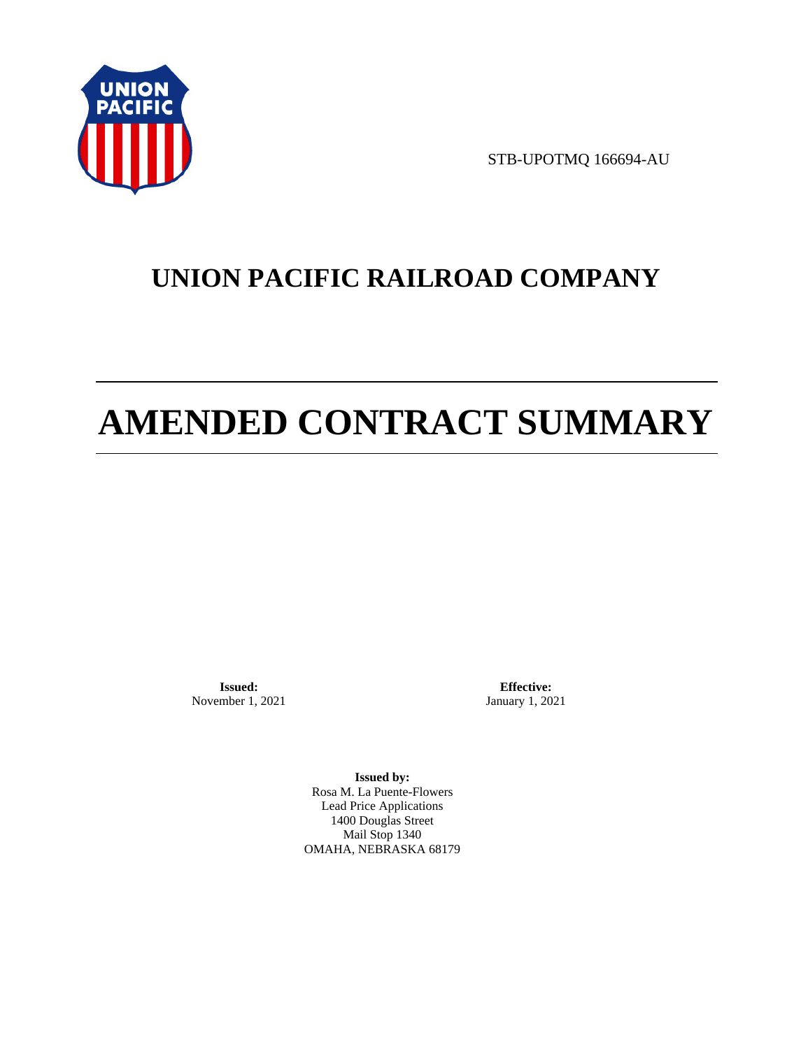STB-UPOTMQ 166694-AU

# UNION PACIFIC RAILROAD COMPANY

# AMENDED CONTRACT SUMMARY

**Issued:**
November 1, 2021

**Effective:**
January 1, 2021

**Issued by:**
Rosa M. La Puente-Flowers
Lead Price Applications
1400 Douglas Street
Mail Stop 1340
OMAHA, NEBRASKA 68179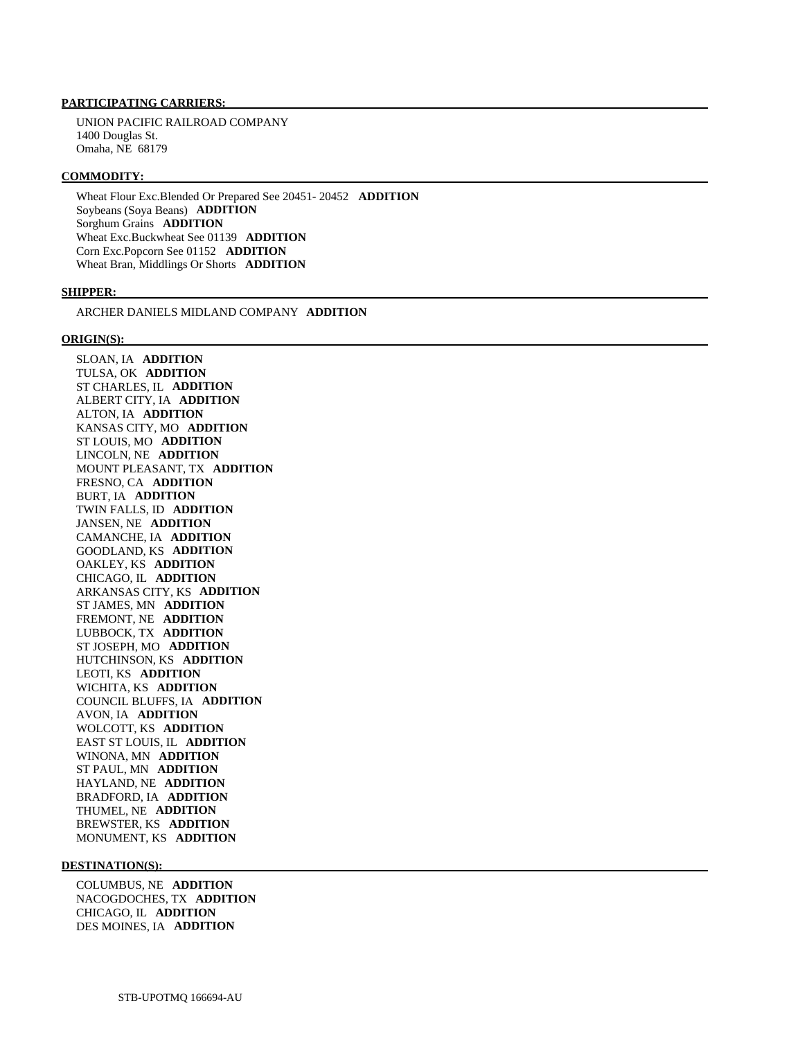**PARTICIPATING CARRIERS:**

UNION PACIFIC RAILROAD COMPANY
1400 Douglas St.
Omaha, NE 68179

**COMMODITY:**

Wheat Flour Exc.Blended Or Prepared See 20451- 20452 **ADDITION**
Soybeans (Soya Beans) **ADDITION**
Sorghum Grains **ADDITION**
Wheat Exc.Buckwheat See 01139 **ADDITION**
Corn Exc.Popcorn See 01152 **ADDITION**
Wheat Bran, Middlings Or Shorts **ADDITION**

**SHIPPER:**

ARCHER DANIELS MIDLAND COMPANY **ADDITION**

**ORIGIN(S):**

SLOAN, IA **ADDITION**
TULSA, OK **ADDITION**
ST CHARLES, IL **ADDITION**
ALBERT CITY, IA **ADDITION**
ALTON, IA **ADDITION**
KANSAS CITY, MO **ADDITION**
ST LOUIS, MO **ADDITION**
LINCOLN, NE **ADDITION**
MOUNT PLEASANT, TX **ADDITION**
FRESNO, CA **ADDITION**
BURT, IA **ADDITION**
TWIN FALLS, ID **ADDITION**
JANSEN, NE **ADDITION**
CAMANCHE, IA **ADDITION**
GOODLAND, KS **ADDITION**
OAKLEY, KS **ADDITION**
CHICAGO, IL **ADDITION**
ARKANSAS CITY, KS **ADDITION**
ST JAMES, MN **ADDITION**
FREMONT, NE **ADDITION**
LUBBOCK, TX **ADDITION**
ST JOSEPH, MO **ADDITION**
HUTCHINSON, KS **ADDITION**
LEOTI, KS **ADDITION**
WICHITA, KS **ADDITION**
COUNCIL BLUFFS, IA **ADDITION**
AVON, IA **ADDITION**
WOLCOTT, KS **ADDITION**
EAST ST LOUIS, IL **ADDITION**
WINONA, MN **ADDITION**
ST PAUL, MN **ADDITION**
HAYLAND, NE **ADDITION**
BRADFORD, IA **ADDITION**
THUMEL, NE **ADDITION**
BREWSTER, KS **ADDITION**
MONUMENT, KS **ADDITION**

**DESTINATION(S):**

COLUMBUS, NE **ADDITION**
NACOGDOCHES, TX **ADDITION**
CHICAGO, IL **ADDITION**
DES MOINES, IA **ADDITION**

STB-UPOTMQ 166694-AU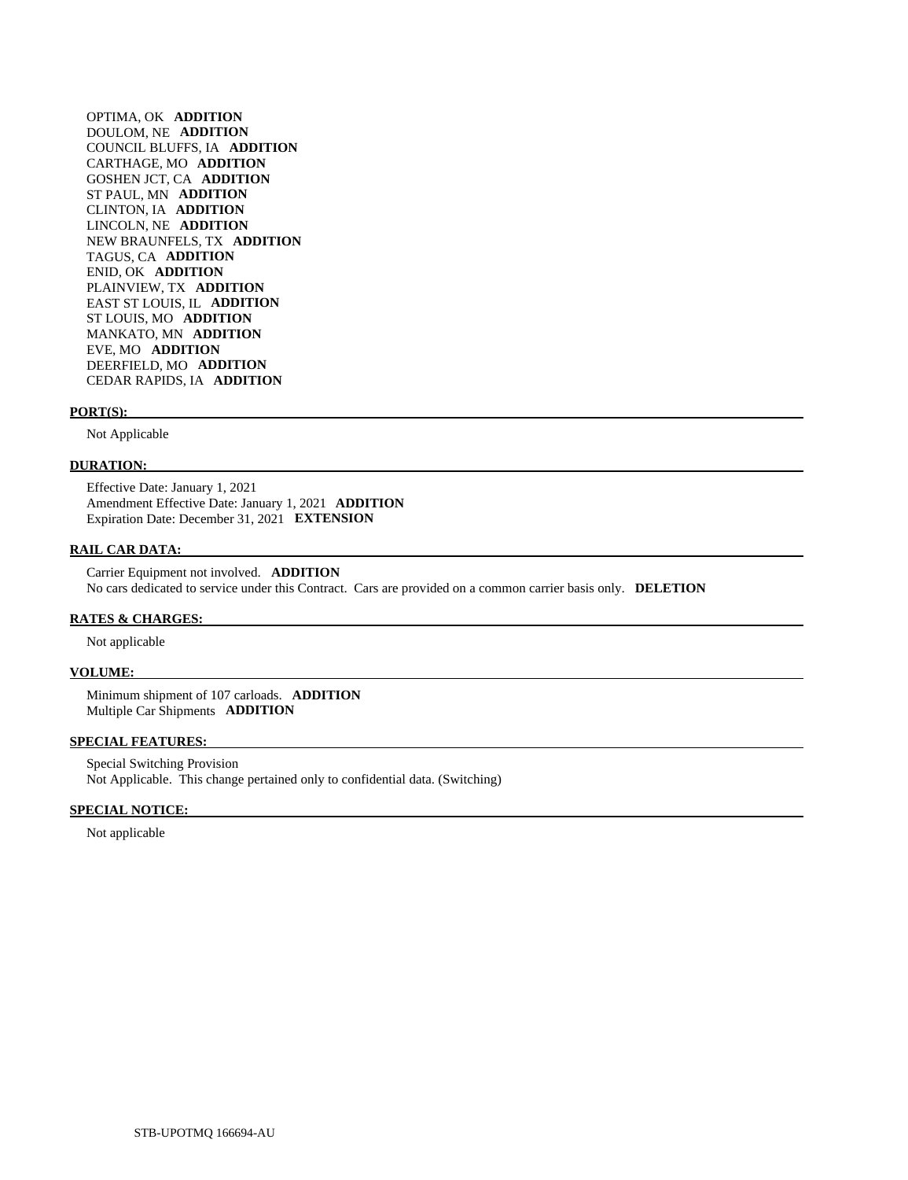OPTIMA, OK **ADDITION**
DOULOM, NE **ADDITION**
COUNCIL BLUFFS, IA **ADDITION**
CARTHAGE, MO **ADDITION**
GOSHEN JCT, CA **ADDITION**
ST PAUL, MN **ADDITION**
CLINTON, IA **ADDITION**
LINCOLN, NE **ADDITION**
NEW BRAUNFELS, TX **ADDITION**
TAGUS, CA **ADDITION**
ENID, OK **ADDITION**
PLAINVIEW, TX **ADDITION**
EAST ST LOUIS, IL **ADDITION**
ST LOUIS, MO **ADDITION**
MANKATO, MN **ADDITION**
EVE, MO **ADDITION**
DEERFIELD, MO **ADDITION**
CEDAR RAPIDS, IA **ADDITION**

**PORT(S):**

Not Applicable

**DURATION:**

Effective Date: January 1, 2021
Amendment Effective Date: January 1, 2021 **ADDITION**
Expiration Date: December 31, 2021 **EXTENSION**

**RAIL CAR DATA:**

Carrier Equipment not involved. **ADDITION**
No cars dedicated to service under this Contract. Cars are provided on a common carrier basis only. **DELETION**

**RATES & CHARGES:**

Not applicable

**VOLUME:**

Minimum shipment of 107 carloads. **ADDITION**
Multiple Car Shipments **ADDITION**

**SPECIAL FEATURES:**

Special Switching Provision
Not Applicable. This change pertained only to confidential data. (Switching)

**SPECIAL NOTICE:**

Not applicable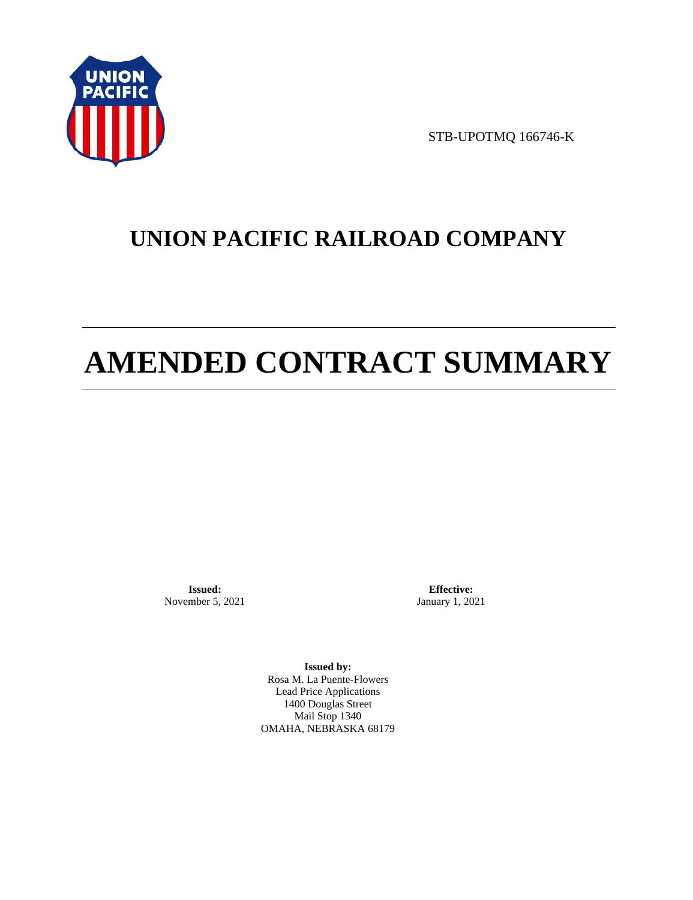STB-UPOTMQ 166746-K

# UNION PACIFIC RAILROAD COMPANY

# AMENDED CONTRACT SUMMARY

**Issued:**
November 5, 2021

**Effective:**
January 1, 2021

**Issued by:**
Rosa M. La Puente-Flowers
Lead Price Applications
1400 Douglas Street
Mail Stop 1340
OMAHA, NEBRASKA 68179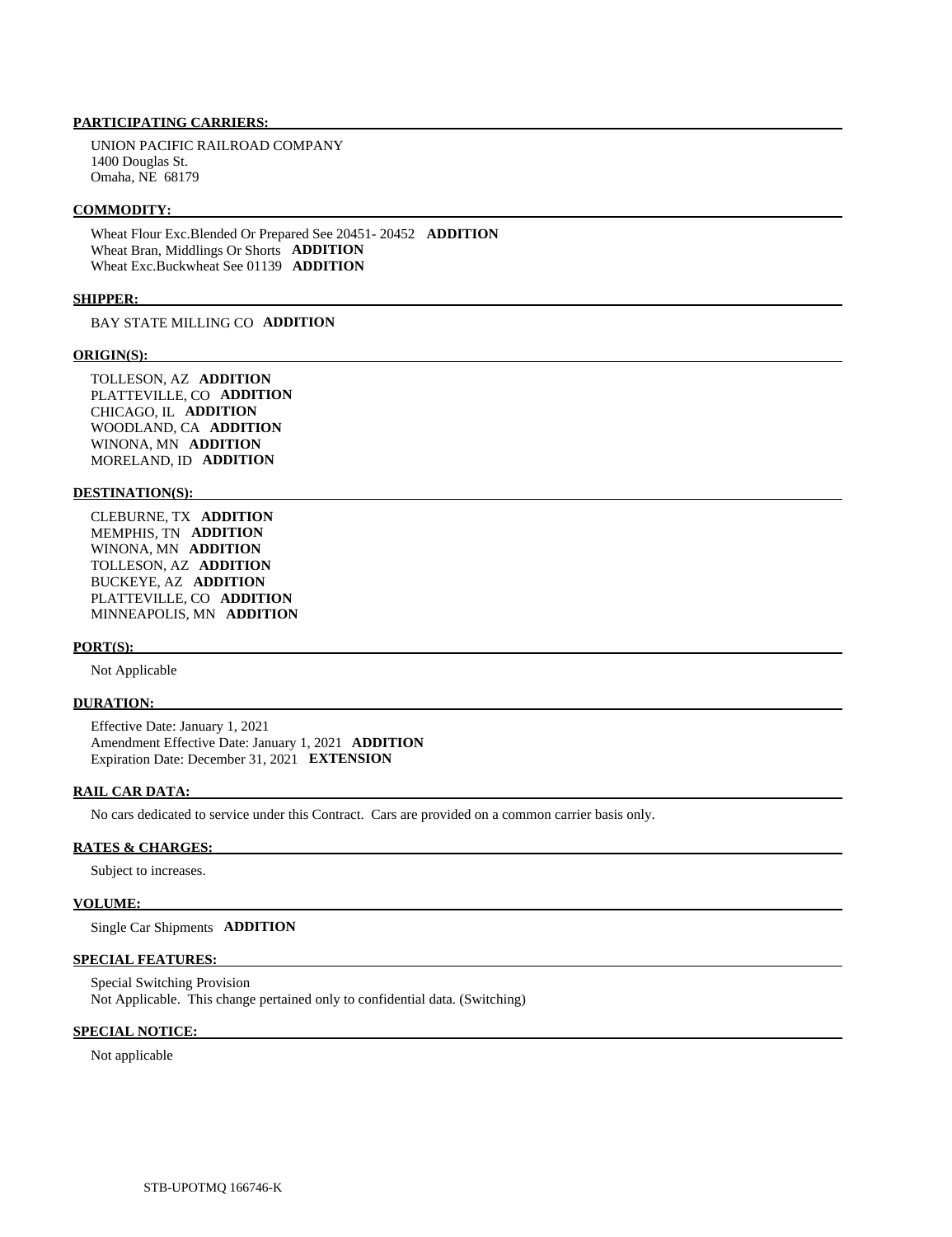**PARTICIPATING CARRIERS:**

UNION PACIFIC RAILROAD COMPANY
1400 Douglas St.
Omaha, NE 68179

**COMMODITY:**

Wheat Flour Exc.Blended Or Prepared See 20451- 20452 **ADDITION**
Wheat Bran, Middlings Or Shorts **ADDITION**
Wheat Exc.Buckwheat See 01139 **ADDITION**

**SHIPPER:**

BAY STATE MILLING CO **ADDITION**

**ORIGIN(S):**

TOLLESON, AZ **ADDITION**
PLATTEVILLE, CO **ADDITION**
CHICAGO, IL **ADDITION**
WOODLAND, CA **ADDITION**
WINONA, MN **ADDITION**
MORELAND, ID **ADDITION**

**DESTINATION(S):**

CLEBURNE, TX **ADDITION**
MEMPHIS, TN **ADDITION**
WINONA, MN **ADDITION**
TOLLESON, AZ **ADDITION**
BUCKEYE, AZ **ADDITION**
PLATTEVILLE, CO **ADDITION**
MINNEAPOLIS, MN **ADDITION**

**PORT(S):**

Not Applicable

**DURATION:**

Effective Date: January 1, 2021
Amendment Effective Date: January 1, 2021 **ADDITION**
Expiration Date: December 31, 2021 **EXTENSION**

**RAIL CAR DATA:**

No cars dedicated to service under this Contract. Cars are provided on a common carrier basis only.

**RATES & CHARGES:**

Subject to increases.

**VOLUME:**

Single Car Shipments **ADDITION**

**SPECIAL FEATURES:**

Special Switching Provision
Not Applicable. This change pertained only to confidential data. (Switching)

**SPECIAL NOTICE:**

Not applicable

STB-UPOTMQ 166746-K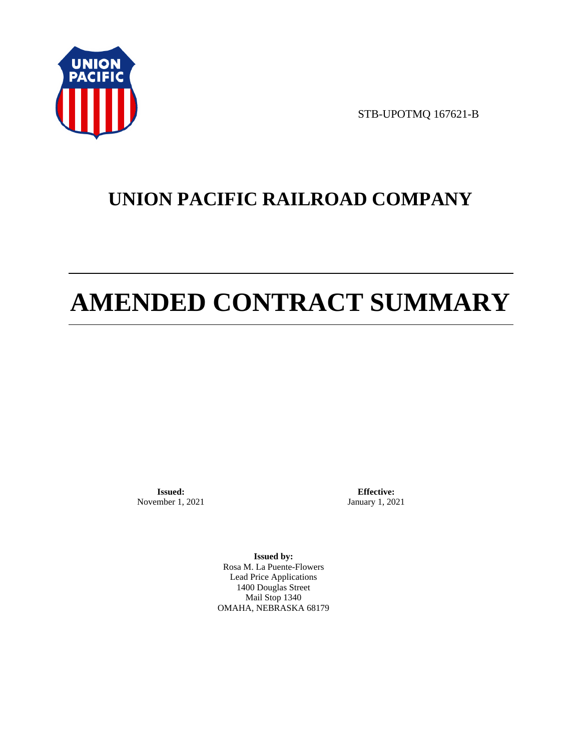STB-UPOTMQ 167621-B

# UNION PACIFIC RAILROAD COMPANY

# AMENDED CONTRACT SUMMARY

**Issued:**
November 1, 2021

**Effective:**
January 1, 2021

**Issued by:**
Rosa M. La Puente-Flowers
Lead Price Applications
1400 Douglas Street
Mail Stop 1340
OMAHA, NEBRASKA 68179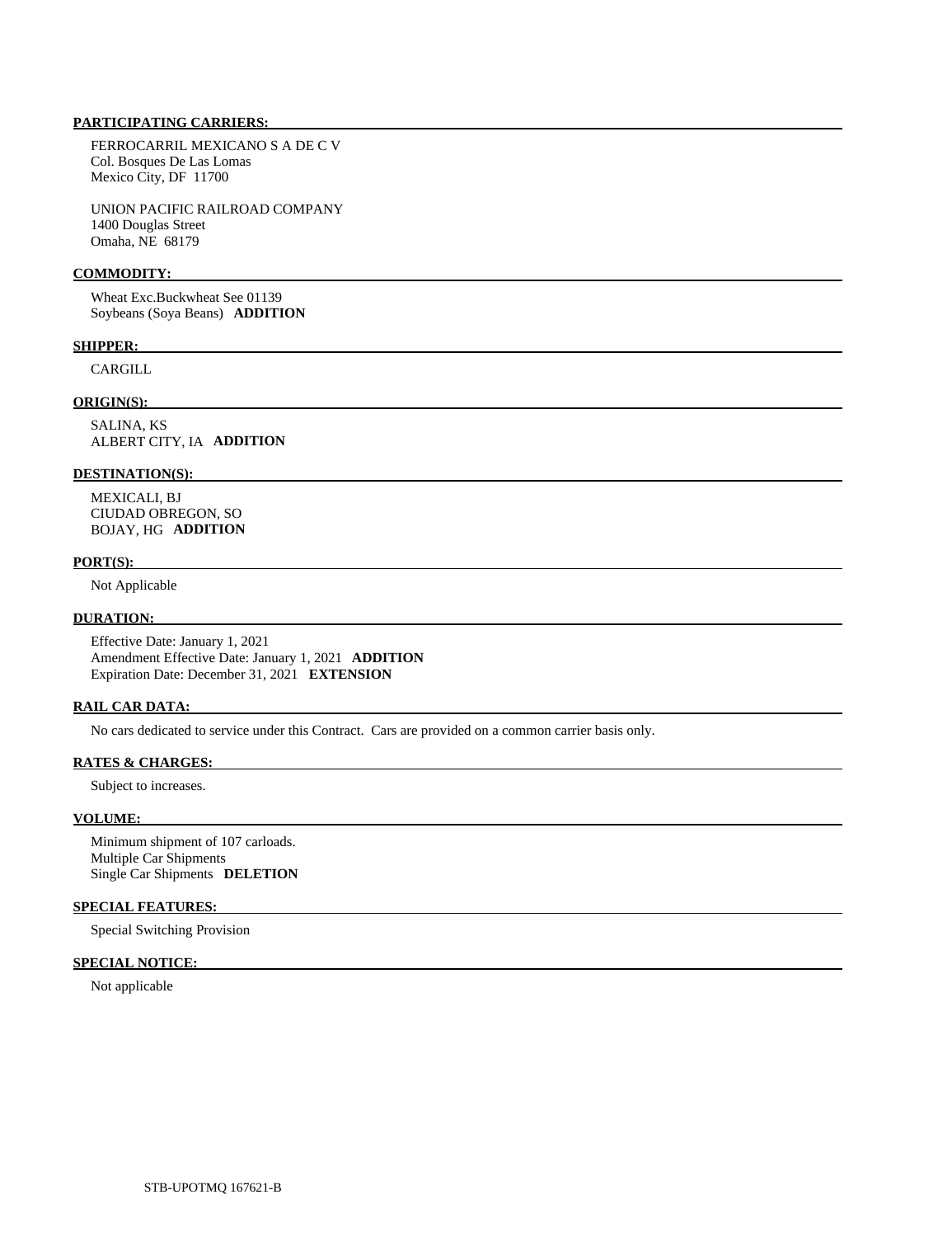**PARTICIPATING CARRIERS:**

FERROCARRIL MEXICANO S A DE C V
Col. Bosques De Las Lomas
Mexico City, DF 11700

UNION PACIFIC RAILROAD COMPANY
1400 Douglas Street
Omaha, NE 68179

**COMMODITY:**

Wheat Exc.Buckwheat See 01139
Soybeans (Soya Beans) **ADDITION**

**SHIPPER:**

CARGILL

**ORIGIN(S):**

SALINA, KS
ALBERT CITY, IA **ADDITION**

**DESTINATION(S):**

MEXICALI, BJ
CIUDAD OBREGON, SO
BOJAY, HG **ADDITION**

**PORT(S):**

Not Applicable

**DURATION:**

Effective Date: January 1, 2021
Amendment Effective Date: January 1, 2021 **ADDITION**
Expiration Date: December 31, 2021 **EXTENSION**

**RAIL CAR DATA:**

No cars dedicated to service under this Contract. Cars are provided on a common carrier basis only.

**RATES & CHARGES:**

Subject to increases.

**VOLUME:**

Minimum shipment of 107 carloads.
Multiple Car Shipments
Single Car Shipments **DELETION**

**SPECIAL FEATURES:**

Special Switching Provision

**SPECIAL NOTICE:**

Not applicable

STB-UPOTMQ 167621-B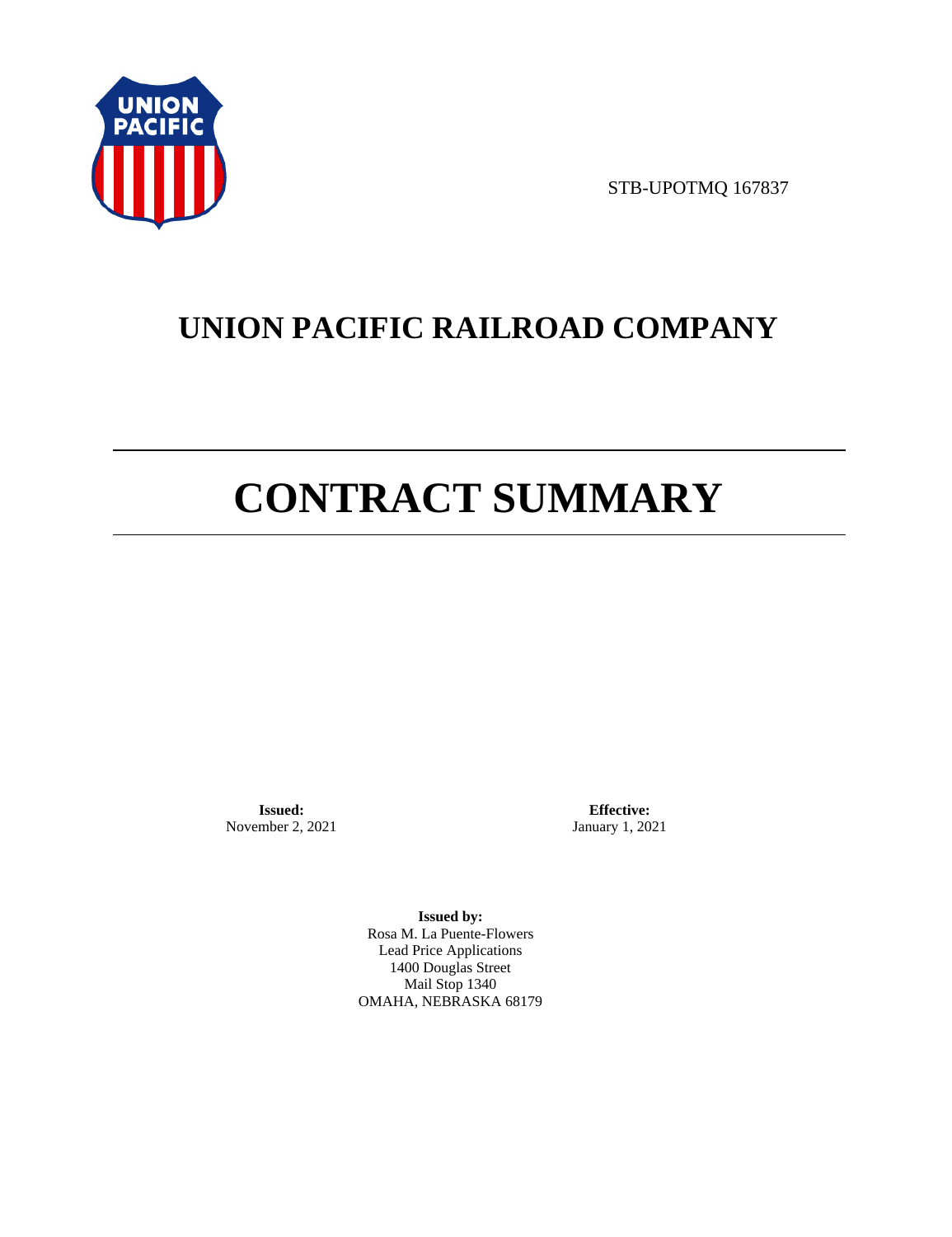STB-UPOTMQ 167837

# UNION PACIFIC RAILROAD COMPANY

# CONTRACT SUMMARY

**Issued:**
November 2, 2021

**Effective:**
January 1, 2021

**Issued by:**
Rosa M. La Puente-Flowers
Lead Price Applications
1400 Douglas Street
Mail Stop 1340
OMAHA, NEBRASKA 68179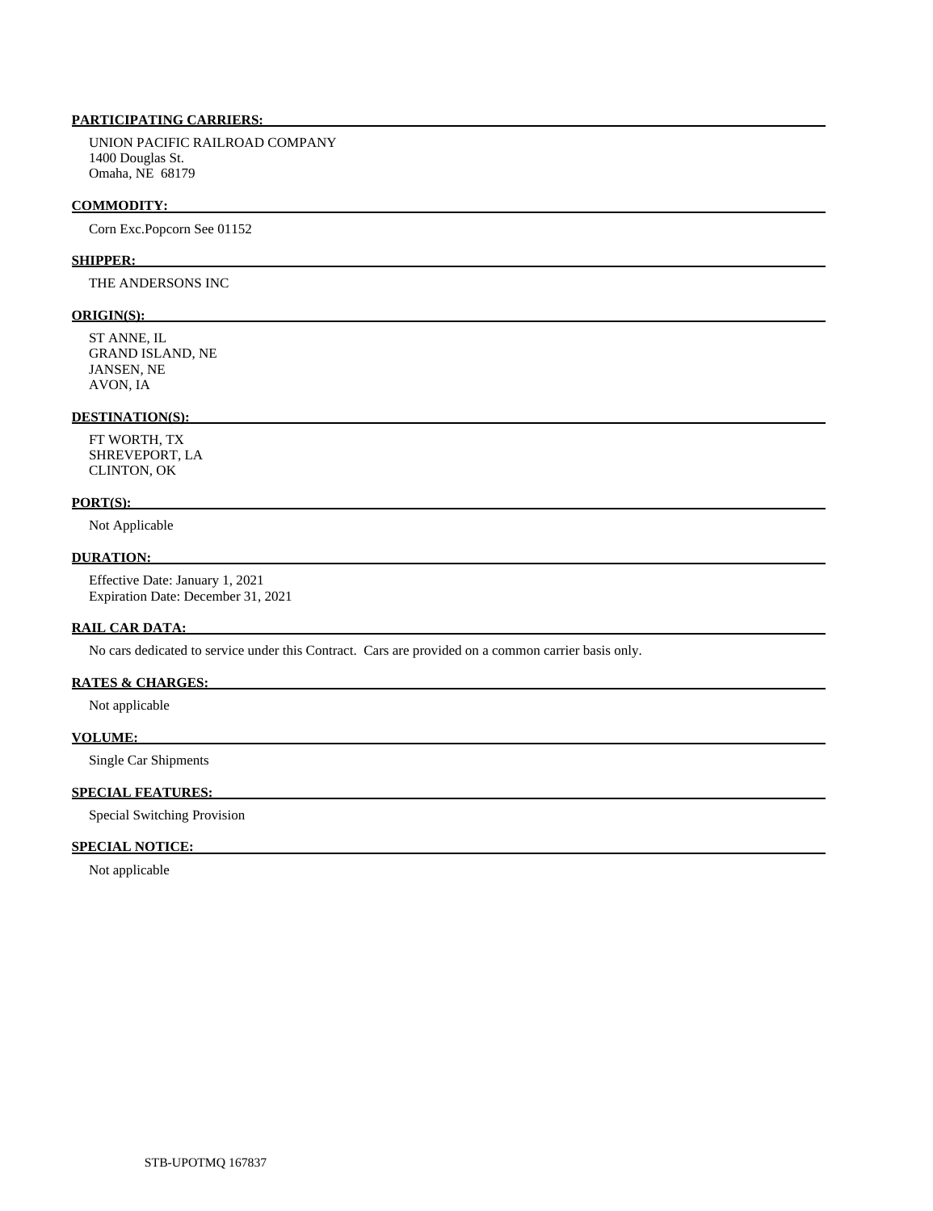**PARTICIPATING CARRIERS:**

UNION PACIFIC RAILROAD COMPANY
1400 Douglas St.
Omaha, NE 68179

**COMMODITY:**

Corn Exc.Popcorn See 01152

**SHIPPER:**

THE ANDERSONS INC

**ORIGIN(S):**

ST ANNE, IL
GRAND ISLAND, NE
JANSEN, NE
AVON, IA

**DESTINATION(S):**

FT WORTH, TX
SHREVEPORT, LA
CLINTON, OK

**PORT(S):**

Not Applicable

**DURATION:**

Effective Date: January 1, 2021
Expiration Date: December 31, 2021

**RAIL CAR DATA:**

No cars dedicated to service under this Contract. Cars are provided on a common carrier basis only.

**RATES & CHARGES:**

Not applicable

**VOLUME:**

Single Car Shipments

**SPECIAL FEATURES:**

Special Switching Provision

**SPECIAL NOTICE:**

Not applicable

STB-UPOTMQ 167837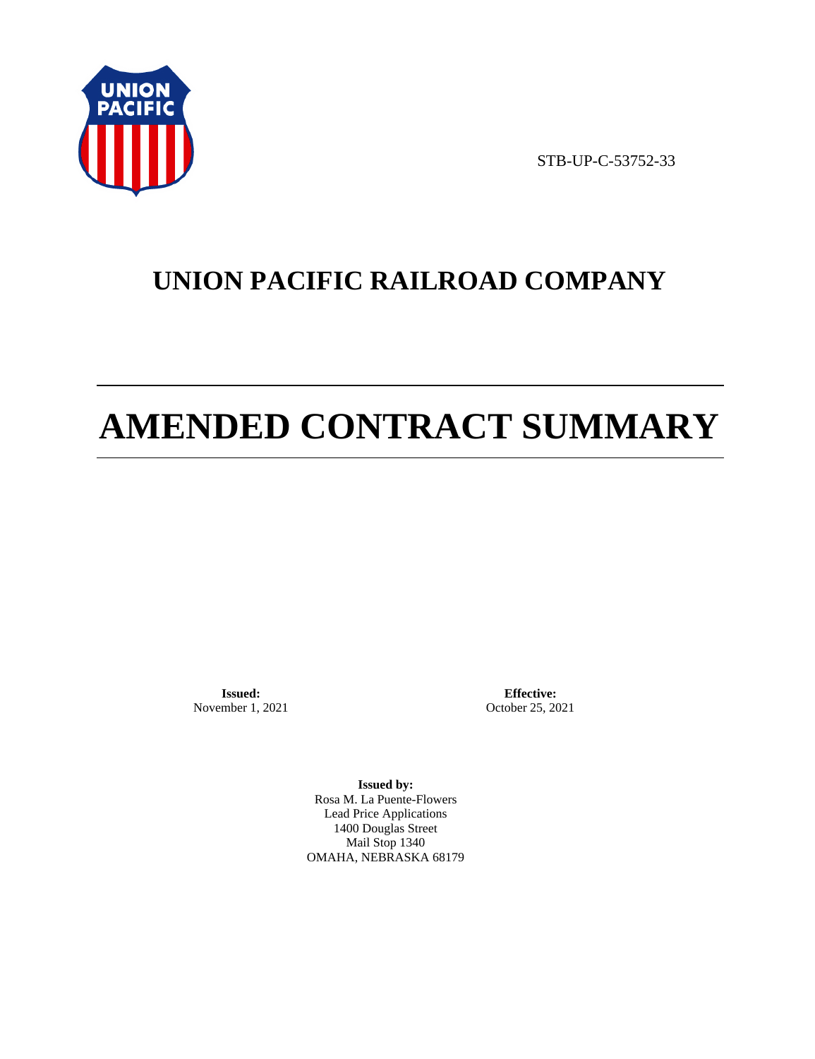STB-UP-C-53752-33

# UNION PACIFIC RAILROAD COMPANY

# AMENDED CONTRACT SUMMARY

**Issued:**
November 1, 2021

**Effective:**
October 25, 2021

**Issued by:**
Rosa M. La Puente-Flowers
Lead Price Applications
1400 Douglas Street
Mail Stop 1340
OMAHA, NEBRASKA 68179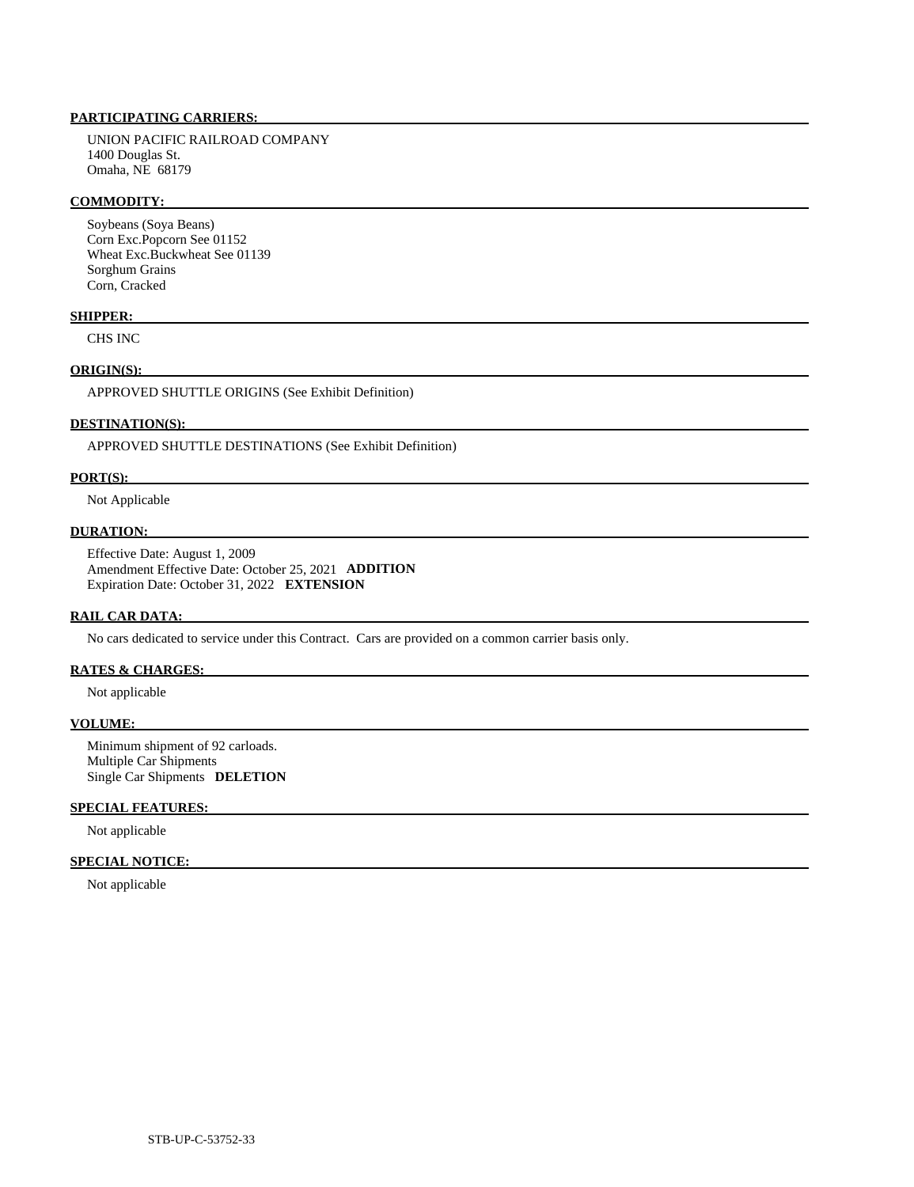**PARTICIPATING CARRIERS:**

UNION PACIFIC RAILROAD COMPANY
1400 Douglas St.
Omaha, NE 68179

**COMMODITY:**

Soybeans (Soya Beans)
Corn Exc.Popcorn See 01152
Wheat Exc.Buckwheat See 01139
Sorghum Grains
Corn, Cracked

**SHIPPER:**

CHS INC

**ORIGIN(S):**

APPROVED SHUTTLE ORIGINS (See Exhibit Definition)

**DESTINATION(S):**

APPROVED SHUTTLE DESTINATIONS (See Exhibit Definition)

**PORT(S):**

Not Applicable

**DURATION:**

Effective Date: August 1, 2009
Amendment Effective Date: October 25, 2021 **ADDITION**
Expiration Date: October 31, 2022 **EXTENSION**

**RAIL CAR DATA:**

No cars dedicated to service under this Contract. Cars are provided on a common carrier basis only.

**RATES & CHARGES:**

Not applicable

**VOLUME:**

Minimum shipment of 92 carloads.
Multiple Car Shipments
Single Car Shipments **DELETION**

**SPECIAL FEATURES:**

Not applicable

**SPECIAL NOTICE:**

Not applicable

STB-UP-C-53752-33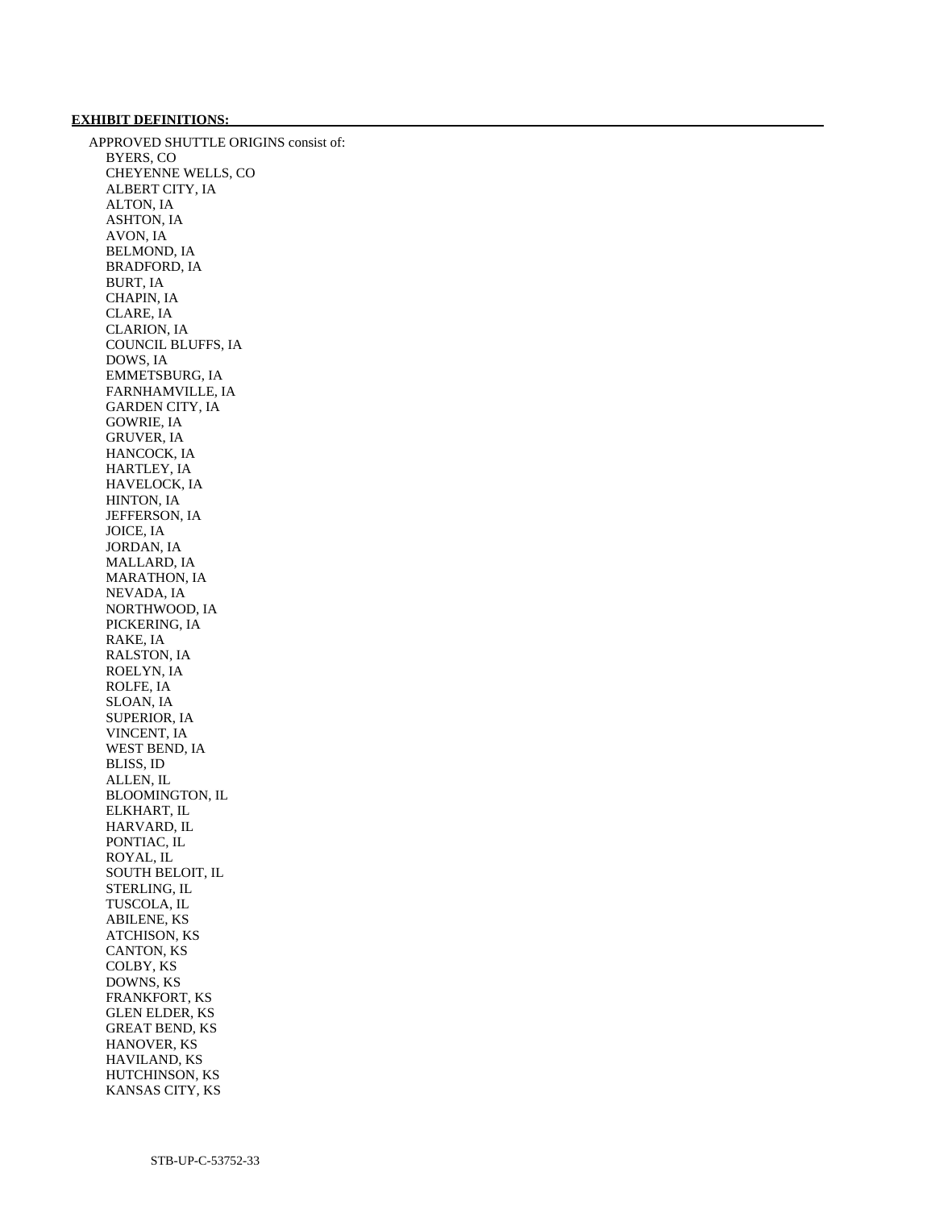**EXHIBIT DEFINITIONS:**

APPROVED SHUTTLE ORIGINS consist of:

BYERS, CO
CHEYENNE WELLS, CO
ALBERT CITY, IA
ALTON, IA
ASHTON, IA
AVON, IA
BELMOND, IA
BRADFORD, IA
BURT, IA
CHAPIN, IA
CLARE, IA
CLARION, IA
COUNCIL BLUFFS, IA
DOWS, IA
EMMETSBURG, IA
FARNHAMVILLE, IA
GARDEN CITY, IA
GOWRIE, IA
GRUVER, IA
HANCOCK, IA
HARTLEY, IA
HAVELOCK, IA
HINTON, IA
JEFFERSON, IA
JOICE, IA
JORDAN, IA
MALLARD, IA
MARATHON, IA
NEVADA, IA
NORTHWOOD, IA
PICKERING, IA
RAKE, IA
RALSTON, IA
ROELYN, IA
ROLFE, IA
SLOAN, IA
SUPERIOR, IA
VINCENT, IA
WEST BEND, IA
BLISS, ID
ALLEN, IL
BLOOMINGTON, IL
ELKHART, IL
HARVARD, IL
PONTIAC, IL
ROYAL, IL
SOUTH BELOIT, IL
STERLING, IL
TUSCOLA, IL
ABILENE, KS
ATCHISON, KS
CANTON, KS
COLBY, KS
DOWNS, KS
FRANKFORT, KS
GLEN ELDER, KS
GREAT BEND, KS
HANOVER, KS
HAVILAND, KS
HUTCHINSON, KS
KANSAS CITY, KS

STB-UP-C-53752-33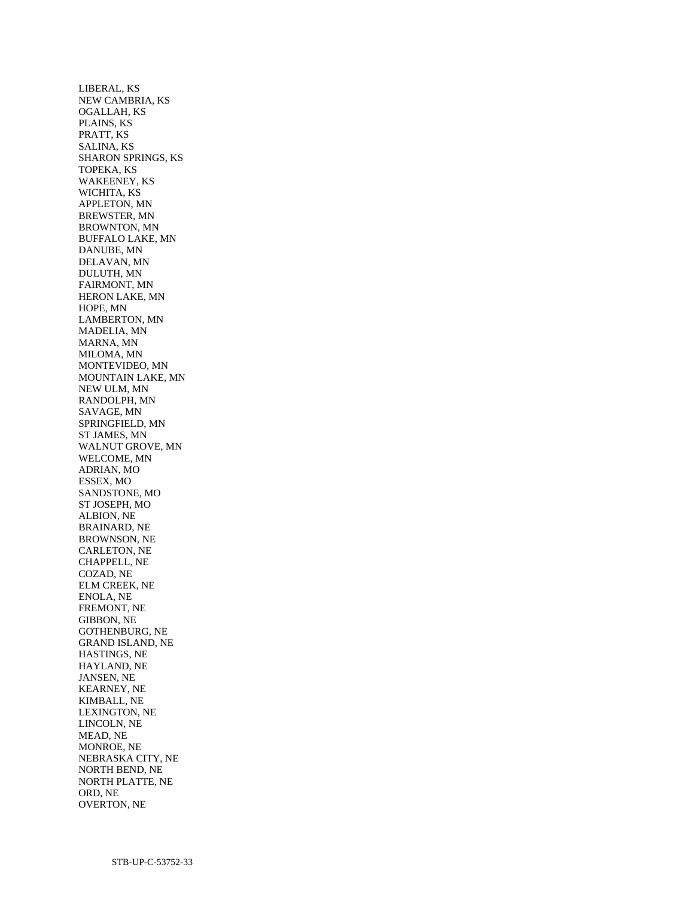LIBERAL, KS
NEW CAMBRIA, KS
OGALLAH, KS
PLAINS, KS
PRATT, KS
SALINA, KS
SHARON SPRINGS, KS
TOPEKA, KS
WAKEENEY, KS
WICHITA, KS
APPLETON, MN
BREWSTER, MN
BROWNTON, MN
BUFFALO LAKE, MN
DANUBE, MN
DELAVAN, MN
DULUTH, MN
FAIRMONT, MN
HERON LAKE, MN
HOPE, MN
LAMBERTON, MN
MADELIA, MN
MARNA, MN
MILOMA, MN
MONTEVIDEO, MN
MOUNTAIN LAKE, MN
NEW ULM, MN
RANDOLPH, MN
SAVAGE, MN
SPRINGFIELD, MN
ST JAMES, MN
WALNUT GROVE, MN
WELCOME, MN
ADRIAN, MO
ESSEX, MO
SANDSTONE, MO
ST JOSEPH, MO
ALBION, NE
BRAINARD, NE
BROWNSON, NE
CARLETON, NE
CHAPPELL, NE
COZAD, NE
ELM CREEK, NE
ENOLA, NE
FREMONT, NE
GIBBON, NE
GOTHENBURG, NE
GRAND ISLAND, NE
HASTINGS, NE
HAYLAND, NE
JANSEN, NE
KEARNEY, NE
KIMBALL, NE
LEXINGTON, NE
LINCOLN, NE
MEAD, NE
MONROE, NE
NEBRASKA CITY, NE
NORTH BEND, NE
NORTH PLATTE, NE
ORD, NE
OVERTON, NE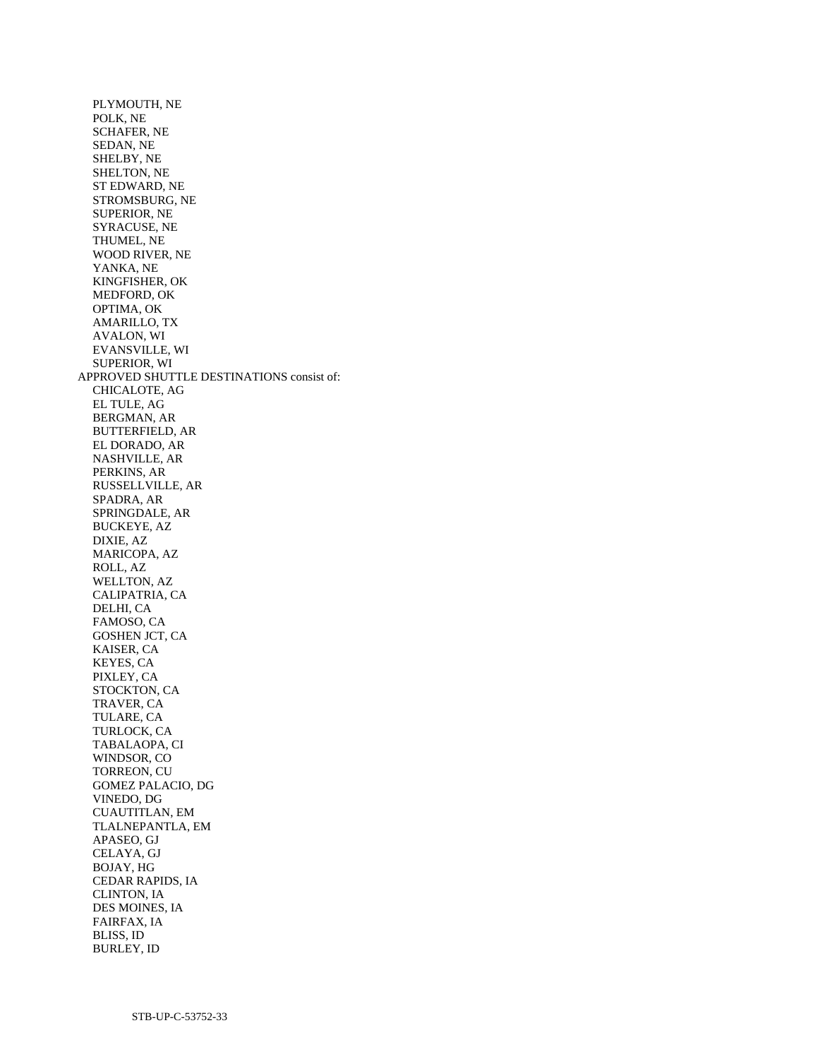PLYMOUTH, NE
POLK, NE
SCHAFER, NE
SEDAN, NE
SHELBY, NE
SHELTON, NE
ST EDWARD, NE
STROMSBURG, NE
SUPERIOR, NE
SYRACUSE, NE
THUMEL, NE
WOOD RIVER, NE
YANKA, NE
KINGFISHER, OK
MEDFORD, OK
OPTIMA, OK
AMARILLO, TX
AVALON, WI
EVANSVILLE, WI
SUPERIOR, WI

APPROVED SHUTTLE DESTINATIONS consist of:

CHICALOTE, AG
EL TULE, AG
BERGMAN, AR
BUTTERFIELD, AR
EL DORADO, AR
NASHVILLE, AR
PERKINS, AR
RUSSELLVILLE, AR
SPADRA, AR
SPRINGDALE, AR
BUCKEYE, AZ
DIXIE, AZ
MARICOPA, AZ
ROLL, AZ
WELLTON, AZ
CALIPATRIA, CA
DELHI, CA
FAMOSO, CA
GOSHEN JCT, CA
KAISER, CA
KEYES, CA
PIXLEY, CA
STOCKTON, CA
TRAVER, CA
TULARE, CA
TURLOCK, CA
TABALAOPA, CI
WINDSOR, CO
TORREON, CU
GOMEZ PALACIO, DG
VINEDO, DG
CUAUTITLAN, EM
TLALNEPANTLA, EM
APASEO, GJ
CELAYA, GJ
BOJAY, HG
CEDAR RAPIDS, IA
CLINTON, IA
DES MOINES, IA
FAIRFAX, IA
BLISS, ID
BURLEY, ID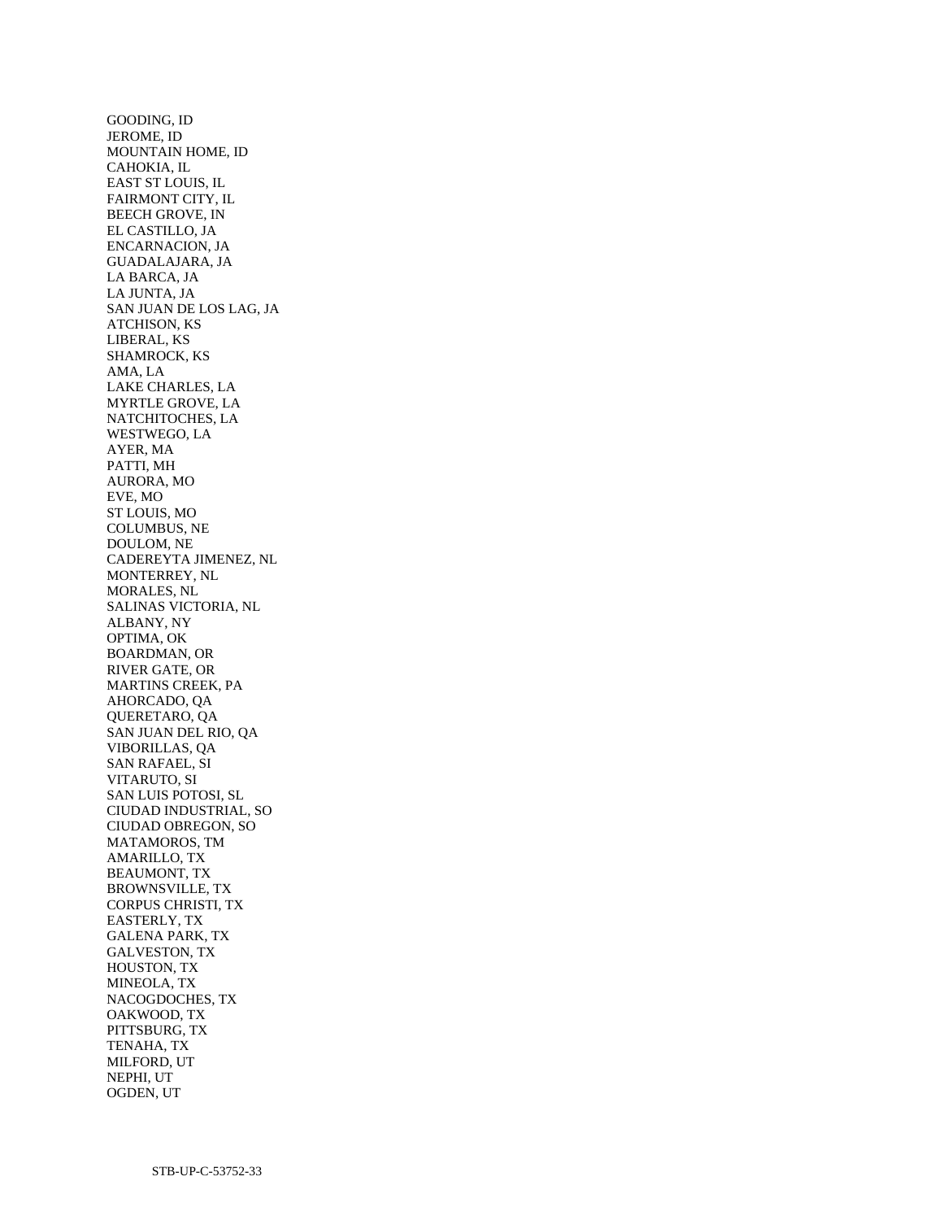GOODING, ID
JEROME, ID
MOUNTAIN HOME, ID
CAHOKIA, IL
EAST ST LOUIS, IL
FAIRMONT CITY, IL
BEECH GROVE, IN
EL CASTILLO, JA
ENCARNACION, JA
GUADALAJARA, JA
LA BARCA, JA
LA JUNTA, JA
SAN JUAN DE LOS LAG, JA
ATCHISON, KS
LIBERAL, KS
SHAMROCK, KS
AMA, LA
LAKE CHARLES, LA
MYRTLE GROVE, LA
NATCHITOCHES, LA
WESTWEGO, LA
AYER, MA
PATTI, MH
AURORA, MO
EVE, MO
ST LOUIS, MO
COLUMBUS, NE
DOULOM, NE
CADEREYTA JIMENEZ, NL
MONTERREY, NL
MORALES, NL
SALINAS VICTORIA, NL
ALBANY, NY
OPTIMA, OK
BOARDMAN, OR
RIVER GATE, OR
MARTINS CREEK, PA
AHORCADO, QA
QUERETARO, QA
SAN JUAN DEL RIO, QA
VIBORILLAS, QA
SAN RAFAEL, SI
VITARUTO, SI
SAN LUIS POTOSI, SL
CIUDAD INDUSTRIAL, SO
CIUDAD OBREGON, SO
MATAMOROS, TM
AMARILLO, TX
BEAUMONT, TX
BROWNSVILLE, TX
CORPUS CHRISTI, TX
EASTERLY, TX
GALENA PARK, TX
GALVESTON, TX
HOUSTON, TX
MINEOLA, TX
NACOGDOCHES, TX
OAKWOOD, TX
PITTSBURG, TX
TENAHA, TX
MILFORD, UT
NEPHI, UT
OGDEN, UT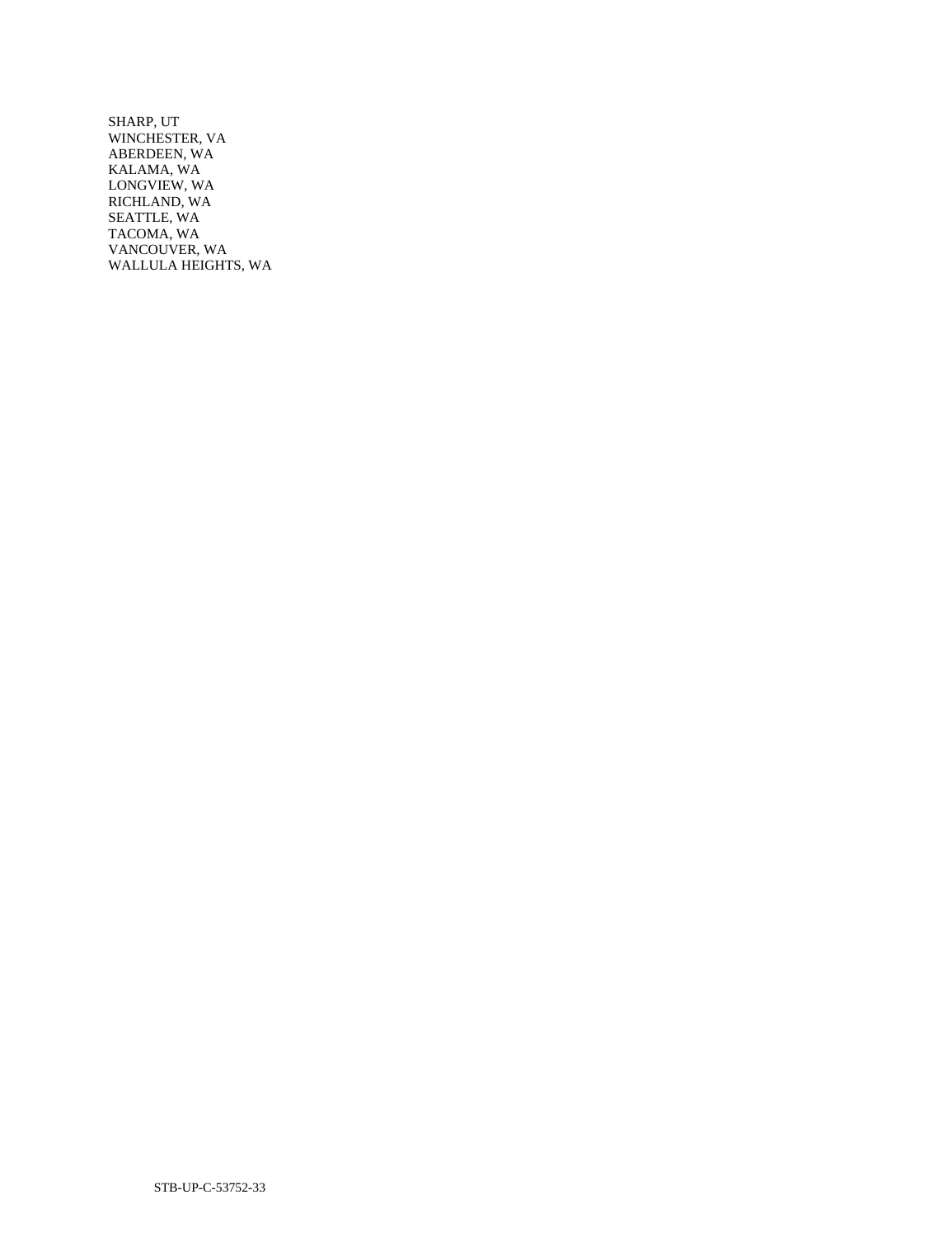SHARP, UT
WINCHESTER, VA
ABERDEEN, WA
KALAMA, WA
LONGVIEW, WA
RICHLAND, WA
SEATTLE, WA
TACOMA, WA
VANCOUVER, WA
WALLULA HEIGHTS, WA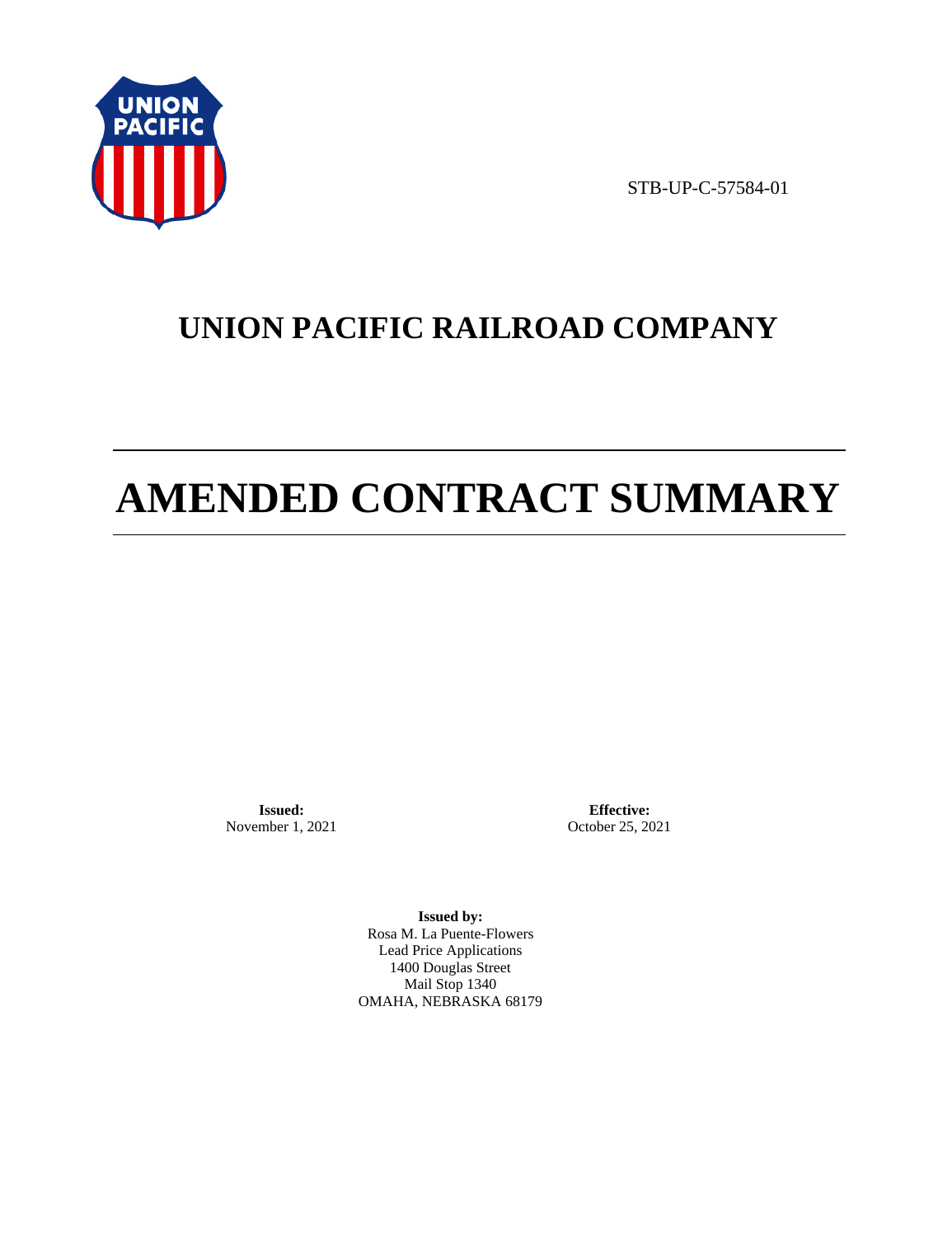STB-UP-C-57584-01

# UNION PACIFIC RAILROAD COMPANY

# AMENDED CONTRACT SUMMARY

**Issued:**
November 1, 2021

**Effective:**
October 25, 2021

**Issued by:**
Rosa M. La Puente-Flowers
Lead Price Applications
1400 Douglas Street
Mail Stop 1340
OMAHA, NEBRASKA 68179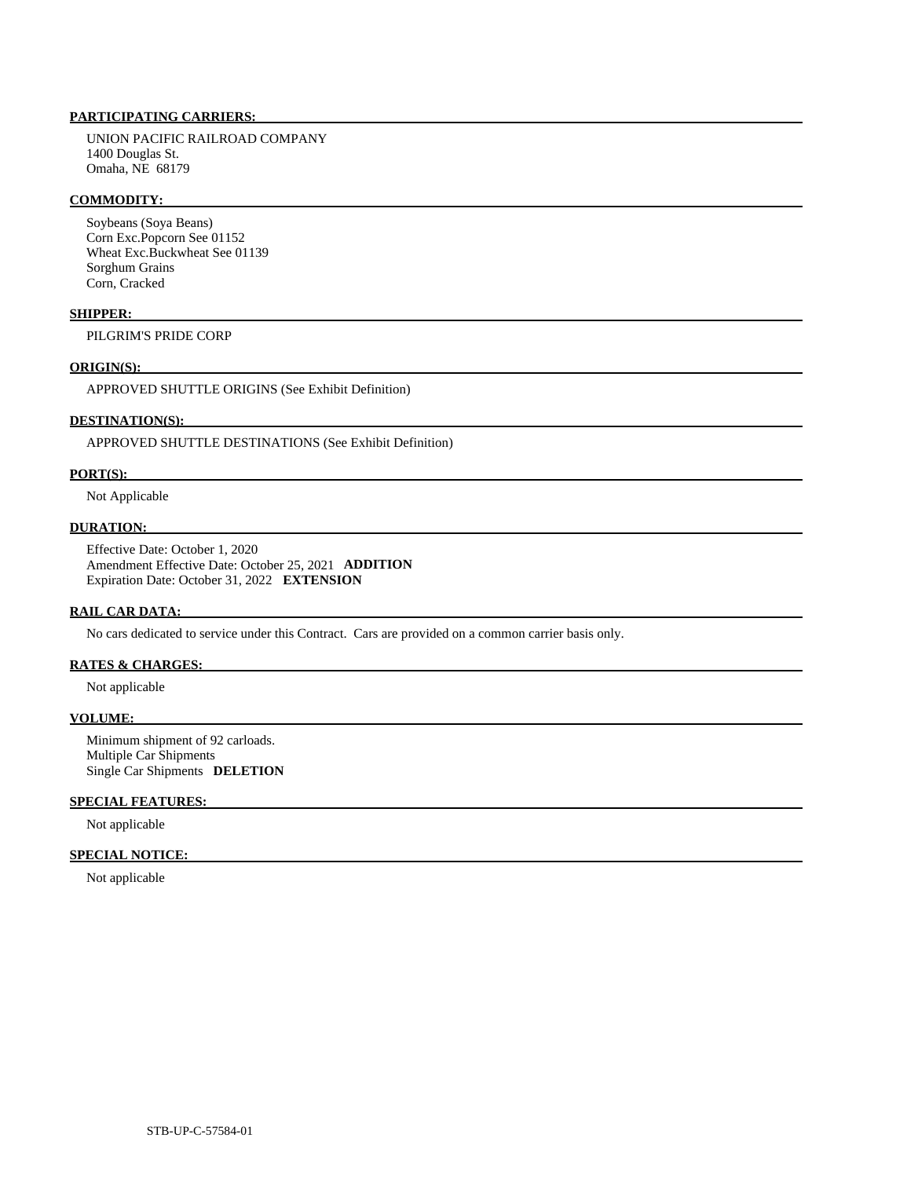**PARTICIPATING CARRIERS:**

UNION PACIFIC RAILROAD COMPANY
1400 Douglas St.
Omaha, NE 68179

**COMMODITY:**

Soybeans (Soya Beans)
Corn Exc.Popcorn See 01152
Wheat Exc.Buckwheat See 01139
Sorghum Grains
Corn, Cracked

**SHIPPER:**

PILGRIM'S PRIDE CORP

**ORIGIN(S):**

APPROVED SHUTTLE ORIGINS (See Exhibit Definition)

**DESTINATION(S):**

APPROVED SHUTTLE DESTINATIONS (See Exhibit Definition)

**PORT(S):**

Not Applicable

**DURATION:**

Effective Date: October 1, 2020
Amendment Effective Date: October 25, 2021 **ADDITION**
Expiration Date: October 31, 2022 **EXTENSION**

**RAIL CAR DATA:**

No cars dedicated to service under this Contract. Cars are provided on a common carrier basis only.

**RATES & CHARGES:**

Not applicable

**VOLUME:**

Minimum shipment of 92 carloads.
Multiple Car Shipments
Single Car Shipments **DELETION**

**SPECIAL FEATURES:**

Not applicable

**SPECIAL NOTICE:**

Not applicable

STB-UP-C-57584-01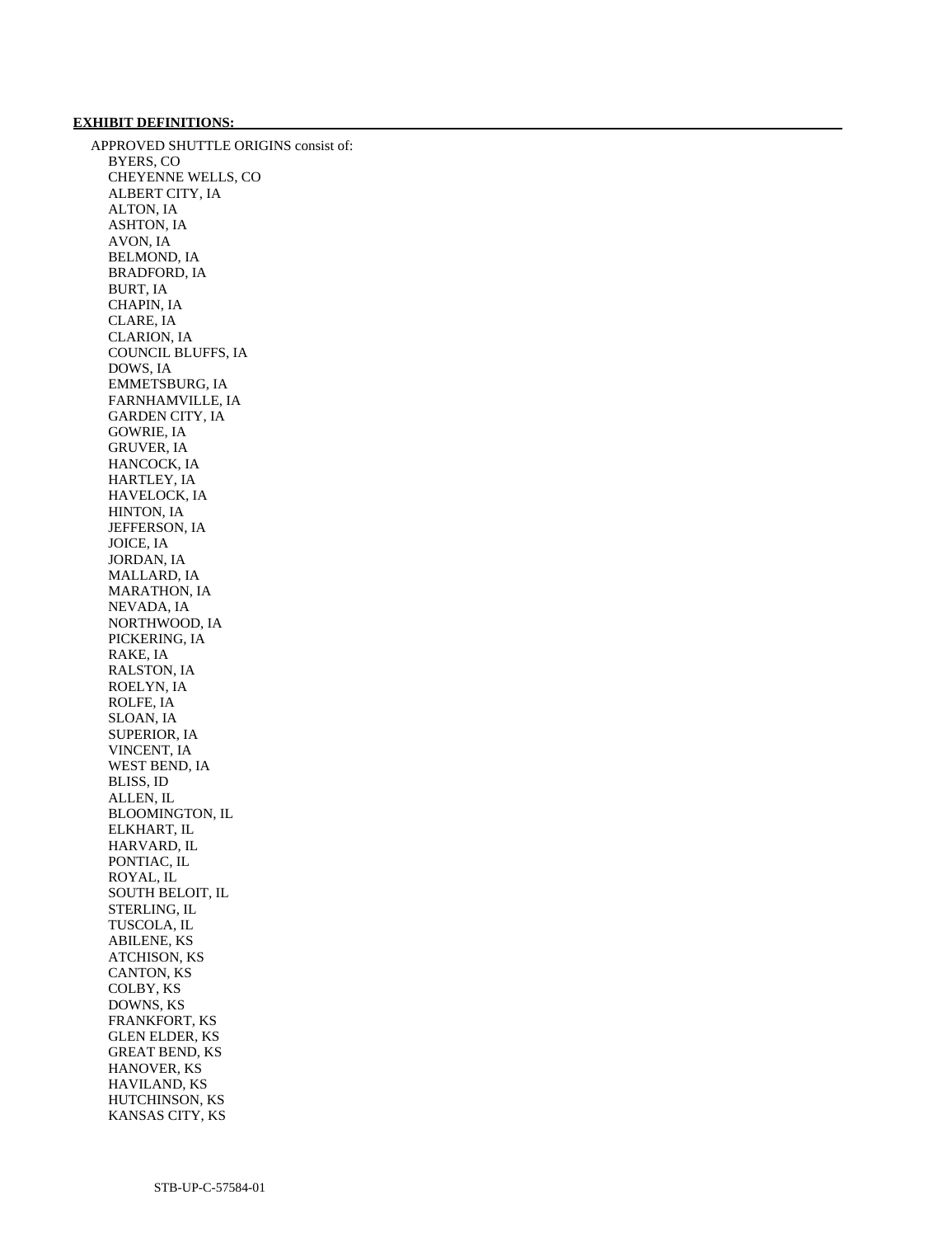**EXHIBIT DEFINITIONS:**

APPROVED SHUTTLE ORIGINS consist of:

- BYERS, CO
- CHEYENNE WELLS, CO
- ALBERT CITY, IA
- ALTON, IA
- ASHTON, IA
- AVON, IA
- BELMOND, IA
- BRADFORD, IA
- BURT, IA
- CHAPIN, IA
- CLARE, IA
- CLARION, IA
- COUNCIL BLUFFS, IA
- DOWS, IA
- EMMETSBURG, IA
- FARNHAMVILLE, IA
- GARDEN CITY, IA
- GOWRIE, IA
- GRUVER, IA
- HANCOCK, IA
- HARTLEY, IA
- HAVELOCK, IA
- HINTON, IA
- JEFFERSON, IA
- JOICE, IA
- JORDAN, IA
- MALLARD, IA
- MARATHON, IA
- NEVADA, IA
- NORTHWOOD, IA
- PICKERING, IA
- RAKE, IA
- RALSTON, IA
- ROELYN, IA
- ROLFE, IA
- SLOAN, IA
- SUPERIOR, IA
- VINCENT, IA
- WEST BEND, IA
- BLISS, ID
- ALLEN, IL
- BLOOMINGTON, IL
- ELKHART, IL
- HARVARD, IL
- PONTIAC, IL
- ROYAL, IL
- SOUTH BELOIT, IL
- STERLING, IL
- TUSCOLA, IL
- ABILENE, KS
- ATCHISON, KS
- CANTON, KS
- COLBY, KS
- DOWNS, KS
- FRANKFORT, KS
- GLEN ELDER, KS
- GREAT BEND, KS
- HANOVER, KS
- HAVILAND, KS
- HUTCHINSON, KS
- KANSAS CITY, KS

STB-UP-C-57584-01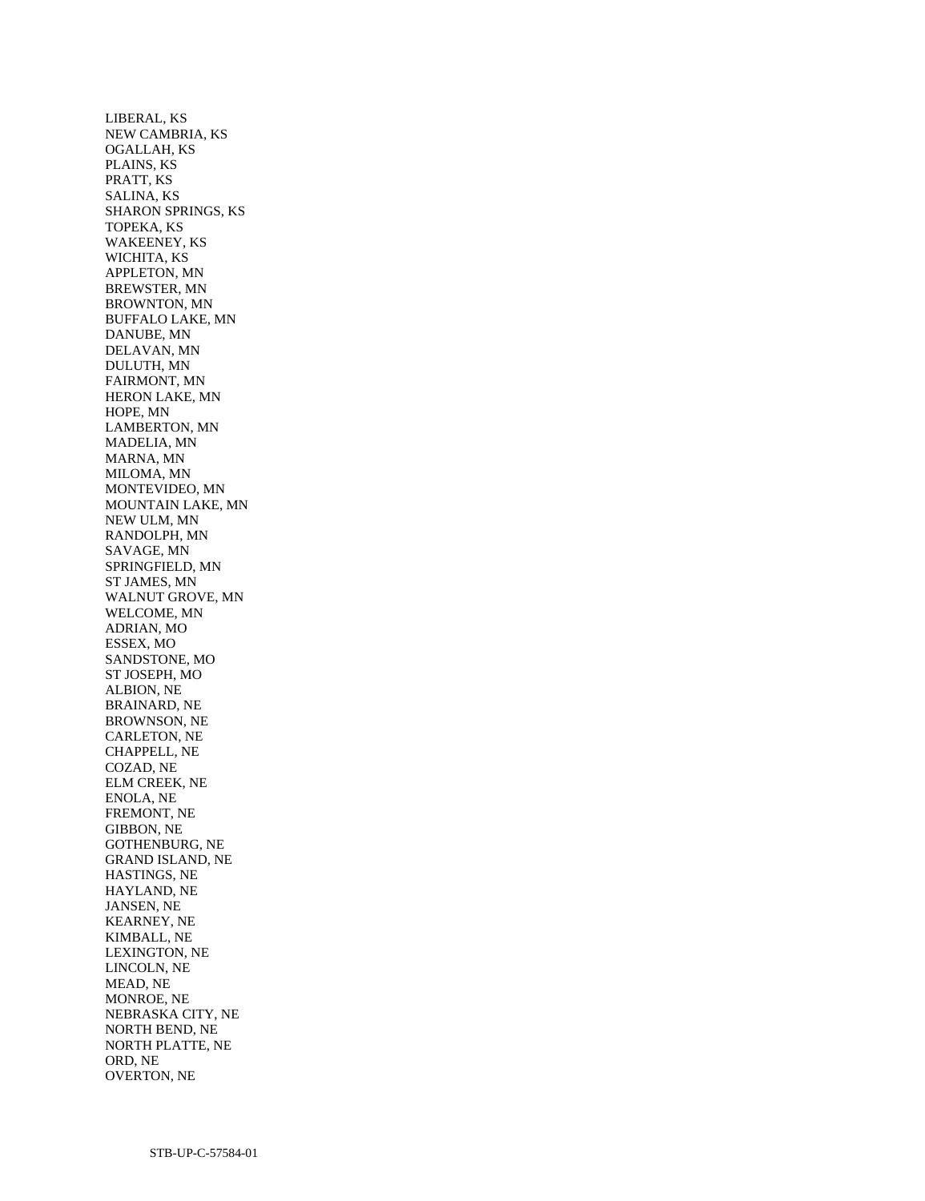LIBERAL, KS
NEW CAMBRIA, KS
OGALLAH, KS
PLAINS, KS
PRATT, KS
SALINA, KS
SHARON SPRINGS, KS
TOPEKA, KS
WAKEENEY, KS
WICHITA, KS
APPLETON, MN
BREWSTER, MN
BROWNTON, MN
BUFFALO LAKE, MN
DANUBE, MN
DELAVAN, MN
DULUTH, MN
FAIRMONT, MN
HERON LAKE, MN
HOPE, MN
LAMBERTON, MN
MADELIA, MN
MARNA, MN
MILOMA, MN
MONTEVIDEO, MN
MOUNTAIN LAKE, MN
NEW ULM, MN
RANDOLPH, MN
SAVAGE, MN
SPRINGFIELD, MN
ST JAMES, MN
WALNUT GROVE, MN
WELCOME, MN
ADRIAN, MO
ESSEX, MO
SANDSTONE, MO
ST JOSEPH, MO
ALBION, NE
BRAINARD, NE
BROWNSON, NE
CARLETON, NE
CHAPPELL, NE
COZAD, NE
ELM CREEK, NE
ENOLA, NE
FREMONT, NE
GIBBON, NE
GOTHENBURG, NE
GRAND ISLAND, NE
HASTINGS, NE
HAYLAND, NE
JANSEN, NE
KEARNEY, NE
KIMBALL, NE
LEXINGTON, NE
LINCOLN, NE
MEAD, NE
MONROE, NE
NEBRASKA CITY, NE
NORTH BEND, NE
NORTH PLATTE, NE
ORD, NE
OVERTON, NE

STB-UP-C-57584-01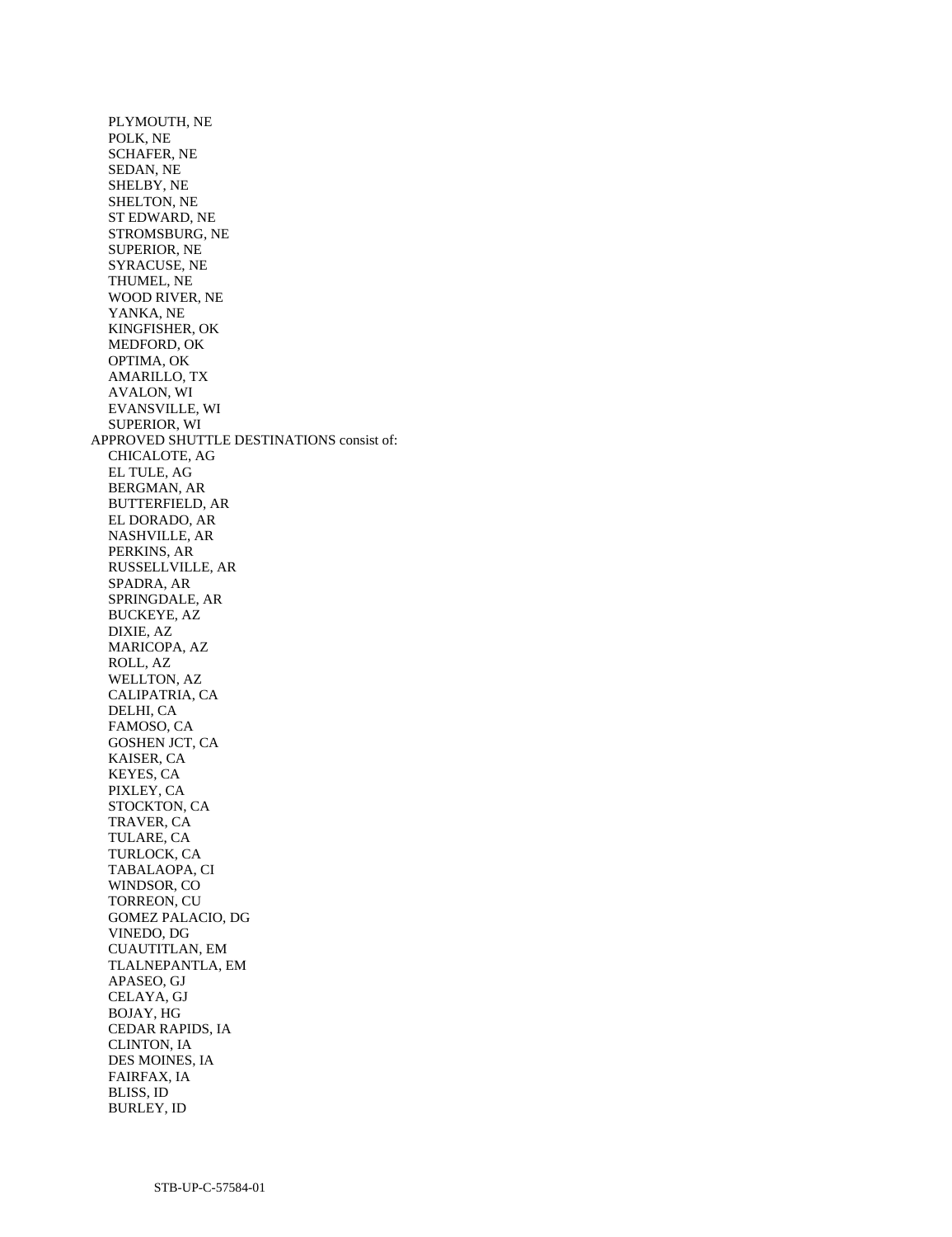PLYMOUTH, NE
POLK, NE
SCHAFER, NE
SEDAN, NE
SHELBY, NE
SHELTON, NE
ST EDWARD, NE
STROMSBURG, NE
SUPERIOR, NE
SYRACUSE, NE
THUMEL, NE
WOOD RIVER, NE
YANKA, NE
KINGFISHER, OK
MEDFORD, OK
OPTIMA, OK
AMARILLO, TX
AVALON, WI
EVANSVILLE, WI
SUPERIOR, WI

APPROVED SHUTTLE DESTINATIONS consist of:

CHICALOTE, AG
EL TULE, AG
BERGMAN, AR
BUTTERFIELD, AR
EL DORADO, AR
NASHVILLE, AR
PERKINS, AR
RUSSELLVILLE, AR
SPADRA, AR
SPRINGDALE, AR
BUCKEYE, AZ
DIXIE, AZ
MARICOPA, AZ
ROLL, AZ
WELLTON, AZ
CALIPATRIA, CA
DELHI, CA
FAMOSO, CA
GOSHEN JCT, CA
KAISER, CA
KEYES, CA
PIXLEY, CA
STOCKTON, CA
TRAVER, CA
TULARE, CA
TURLOCK, CA
TABALAOPA, CI
WINDSOR, CO
TORREON, CU
GOMEZ PALACIO, DG
VINEDO, DG
CUAUTITLAN, EM
TLALNEPANTLA, EM
APASEO, GJ
CELAYA, GJ
BOJAY, HG
CEDAR RAPIDS, IA
CLINTON, IA
DES MOINES, IA
FAIRFAX, IA
BLISS, ID
BURLEY, ID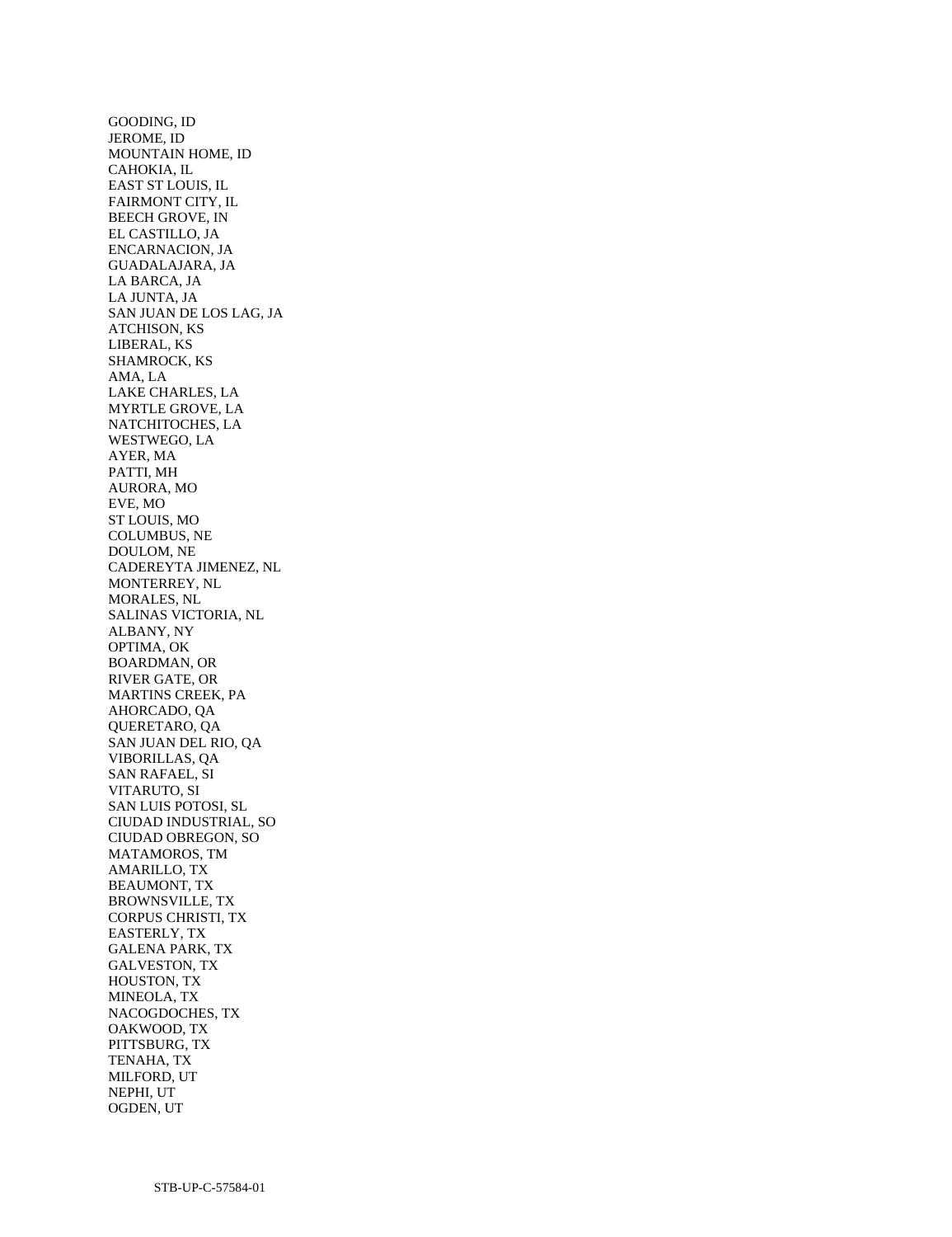GOODING, ID
JEROME, ID
MOUNTAIN HOME, ID
CAHOKIA, IL
EAST ST LOUIS, IL
FAIRMONT CITY, IL
BEECH GROVE, IN
EL CASTILLO, JA
ENCARNACION, JA
GUADALAJARA, JA
LA BARCA, JA
LA JUNTA, JA
SAN JUAN DE LOS LAG, JA
ATCHISON, KS
LIBERAL, KS
SHAMROCK, KS
AMA, LA
LAKE CHARLES, LA
MYRTLE GROVE, LA
NATCHITOCHES, LA
WESTWEGO, LA
AYER, MA
PATTI, MH
AURORA, MO
EVE, MO
ST LOUIS, MO
COLUMBUS, NE
DOULOM, NE
CADEREYTA JIMENEZ, NL
MONTERREY, NL
MORALES, NL
SALINAS VICTORIA, NL
ALBANY, NY
OPTIMA, OK
BOARDMAN, OR
RIVER GATE, OR
MARTINS CREEK, PA
AHORCADO, QA
QUERETARO, QA
SAN JUAN DEL RIO, QA
VIBORILLAS, QA
SAN RAFAEL, SI
VITARUTO, SI
SAN LUIS POTOSI, SL
CIUDAD INDUSTRIAL, SO
CIUDAD OBREGON, SO
MATAMOROS, TM
AMARILLO, TX
BEAUMONT, TX
BROWNSVILLE, TX
CORPUS CHRISTI, TX
EASTERLY, TX
GALENA PARK, TX
GALVESTON, TX
HOUSTON, TX
MINEOLA, TX
NACOGDOCHES, TX
OAKWOOD, TX
PITTSBURG, TX
TENAHA, TX
MILFORD, UT
NEPHI, UT
OGDEN, UT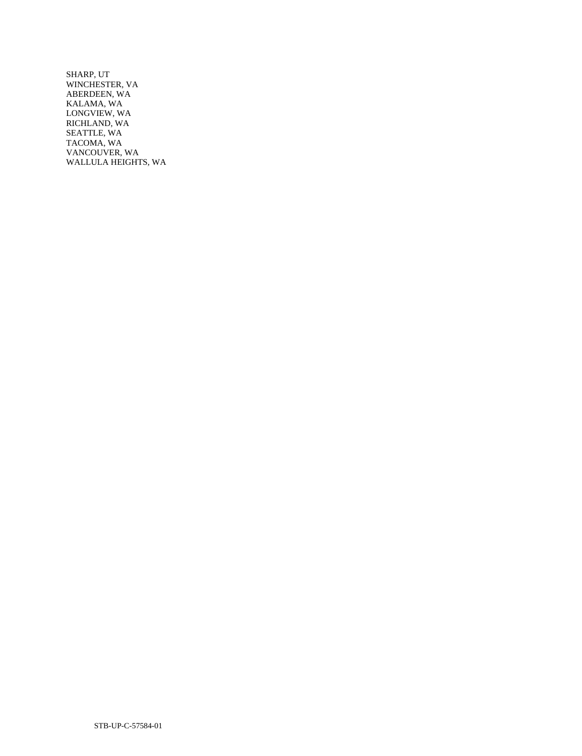SHARP, UT
WINCHESTER, VA
ABERDEEN, WA
KALAMA, WA
LONGVIEW, WA
RICHLAND, WA
SEATTLE, WA
TACOMA, WA
VANCOUVER, WA
WALLULA HEIGHTS, WA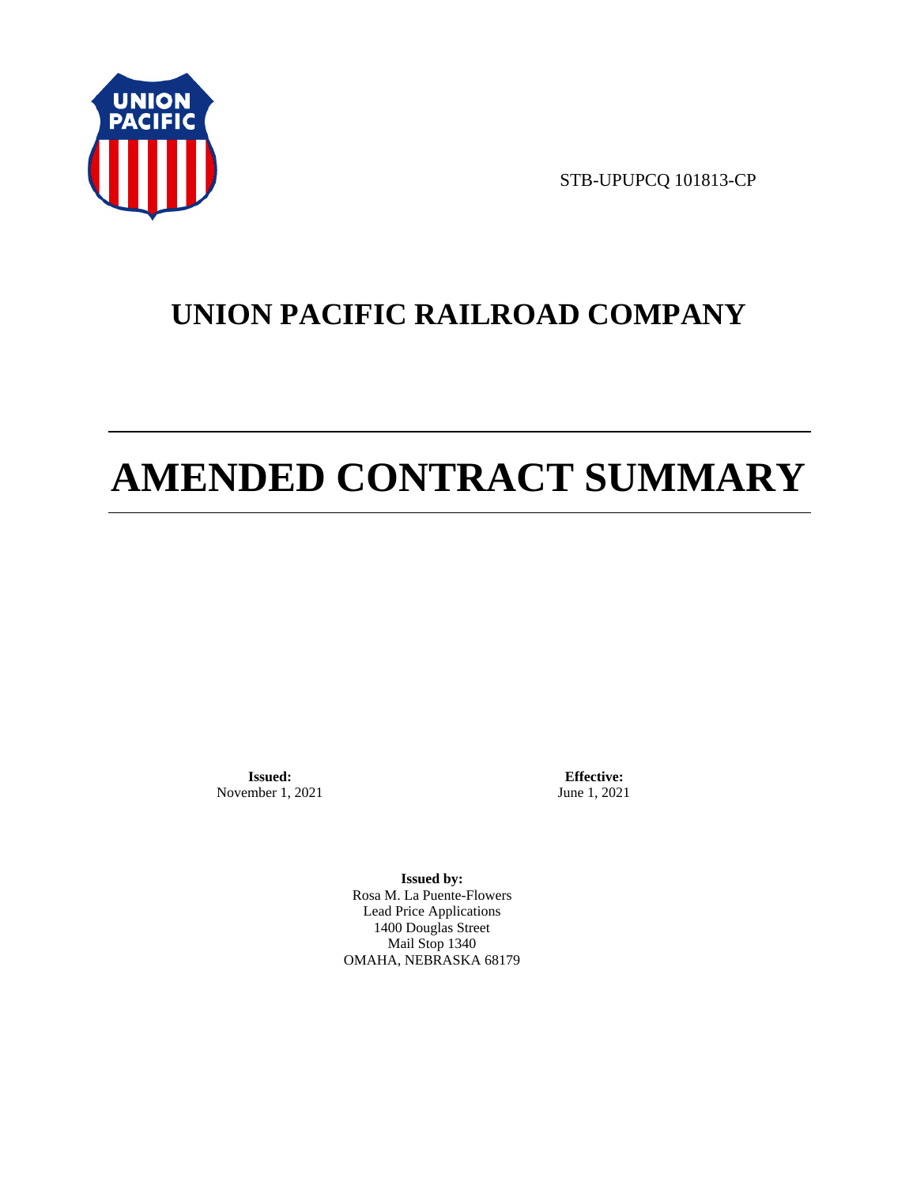STB-UPUPCQ 101813-CP

# UNION PACIFIC RAILROAD COMPANY

# AMENDED CONTRACT SUMMARY

**Issued:**
November 1, 2021

**Effective:**
June 1, 2021

**Issued by:**
Rosa M. La Puente-Flowers
Lead Price Applications
1400 Douglas Street
Mail Stop 1340
OMAHA, NEBRASKA 68179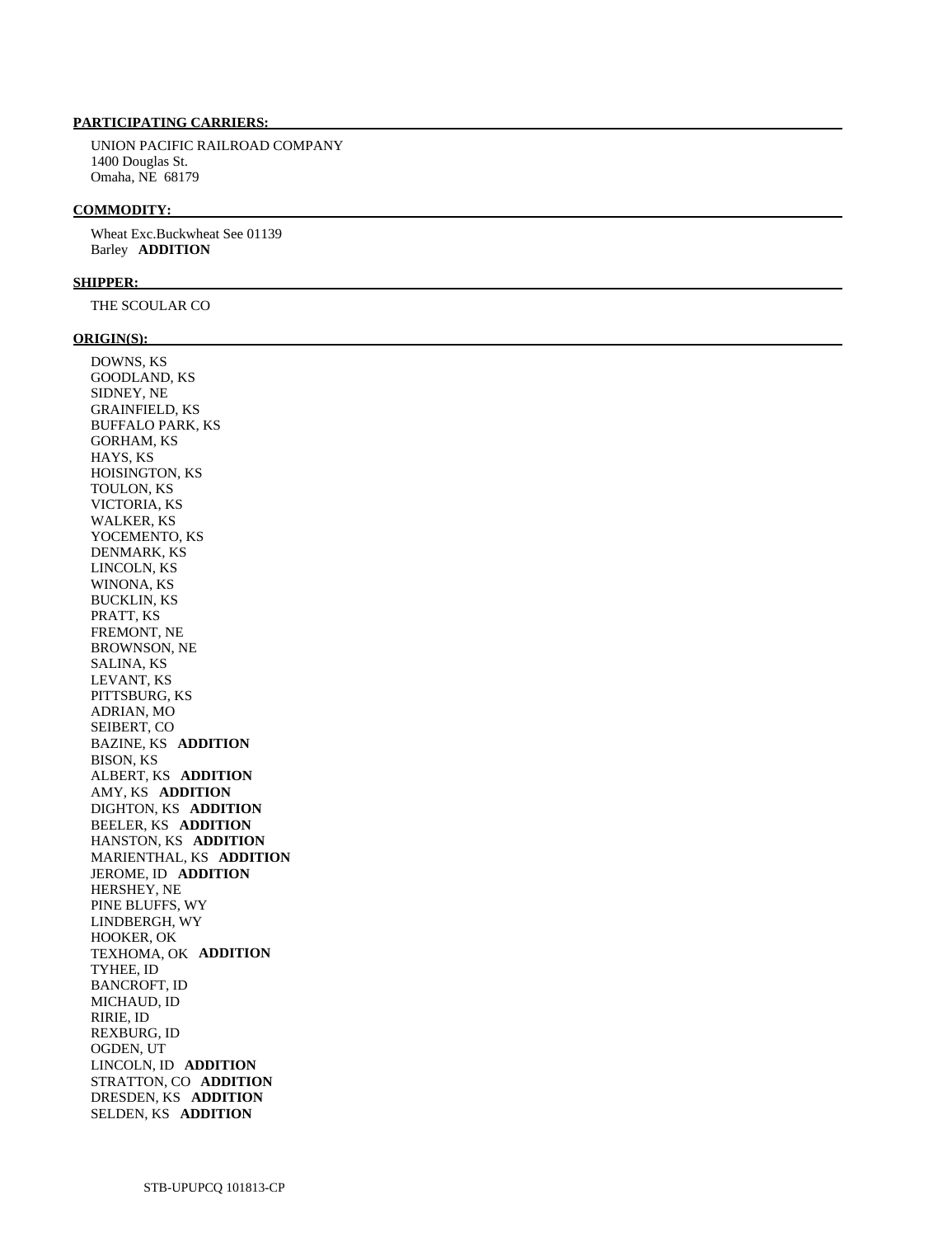**PARTICIPATING CARRIERS:**

UNION PACIFIC RAILROAD COMPANY
1400 Douglas St.
Omaha, NE 68179

**COMMODITY:**

Wheat Exc.Buckwheat See 01139
Barley **ADDITION**

**SHIPPER:**

THE SCOULAR CO

**ORIGIN(S):**

DOWNS, KS
GOODLAND, KS
SIDNEY, NE
GRAINFIELD, KS
BUFFALO PARK, KS
GORHAM, KS
HAYS, KS
HOISINGTON, KS
TOULON, KS
VICTORIA, KS
WALKER, KS
YOCEMENTO, KS
DENMARK, KS
LINCOLN, KS
WINONA, KS
BUCKLIN, KS
PRATT, KS
FREMONT, NE
BROWNSON, NE
SALINA, KS
LEVANT, KS
PITTSBURG, KS
ADRIAN, MO
SEIBERT, CO
BAZINE, KS **ADDITION**
BISON, KS
ALBERT, KS **ADDITION**
AMY, KS **ADDITION**
DIGHTON, KS **ADDITION**
BEELER, KS **ADDITION**
HANSTON, KS **ADDITION**
MARIENTHAL, KS **ADDITION**
JEROME, ID **ADDITION**
HERSHEY, NE
PINE BLUFFS, WY
LINDBERGH, WY
HOOKER, OK
TEXHOMA, OK **ADDITION**
TYHEE, ID
BANCROFT, ID
MICHAUD, ID
RIRIE, ID
REXBURG, ID
OGDEN, UT
LINCOLN, ID **ADDITION**
STRATTON, CO **ADDITION**
DRESDEN, KS **ADDITION**
SELDEN, KS **ADDITION**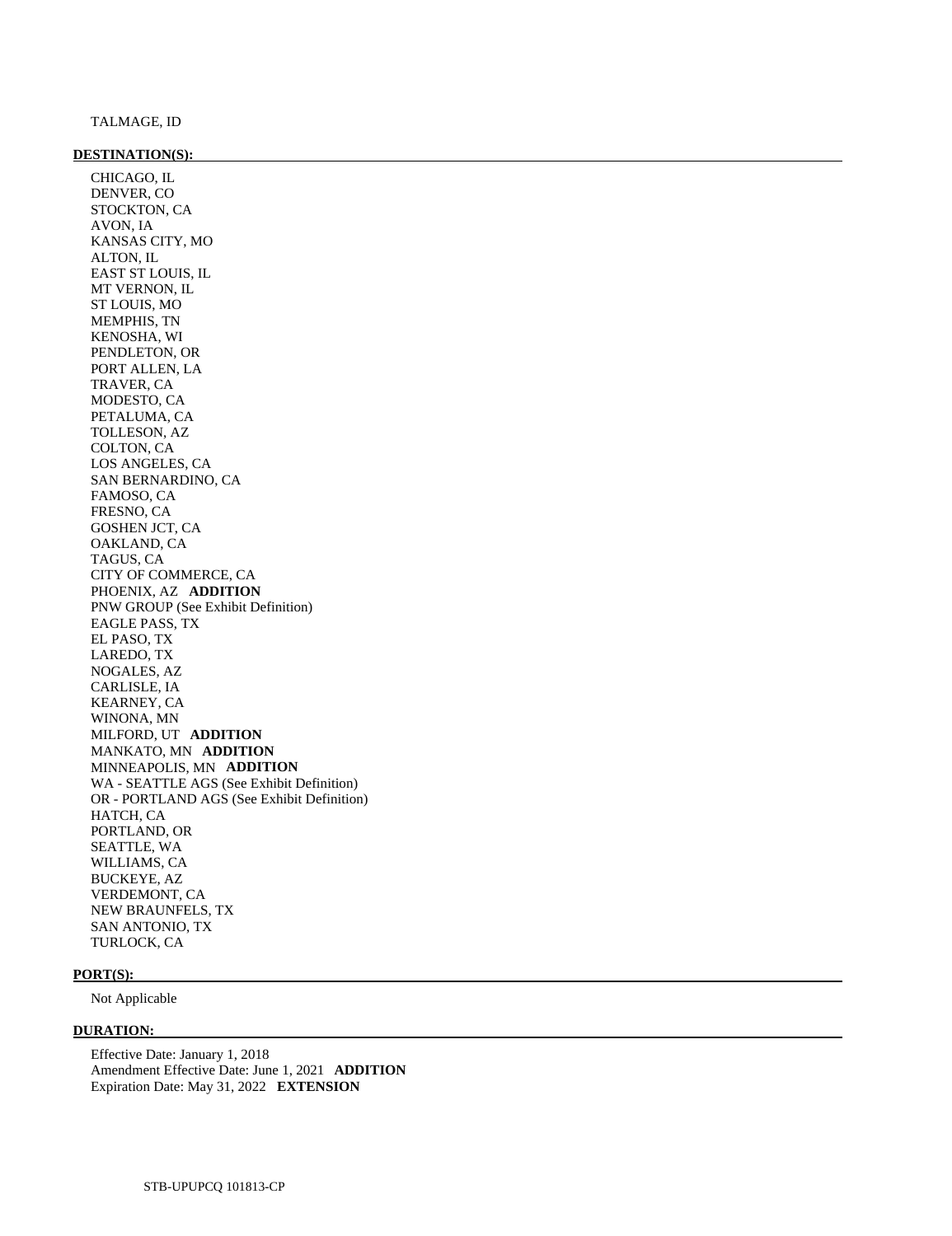TALMAGE, ID

**DESTINATION(S):**

CHICAGO, IL
DENVER, CO
STOCKTON, CA
AVON, IA
KANSAS CITY, MO
ALTON, IL
EAST ST LOUIS, IL
MT VERNON, IL
ST LOUIS, MO
MEMPHIS, TN
KENOSHA, WI
PENDLETON, OR
PORT ALLEN, LA
TRAVER, CA
MODESTO, CA
PETALUMA, CA
TOLLESON, AZ
COLTON, CA
LOS ANGELES, CA
SAN BERNARDINO, CA
FAMOSO, CA
FRESNO, CA
GOSHEN JCT, CA
OAKLAND, CA
TAGUS, CA
CITY OF COMMERCE, CA
PHOENIX, AZ **ADDITION**
PNW GROUP (See Exhibit Definition)
EAGLE PASS, TX
EL PASO, TX
LAREDO, TX
NOGALES, AZ
CARLISLE, IA
KEARNEY, CA
WINONA, MN
MILFORD, UT **ADDITION**
MANKATO, MN **ADDITION**
MINNEAPOLIS, MN **ADDITION**
WA - SEATTLE AGS (See Exhibit Definition)
OR - PORTLAND AGS (See Exhibit Definition)
HATCH, CA
PORTLAND, OR
SEATTLE, WA
WILLIAMS, CA
BUCKEYE, AZ
VERDEMONT, CA
NEW BRAUNFELS, TX
SAN ANTONIO, TX
TURLOCK, CA

**PORT(S):**

Not Applicable

**DURATION:**

Effective Date: January 1, 2018
Amendment Effective Date: June 1, 2021 **ADDITION**
Expiration Date: May 31, 2022 **EXTENSION**

STB-UPUPCQ 101813-CP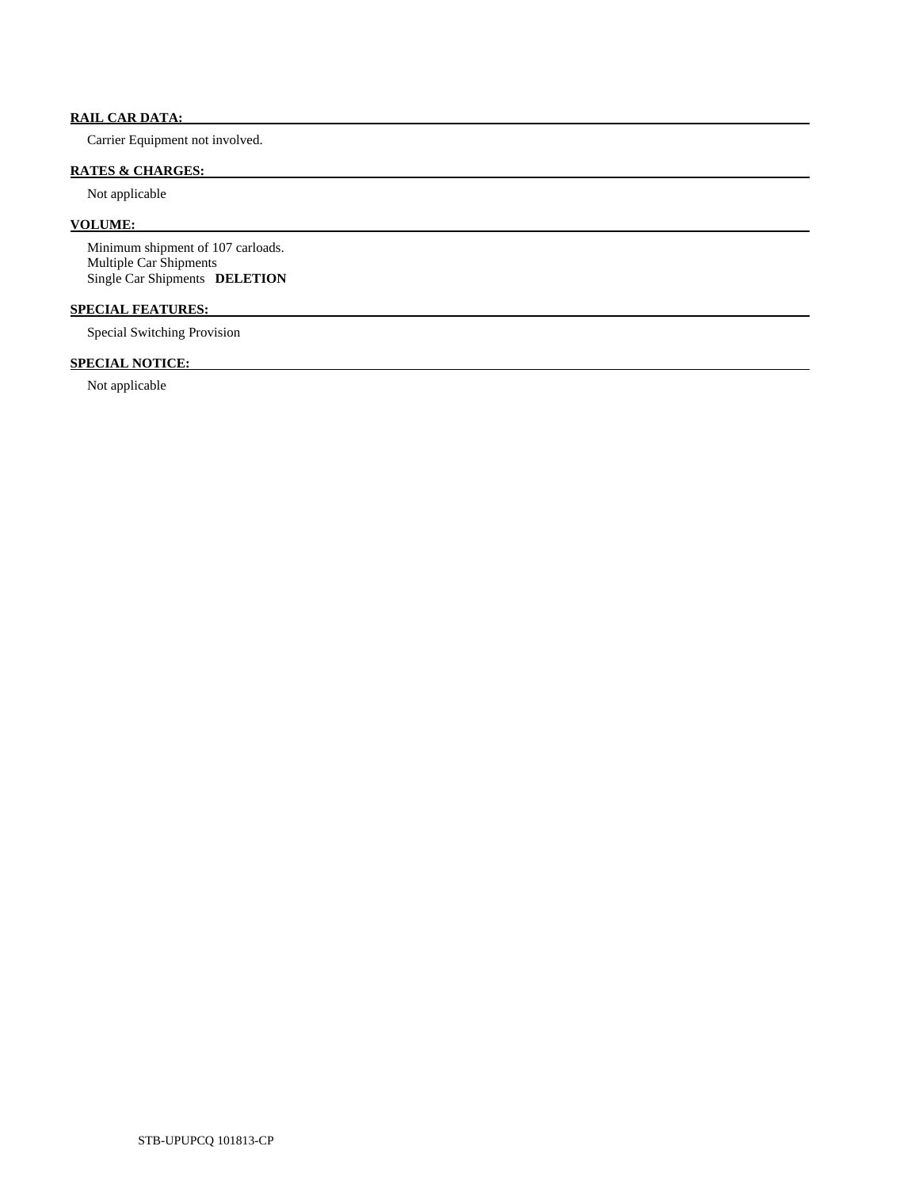**RAIL CAR DATA:**

Carrier Equipment not involved.

**RATES & CHARGES:**

Not applicable

**VOLUME:**

Minimum shipment of 107 carloads.
Multiple Car Shipments
Single Car Shipments **DELETION**

**SPECIAL FEATURES:**

Special Switching Provision

**SPECIAL NOTICE:**

Not applicable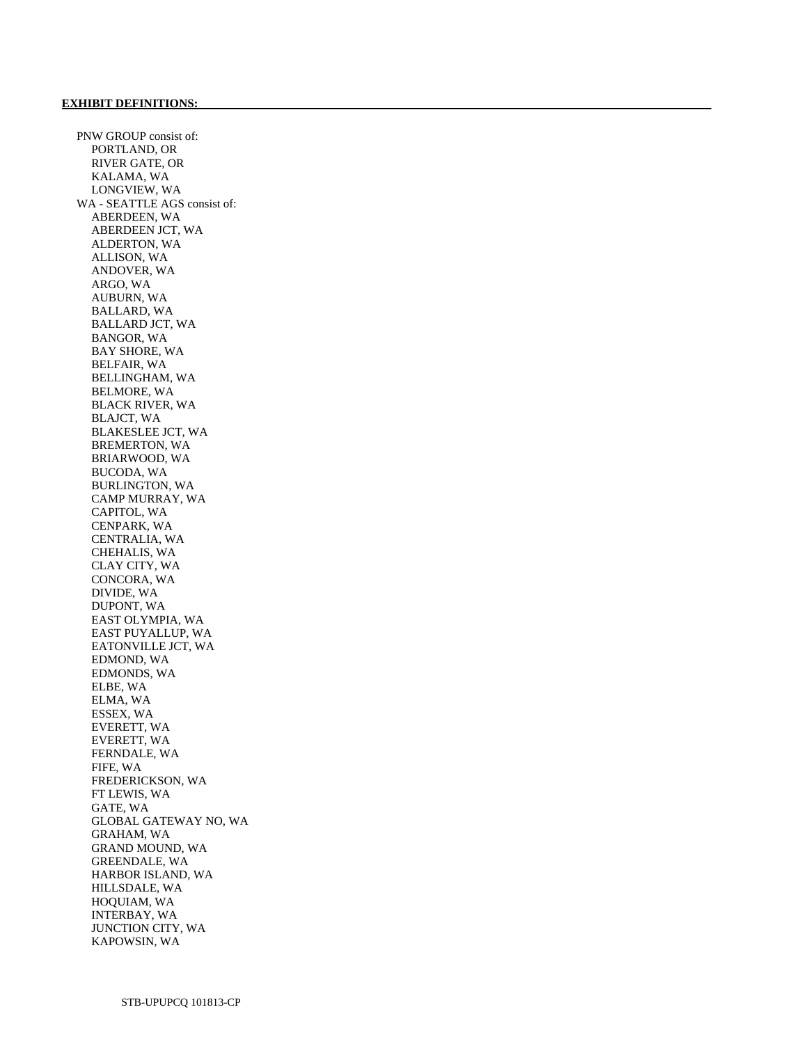**EXHIBIT DEFINITIONS:**

PNW GROUP consist of:
- PORTLAND, OR
- RIVER GATE, OR
- KALAMA, WA
- LONGVIEW, WA

WA - SEATTLE AGS consist of:
- ABERDEEN, WA
- ABERDEEN JCT, WA
- ALDERTON, WA
- ALLISON, WA
- ANDOVER, WA
- ARGO, WA
- AUBURN, WA
- BALLARD, WA
- BALLARD JCT, WA
- BANGOR, WA
- BAY SHORE, WA
- BELFAIR, WA
- BELLINGHAM, WA
- BELMORE, WA
- BLACK RIVER, WA
- BLAJCT, WA
- BLAKESLEE JCT, WA
- BREMERTON, WA
- BRIARWOOD, WA
- BUCODA, WA
- BURLINGTON, WA
- CAMP MURRAY, WA
- CAPITOL, WA
- CENPARK, WA
- CENTRALIA, WA
- CHEHALIS, WA
- CLAY CITY, WA
- CONCORA, WA
- DIVIDE, WA
- DUPONT, WA
- EAST OLYMPIA, WA
- EAST PUYALLUP, WA
- EATONVILLE JCT, WA
- EDMOND, WA
- EDMONDS, WA
- ELBE, WA
- ELMA, WA
- ESSEX, WA
- EVERETT, WA
- EVERETT, WA
- FERNDALE, WA
- FIFE, WA
- FREDERICKSON, WA
- FT LEWIS, WA
- GATE, WA
- GLOBAL GATEWAY NO, WA
- GRAHAM, WA
- GRAND MOUND, WA
- GREENDALE, WA
- HARBOR ISLAND, WA
- HILLSDALE, WA
- HOQUIAM, WA
- INTERBAY, WA
- JUNCTION CITY, WA
- KAPOWSIN, WA

STB-UPUPCQ 101813-CP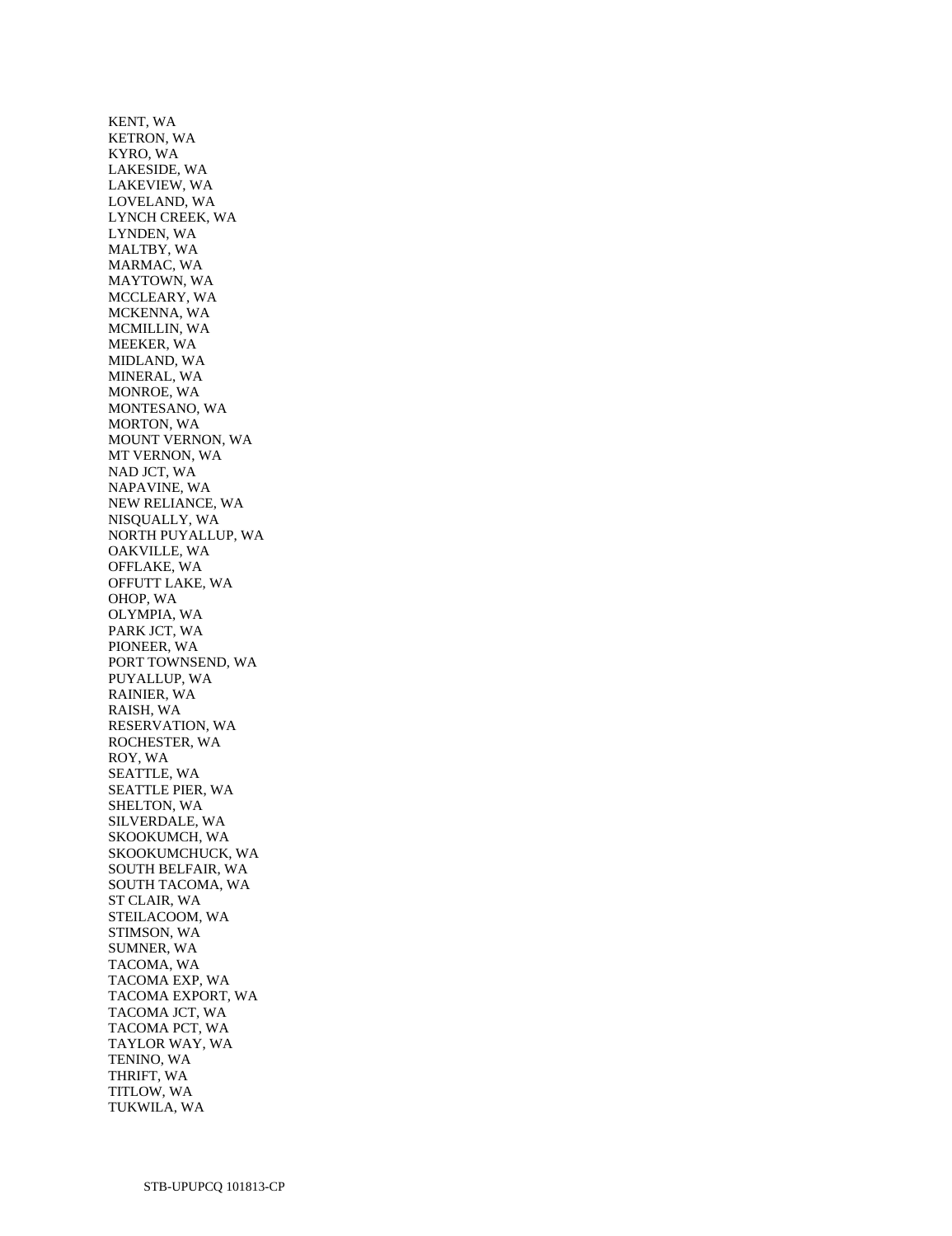KENT, WA
KETRON, WA
KYRO, WA
LAKESIDE, WA
LAKEVIEW, WA
LOVELAND, WA
LYNCH CREEK, WA
LYNDEN, WA
MALTBY, WA
MARMAC, WA
MAYTOWN, WA
MCCLEARY, WA
MCKENNA, WA
MCMILLIN, WA
MEEKER, WA
MIDLAND, WA
MINERAL, WA
MONROE, WA
MONTESANO, WA
MORTON, WA
MOUNT VERNON, WA
MT VERNON, WA
NAD JCT, WA
NAPAVINE, WA
NEW RELIANCE, WA
NISQUALLY, WA
NORTH PUYALLUP, WA
OAKVILLE, WA
OFFLAKE, WA
OFFUTT LAKE, WA
OHOP, WA
OLYMPIA, WA
PARK JCT, WA
PIONEER, WA
PORT TOWNSEND, WA
PUYALLUP, WA
RAINIER, WA
RAISH, WA
RESERVATION, WA
ROCHESTER, WA
ROY, WA
SEATTLE, WA
SEATTLE PIER, WA
SHELTON, WA
SILVERDALE, WA
SKOOKUMCH, WA
SKOOKUMCHUCK, WA
SOUTH BELFAIR, WA
SOUTH TACOMA, WA
ST CLAIR, WA
STEILACOOM, WA
STIMSON, WA
SUMNER, WA
TACOMA, WA
TACOMA EXP, WA
TACOMA EXPORT, WA
TACOMA JCT, WA
TACOMA PCT, WA
TAYLOR WAY, WA
TENINO, WA
THRIFT, WA
TITLOW, WA
TUKWILA, WA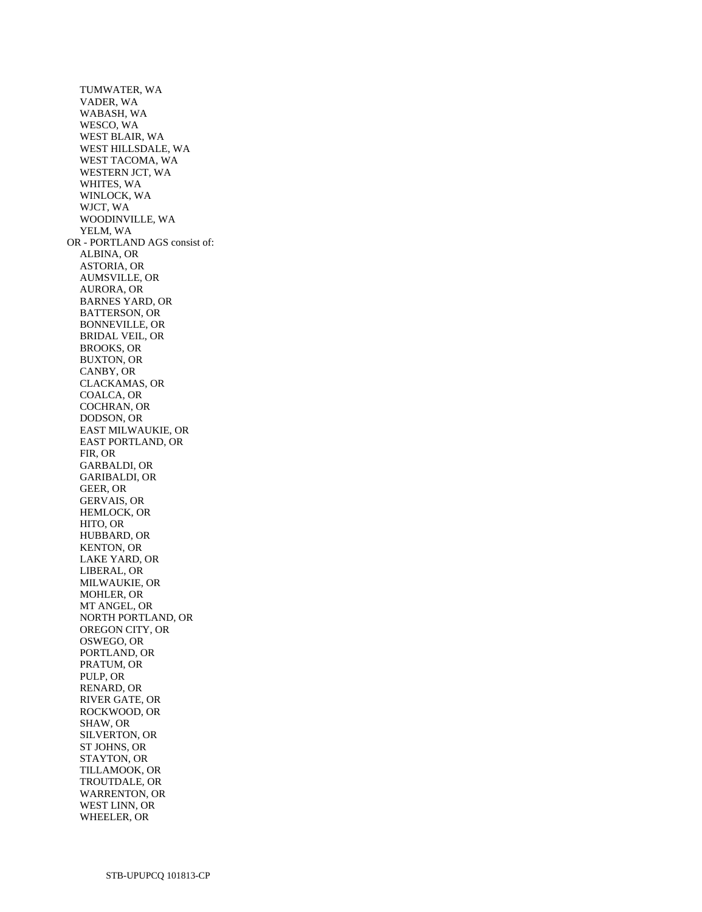TUMWATER, WA
VADER, WA
WABASH, WA
WESCO, WA
WEST BLAIR, WA
WEST HILLSDALE, WA
WEST TACOMA, WA
WESTERN JCT, WA
WHITES, WA
WINLOCK, WA
WJCT, WA
WOODINVILLE, WA
YELM, WA

OR - PORTLAND AGS consist of:

ALBINA, OR
ASTORIA, OR
AUMSVILLE, OR
AURORA, OR
BARNES YARD, OR
BATTERSON, OR
BONNEVILLE, OR
BRIDAL VEIL, OR
BROOKS, OR
BUXTON, OR
CANBY, OR
CLACKAMAS, OR
COALCA, OR
COCHRAN, OR
DODSON, OR
EAST MILWAUKIE, OR
EAST PORTLAND, OR
FIR, OR
GARBALDI, OR
GARIBALDI, OR
GEER, OR
GERVAIS, OR
HEMLOCK, OR
HITO, OR
HUBBARD, OR
KENTON, OR
LAKE YARD, OR
LIBERAL, OR
MILWAUKIE, OR
MOHLER, OR
MT ANGEL, OR
NORTH PORTLAND, OR
OREGON CITY, OR
OSWEGO, OR
PORTLAND, OR
PRATUM, OR
PULP, OR
RENARD, OR
RIVER GATE, OR
ROCKWOOD, OR
SHAW, OR
SILVERTON, OR
ST JOHNS, OR
STAYTON, OR
TILLAMOOK, OR
TROUTDALE, OR
WARRENTON, OR
WEST LINN, OR
WHEELER, OR

STB-UPUPCQ 101813-CP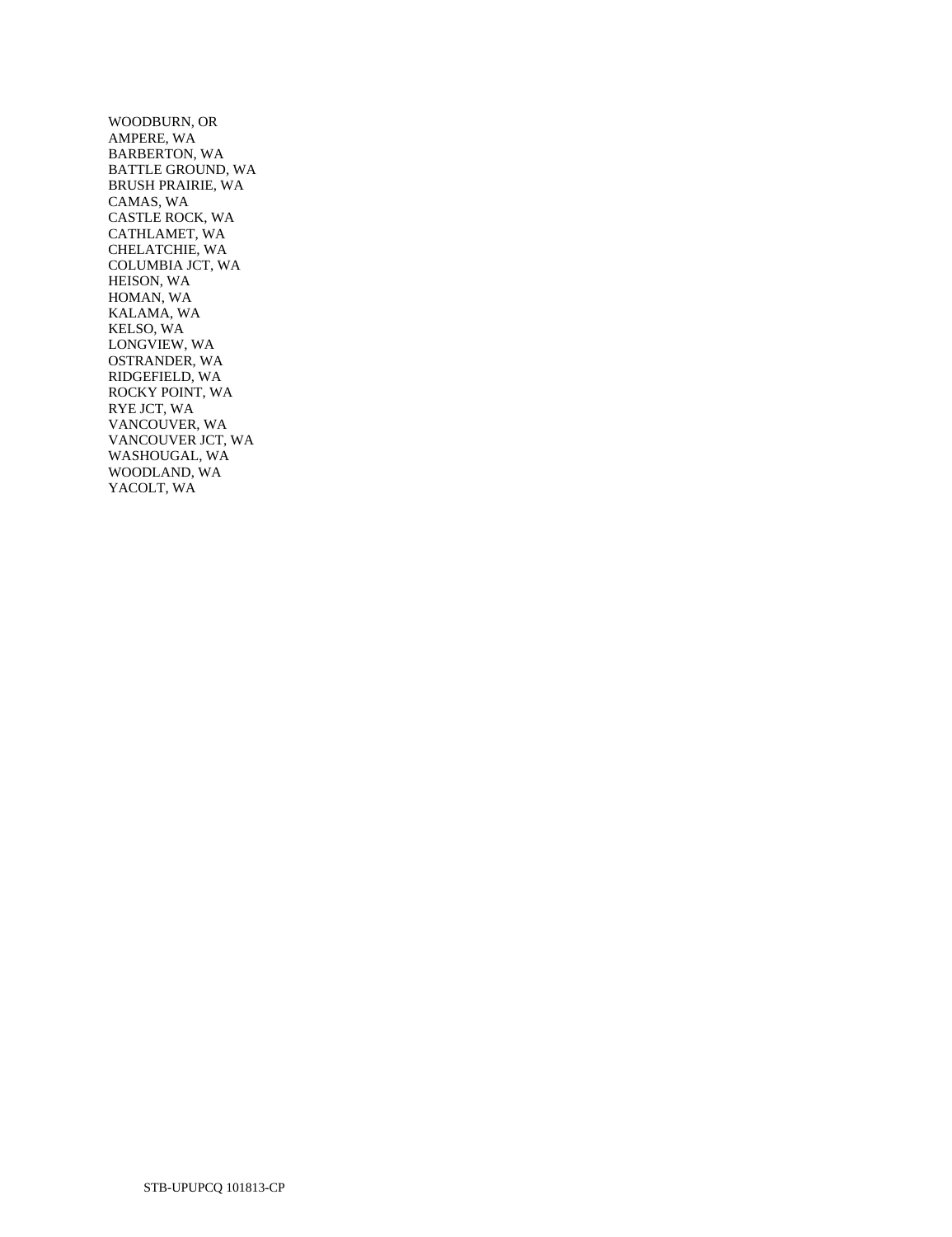WOODBURN, OR
AMPERE, WA
BARBERTON, WA
BATTLE GROUND, WA
BRUSH PRAIRIE, WA
CAMAS, WA
CASTLE ROCK, WA
CATHLAMET, WA
CHELATCHIE, WA
COLUMBIA JCT, WA
HEISON, WA
HOMAN, WA
KALAMA, WA
KELSO, WA
LONGVIEW, WA
OSTRANDER, WA
RIDGEFIELD, WA
ROCKY POINT, WA
RYE JCT, WA
VANCOUVER, WA
VANCOUVER JCT, WA
WASHOUGAL, WA
WOODLAND, WA
YACOLT, WA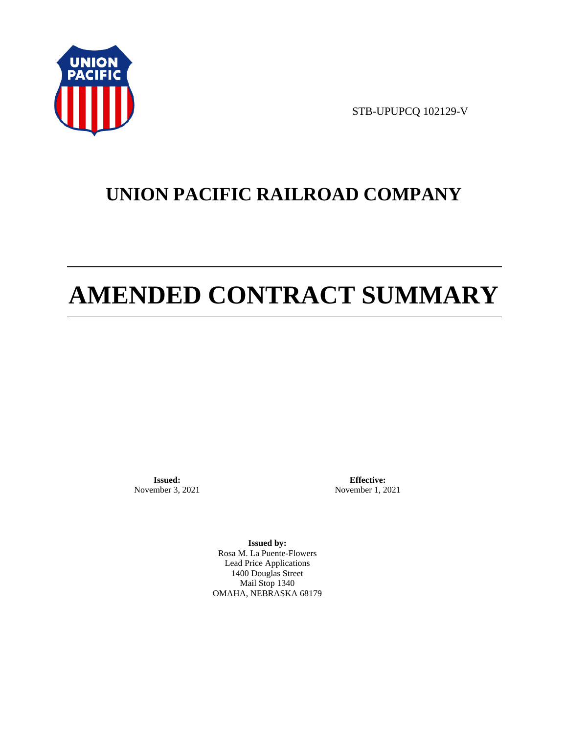STB-UPUPCQ 102129-V

# UNION PACIFIC RAILROAD COMPANY

# AMENDED CONTRACT SUMMARY

**Issued:**
November 3, 2021

**Effective:**
November 1, 2021

**Issued by:**
Rosa M. La Puente-Flowers
Lead Price Applications
1400 Douglas Street
Mail Stop 1340
OMAHA, NEBRASKA 68179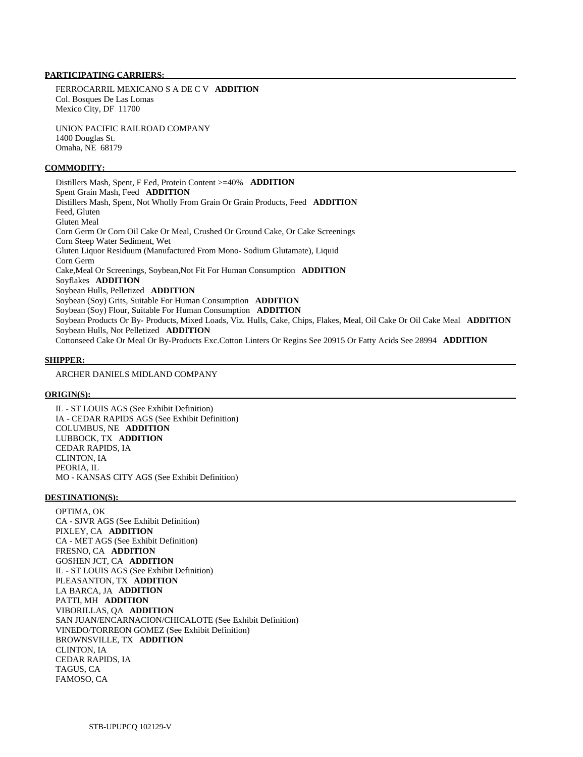**PARTICIPATING CARRIERS:**

FERROCARRIL MEXICANO S A DE C V **ADDITION**
Col. Bosques De Las Lomas
Mexico City, DF 11700

UNION PACIFIC RAILROAD COMPANY
1400 Douglas St.
Omaha, NE 68179

**COMMODITY:**

Distillers Mash, Spent, F Eed, Protein Content >=40% **ADDITION**
Spent Grain Mash, Feed **ADDITION**
Distillers Mash, Spent, Not Wholly From Grain Or Grain Products, Feed **ADDITION**
Feed, Gluten
Gluten Meal
Corn Germ Or Corn Oil Cake Or Meal, Crushed Or Ground Cake, Or Cake Screenings
Corn Steep Water Sediment, Wet
Gluten Liquor Residuum (Manufactured From Mono- Sodium Glutamate), Liquid
Corn Germ
Cake,Meal Or Screenings, Soybean,Not Fit For Human Consumption **ADDITION**
Soyflakes **ADDITION**
Soybean Hulls, Pelletized **ADDITION**
Soybean (Soy) Grits, Suitable For Human Consumption **ADDITION**
Soybean (Soy) Flour, Suitable For Human Consumption **ADDITION**
Soybean Products Or By- Products, Mixed Loads, Viz. Hulls, Cake, Chips, Flakes, Meal, Oil Cake Or Oil Cake Meal **ADDITION**
Soybean Hulls, Not Pelletized **ADDITION**
Cottonseed Cake Or Meal Or By-Products Exc.Cotton Linters Or Regins See 20915 Or Fatty Acids See 28994 **ADDITION**

**SHIPPER:**

ARCHER DANIELS MIDLAND COMPANY

**ORIGIN(S):**

IL - ST LOUIS AGS (See Exhibit Definition)
IA - CEDAR RAPIDS AGS (See Exhibit Definition)
COLUMBUS, NE **ADDITION**
LUBBOCK, TX **ADDITION**
CEDAR RAPIDS, IA
CLINTON, IA
PEORIA, IL
MO - KANSAS CITY AGS (See Exhibit Definition)

**DESTINATION(S):**

OPTIMA, OK
CA - SJVR AGS (See Exhibit Definition)
PIXLEY, CA **ADDITION**
CA - MET AGS (See Exhibit Definition)
FRESNO, CA **ADDITION**
GOSHEN JCT, CA **ADDITION**
IL - ST LOUIS AGS (See Exhibit Definition)
PLEASANTON, TX **ADDITION**
LA BARCA, JA **ADDITION**
PATTI, MH **ADDITION**
VIBORILLAS, QA **ADDITION**
SAN JUAN/ENCARNACION/CHICALOTE (See Exhibit Definition)
VINEDO/TORREON GOMEZ (See Exhibit Definition)
BROWNSVILLE, TX **ADDITION**
CLINTON, IA
CEDAR RAPIDS, IA
TAGUS, CA
FAMOSO, CA

STB-UPUPCQ 102129-V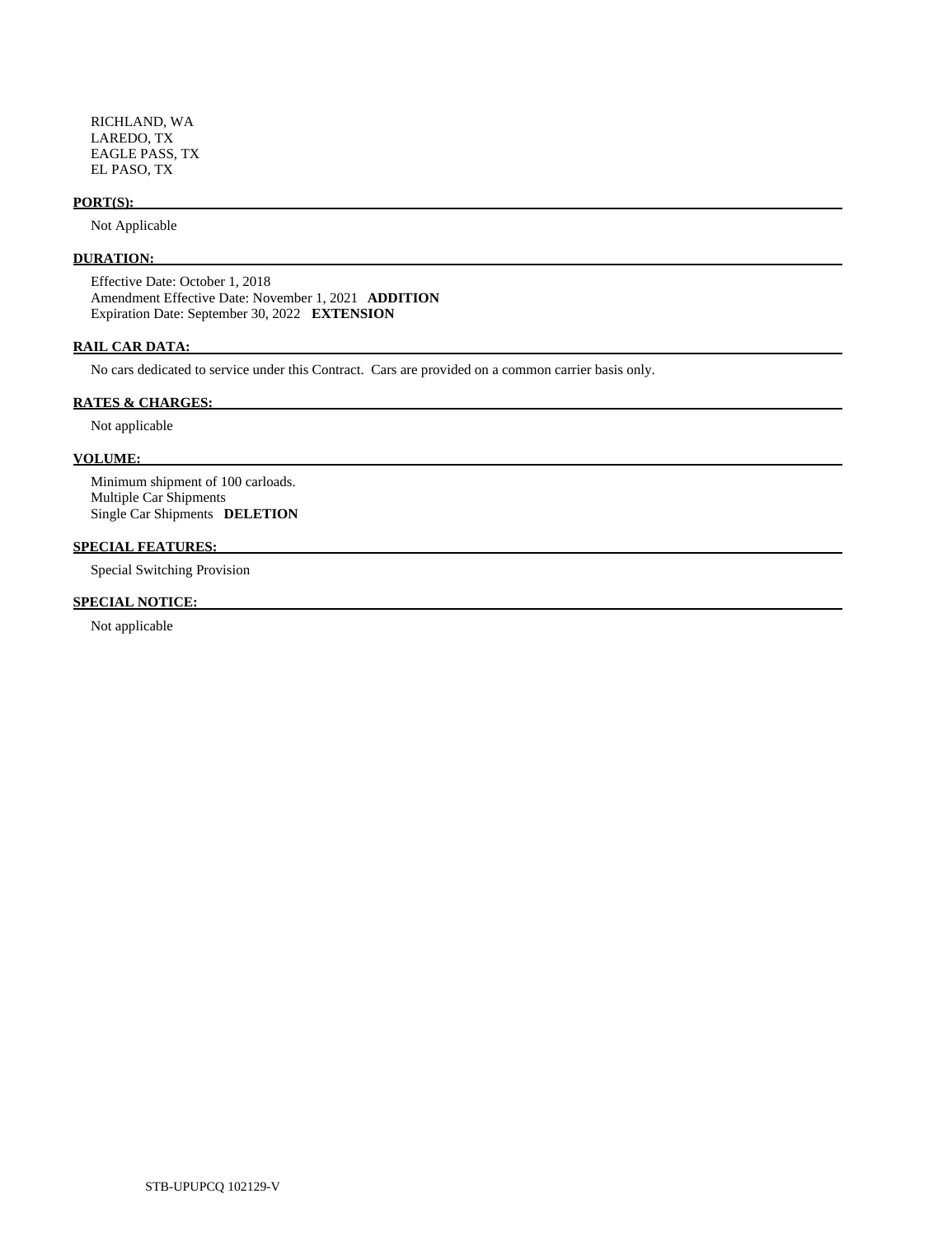RICHLAND, WA
LAREDO, TX
EAGLE PASS, TX
EL PASO, TX

**PORT(S):**

Not Applicable

**DURATION:**

Effective Date: October 1, 2018
Amendment Effective Date: November 1, 2021 **ADDITION**
Expiration Date: September 30, 2022 **EXTENSION**

**RAIL CAR DATA:**

No cars dedicated to service under this Contract. Cars are provided on a common carrier basis only.

**RATES & CHARGES:**

Not applicable

**VOLUME:**

Minimum shipment of 100 carloads.
Multiple Car Shipments
Single Car Shipments **DELETION**

**SPECIAL FEATURES:**

Special Switching Provision

**SPECIAL NOTICE:**

Not applicable

STB-UPUPCQ 102129-V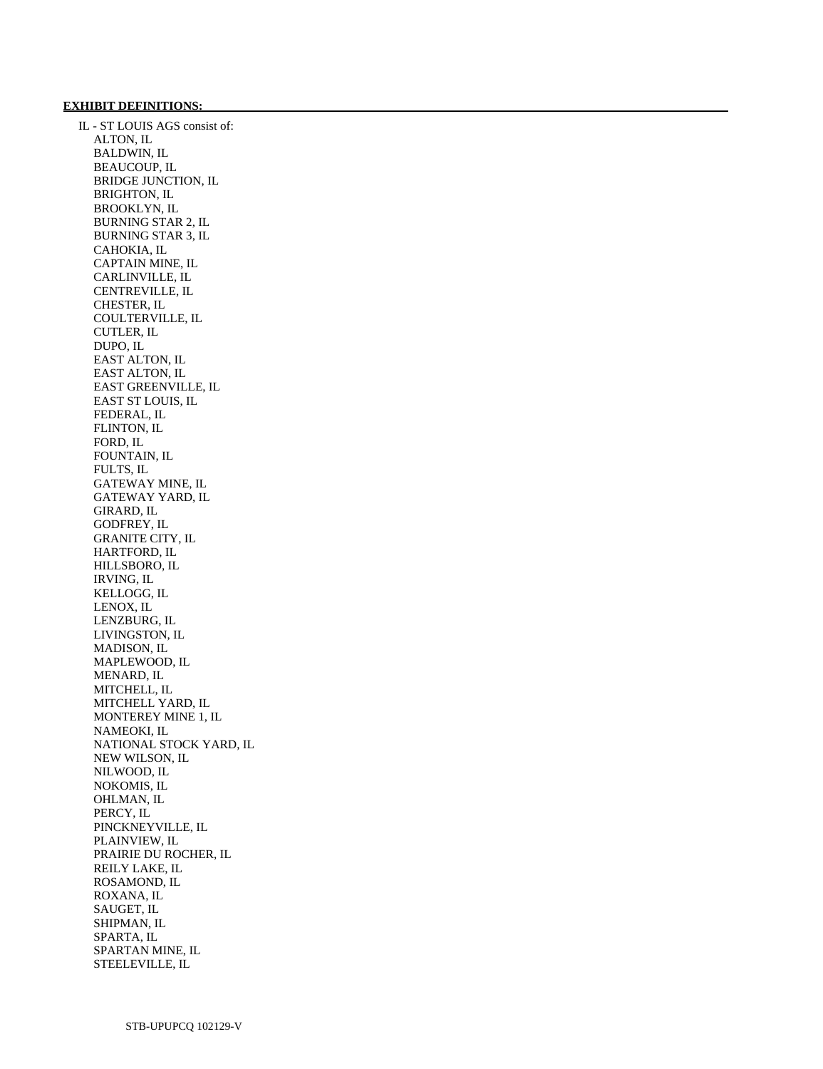**EXHIBIT DEFINITIONS:**

IL - ST LOUIS AGS consist of:

- ALTON, IL
- BALDWIN, IL
- BEAUCOUP, IL
- BRIDGE JUNCTION, IL
- BRIGHTON, IL
- BROOKLYN, IL
- BURNING STAR 2, IL
- BURNING STAR 3, IL
- CAHOKIA, IL
- CAPTAIN MINE, IL
- CARLINVILLE, IL
- CENTREVILLE, IL
- CHESTER, IL
- COULTERVILLE, IL
- CUTLER, IL
- DUPO, IL
- EAST ALTON, IL
- EAST ALTON, IL
- EAST GREENVILLE, IL
- EAST ST LOUIS, IL
- FEDERAL, IL
- FLINTON, IL
- FORD, IL
- FOUNTAIN, IL
- FULTS, IL
- GATEWAY MINE, IL
- GATEWAY YARD, IL
- GIRARD, IL
- GODFREY, IL
- GRANITE CITY, IL
- HARTFORD, IL
- HILLSBORO, IL
- IRVING, IL
- KELLOGG, IL
- LENOX, IL
- LENZBURG, IL
- LIVINGSTON, IL
- MADISON, IL
- MAPLEWOOD, IL
- MENARD, IL
- MITCHELL, IL
- MITCHELL YARD, IL
- MONTEREY MINE 1, IL
- NAMEOKI, IL
- NATIONAL STOCK YARD, IL
- NEW WILSON, IL
- NILWOOD, IL
- NOKOMIS, IL
- OHLMAN, IL
- PERCY, IL
- PINCKNEYVILLE, IL
- PLAINVIEW, IL
- PRAIRIE DU ROCHER, IL
- REILY LAKE, IL
- ROSAMOND, IL
- ROXANA, IL
- SAUGET, IL
- SHIPMAN, IL
- SPARTA, IL
- SPARTAN MINE, IL
- STEELEVILLE, IL

STB-UPUPCQ 102129-V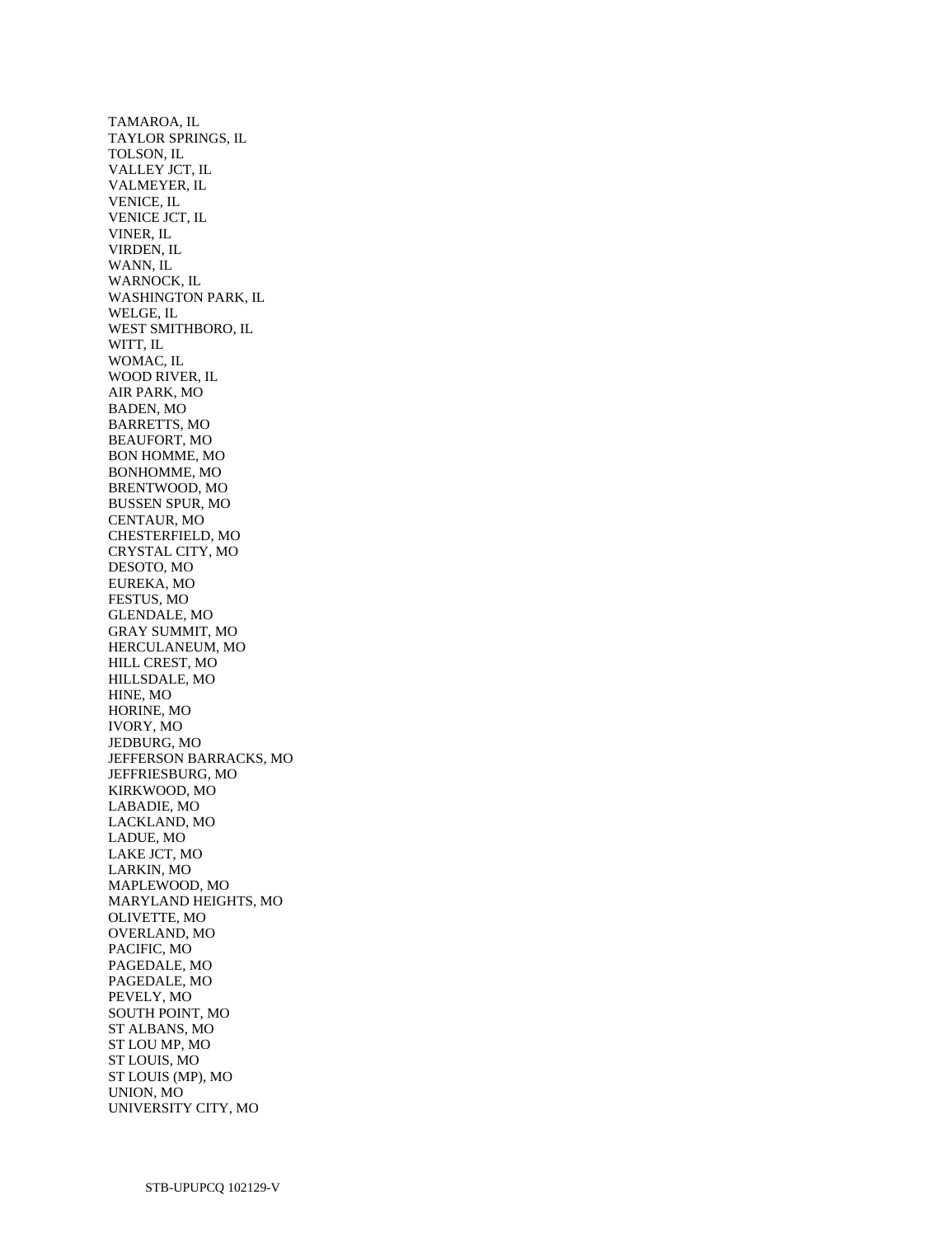TAMAROA, IL
TAYLOR SPRINGS, IL
TOLSON, IL
VALLEY JCT, IL
VALMEYER, IL
VENICE, IL
VENICE JCT, IL
VINER, IL
VIRDEN, IL
WANN, IL
WARNOCK, IL
WASHINGTON PARK, IL
WELGE, IL
WEST SMITHBORO, IL
WITT, IL
WOMAC, IL
WOOD RIVER, IL
AIR PARK, MO
BADEN, MO
BARRETTS, MO
BEAUFORT, MO
BON HOMME, MO
BONHOMME, MO
BRENTWOOD, MO
BUSSEN SPUR, MO
CENTAUR, MO
CHESTERFIELD, MO
CRYSTAL CITY, MO
DESOTO, MO
EUREKA, MO
FESTUS, MO
GLENDALE, MO
GRAY SUMMIT, MO
HERCULANEUM, MO
HILL CREST, MO
HILLSDALE, MO
HINE, MO
HORINE, MO
IVORY, MO
JEDBURG, MO
JEFFERSON BARRACKS, MO
JEFFRIESBURG, MO
KIRKWOOD, MO
LABADIE, MO
LACKLAND, MO
LADUE, MO
LAKE JCT, MO
LARKIN, MO
MAPLEWOOD, MO
MARYLAND HEIGHTS, MO
OLIVETTE, MO
OVERLAND, MO
PACIFIC, MO
PAGEDALE, MO
PAGEDALE, MO
PEVELY, MO
SOUTH POINT, MO
ST ALBANS, MO
ST LOU MP, MO
ST LOUIS, MO
ST LOUIS (MP), MO
UNION, MO
UNIVERSITY CITY, MO

STB-UPUPCQ 102129-V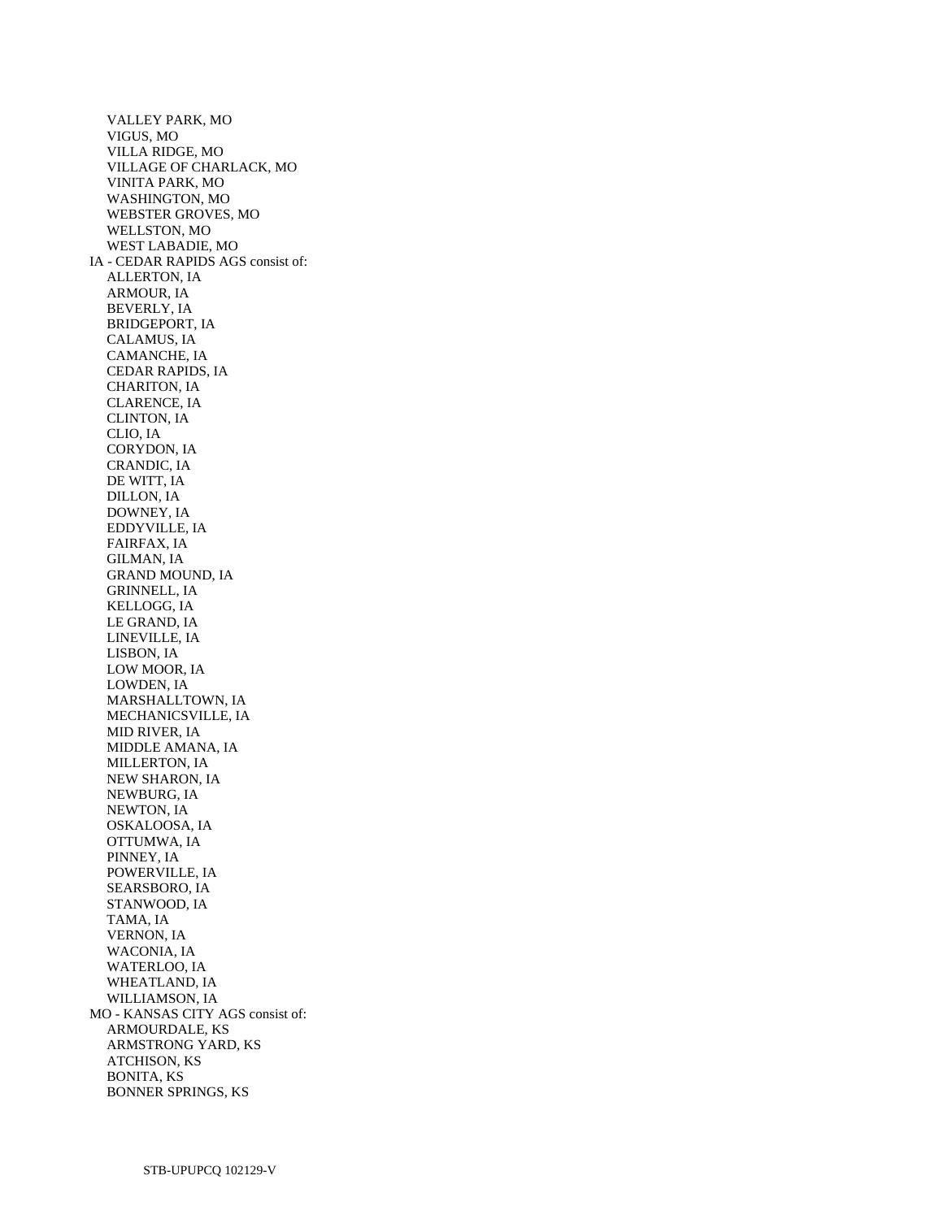VALLEY PARK, MO
VIGUS, MO
VILLA RIDGE, MO
VILLAGE OF CHARLACK, MO
VINITA PARK, MO
WASHINGTON, MO
WEBSTER GROVES, MO
WELLSTON, MO
WEST LABADIE, MO

IA - CEDAR RAPIDS AGS consist of:

ALLERTON, IA
ARMOUR, IA
BEVERLY, IA
BRIDGEPORT, IA
CALAMUS, IA
CAMANCHE, IA
CEDAR RAPIDS, IA
CHARITON, IA
CLARENCE, IA
CLINTON, IA
CLIO, IA
CORYDON, IA
CRANDIC, IA
DE WITT, IA
DILLON, IA
DOWNEY, IA
EDDYVILLE, IA
FAIRFAX, IA
GILMAN, IA
GRAND MOUND, IA
GRINNELL, IA
KELLOGG, IA
LE GRAND, IA
LINEVILLE, IA
LISBON, IA
LOW MOOR, IA
LOWDEN, IA
MARSHALLTOWN, IA
MECHANICSVILLE, IA
MID RIVER, IA
MIDDLE AMANA, IA
MILLERTON, IA
NEW SHARON, IA
NEWBURG, IA
NEWTON, IA
OSKALOOSA, IA
OTTUMWA, IA
PINNEY, IA
POWERVILLE, IA
SEARSBORO, IA
STANWOOD, IA
TAMA, IA
VERNON, IA
WACONIA, IA
WATERLOO, IA
WHEATLAND, IA
WILLIAMSON, IA

MO - KANSAS CITY AGS consist of:

ARMOURDALE, KS
ARMSTRONG YARD, KS
ATCHISON, KS
BONITA, KS
BONNER SPRINGS, KS

STB-UPUPCQ 102129-V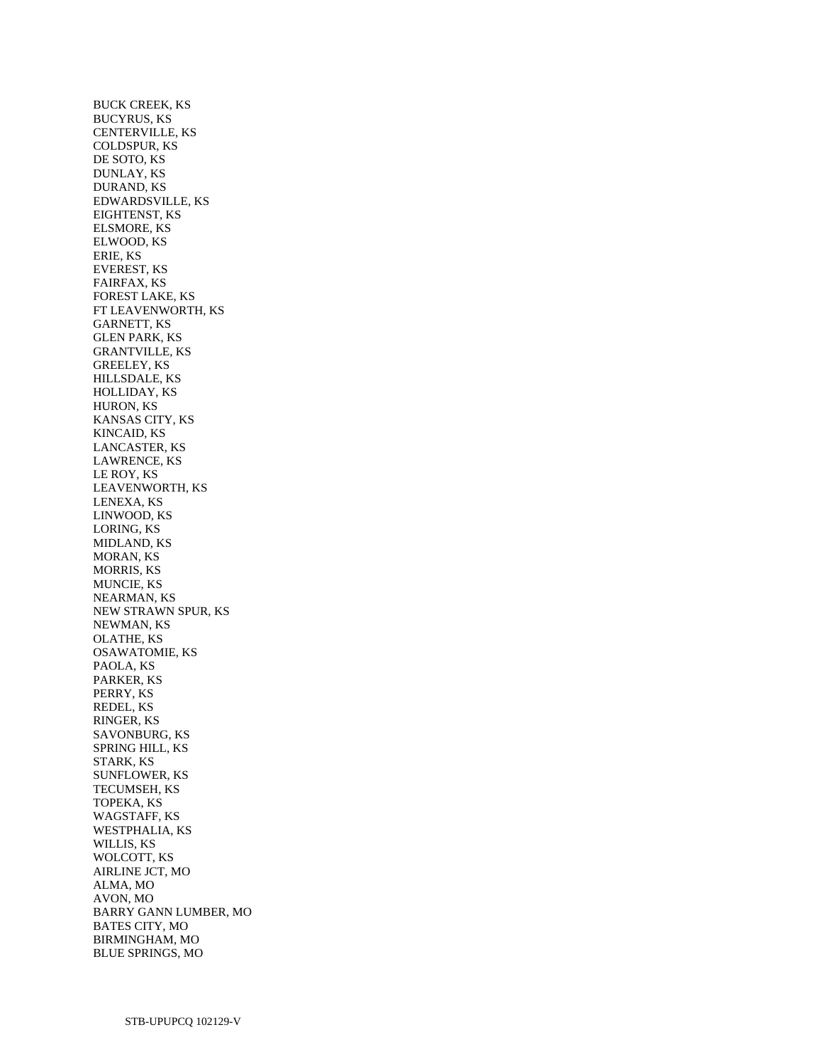BUCK CREEK, KS
BUCYRUS, KS
CENTERVILLE, KS
COLDSPUR, KS
DE SOTO, KS
DUNLAY, KS
DURAND, KS
EDWARDSVILLE, KS
EIGHTENST, KS
ELSMORE, KS
ELWOOD, KS
ERIE, KS
EVEREST, KS
FAIRFAX, KS
FOREST LAKE, KS
FT LEAVENWORTH, KS
GARNETT, KS
GLEN PARK, KS
GRANTVILLE, KS
GREELEY, KS
HILLSDALE, KS
HOLLIDAY, KS
HURON, KS
KANSAS CITY, KS
KINCAID, KS
LANCASTER, KS
LAWRENCE, KS
LE ROY, KS
LEAVENWORTH, KS
LENEXA, KS
LINWOOD, KS
LORING, KS
MIDLAND, KS
MORAN, KS
MORRIS, KS
MUNCIE, KS
NEARMAN, KS
NEW STRAWN SPUR, KS
NEWMAN, KS
OLATHE, KS
OSAWATOMIE, KS
PAOLA, KS
PARKER, KS
PERRY, KS
REDEL, KS
RINGER, KS
SAVONBURG, KS
SPRING HILL, KS
STARK, KS
SUNFLOWER, KS
TECUMSEH, KS
TOPEKA, KS
WAGSTAFF, KS
WESTPHALIA, KS
WILLIS, KS
WOLCOTT, KS
AIRLINE JCT, MO
ALMA, MO
AVON, MO
BARRY GANN LUMBER, MO
BATES CITY, MO
BIRMINGHAM, MO
BLUE SPRINGS, MO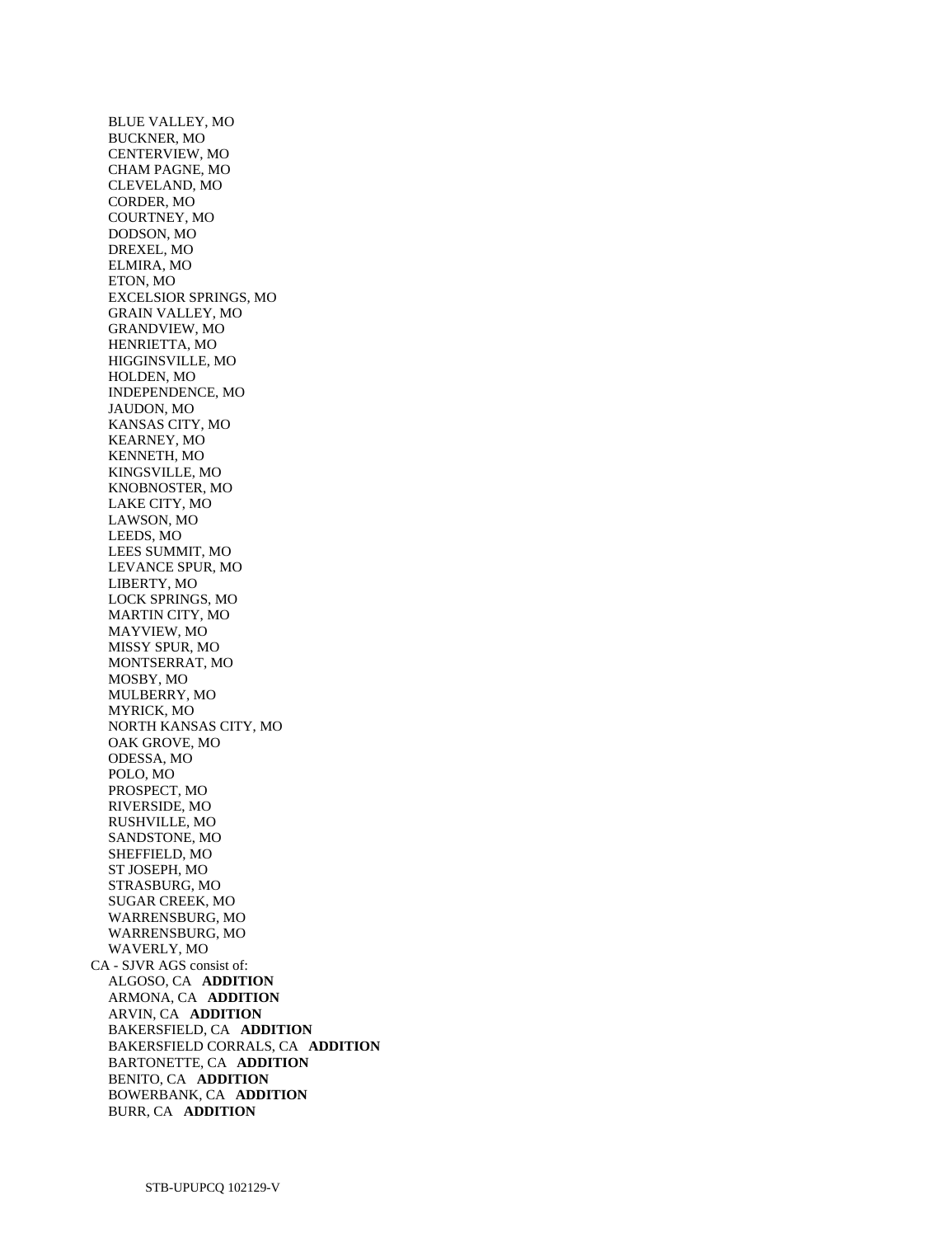- BLUE VALLEY, MO
- BUCKNER, MO
- CENTERVIEW, MO
- CHAM PAGNE, MO
- CLEVELAND, MO
- CORDER, MO
- COURTNEY, MO
- DODSON, MO
- DREXEL, MO
- ELMIRA, MO
- ETON, MO
- EXCELSIOR SPRINGS, MO
- GRAIN VALLEY, MO
- GRANDVIEW, MO
- HENRIETTA, MO
- HIGGINSVILLE, MO
- HOLDEN, MO
- INDEPENDENCE, MO
- JAUDON, MO
- KANSAS CITY, MO
- KEARNEY, MO
- KENNETH, MO
- KINGSVILLE, MO
- KNOBNOSTER, MO
- LAKE CITY, MO
- LAWSON, MO
- LEEDS, MO
- LEES SUMMIT, MO
- LEVANCE SPUR, MO
- LIBERTY, MO
- LOCK SPRINGS, MO
- MARTIN CITY, MO
- MAYVIEW, MO
- MISSY SPUR, MO
- MONTSERRAT, MO
- MOSBY, MO
- MULBERRY, MO
- MYRICK, MO
- NORTH KANSAS CITY, MO
- OAK GROVE, MO
- ODESSA, MO
- POLO, MO
- PROSPECT, MO
- RIVERSIDE, MO
- RUSHVILLE, MO
- SANDSTONE, MO
- SHEFFIELD, MO
- ST JOSEPH, MO
- STRASBURG, MO
- SUGAR CREEK, MO
- WARRENSBURG, MO
- WARRENSBURG, MO
- WAVERLY, MO

CA - SJVR AGS consist of:

- ALGOSO, CA **ADDITION**
- ARMONA, CA **ADDITION**
- ARVIN, CA **ADDITION**
- BAKERSFIELD, CA **ADDITION**
- BAKERSFIELD CORRALS, CA **ADDITION**
- BARTONETTE, CA **ADDITION**
- BENITO, CA **ADDITION**
- BOWERBANK, CA **ADDITION**
- BURR, CA **ADDITION**

STB-UPUPCQ 102129-V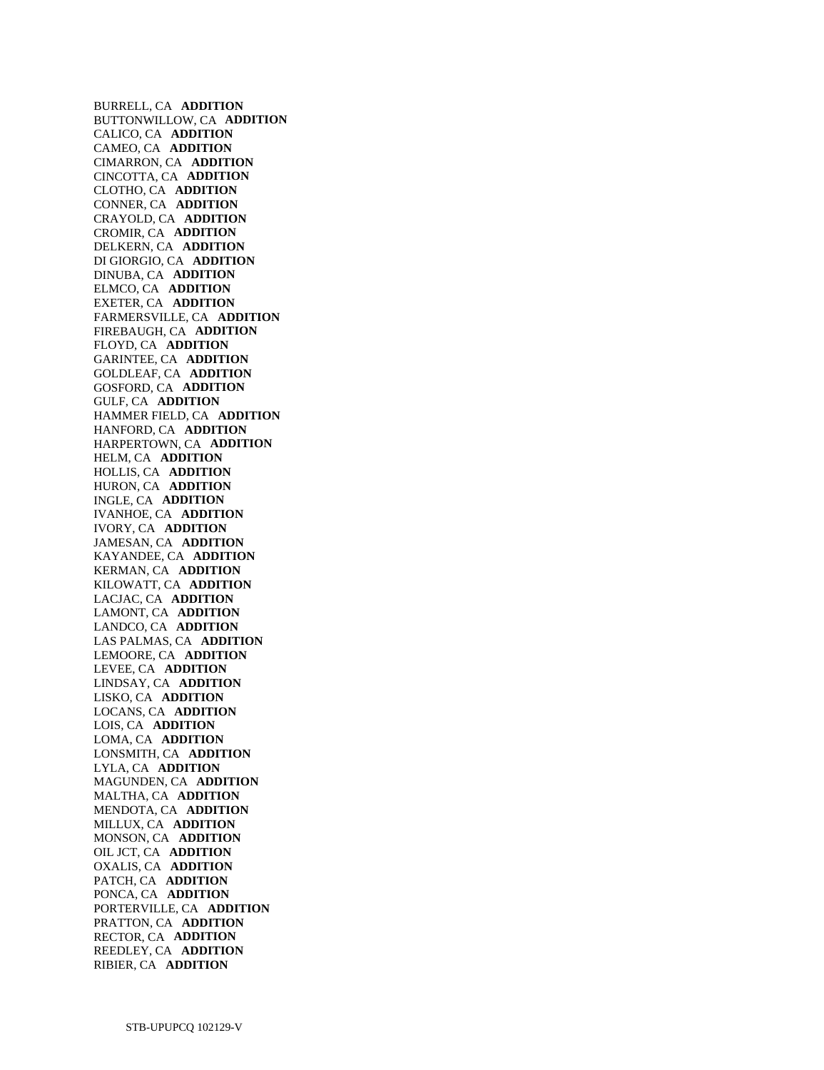BURRELL, CA **ADDITION**
BUTTONWILLOW, CA **ADDITION**
CALICO, CA **ADDITION**
CAMEO, CA **ADDITION**
CIMARRON, CA **ADDITION**
CINCOTTA, CA **ADDITION**
CLOTHO, CA **ADDITION**
CONNER, CA **ADDITION**
CRAYOLD, CA **ADDITION**
CROMIR, CA **ADDITION**
DELKERN, CA **ADDITION**
DI GIORGIO, CA **ADDITION**
DINUBA, CA **ADDITION**
ELMCO, CA **ADDITION**
EXETER, CA **ADDITION**
FARMERSVILLE, CA **ADDITION**
FIREBAUGH, CA **ADDITION**
FLOYD, CA **ADDITION**
GARINTEE, CA **ADDITION**
GOLDLEAF, CA **ADDITION**
GOSFORD, CA **ADDITION**
GULF, CA **ADDITION**
HAMMER FIELD, CA **ADDITION**
HANFORD, CA **ADDITION**
HARPERTOWN, CA **ADDITION**
HELM, CA **ADDITION**
HOLLIS, CA **ADDITION**
HURON, CA **ADDITION**
INGLE, CA **ADDITION**
IVANHOE, CA **ADDITION**
IVORY, CA **ADDITION**
JAMESAN, CA **ADDITION**
KAYANDEE, CA **ADDITION**
KERMAN, CA **ADDITION**
KILOWATT, CA **ADDITION**
LACJAC, CA **ADDITION**
LAMONT, CA **ADDITION**
LANDCO, CA **ADDITION**
LAS PALMAS, CA **ADDITION**
LEMOORE, CA **ADDITION**
LEVEE, CA **ADDITION**
LINDSAY, CA **ADDITION**
LISKO, CA **ADDITION**
LOCANS, CA **ADDITION**
LOIS, CA **ADDITION**
LOMA, CA **ADDITION**
LONSMITH, CA **ADDITION**
LYLA, CA **ADDITION**
MAGUNDEN, CA **ADDITION**
MALTHA, CA **ADDITION**
MENDOTA, CA **ADDITION**
MILLUX, CA **ADDITION**
MONSON, CA **ADDITION**
OIL JCT, CA **ADDITION**
OXALIS, CA **ADDITION**
PATCH, CA **ADDITION**
PONCA, CA **ADDITION**
PORTERVILLE, CA **ADDITION**
PRATTON, CA **ADDITION**
RECTOR, CA **ADDITION**
REEDLEY, CA **ADDITION**
RIBIER, CA **ADDITION**

STB-UPUPCQ 102129-V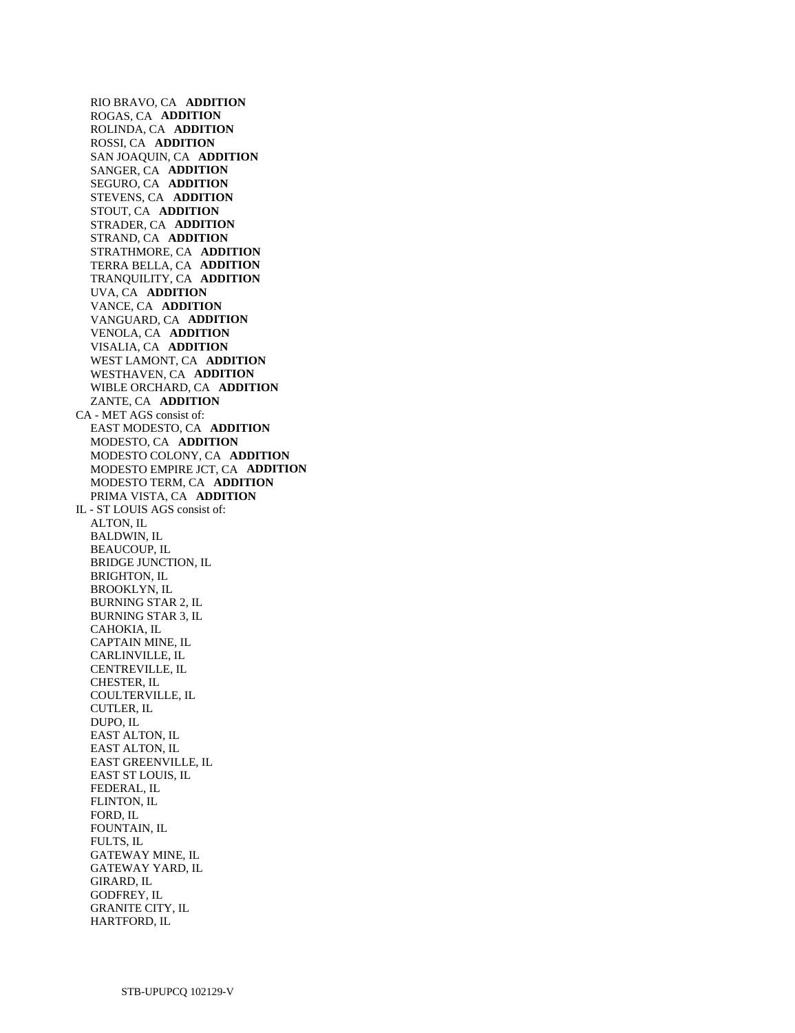RIO BRAVO, CA **ADDITION**
ROGAS, CA **ADDITION**
ROLINDA, CA **ADDITION**
ROSSI, CA **ADDITION**
SAN JOAQUIN, CA **ADDITION**
SANGER, CA **ADDITION**
SEGURO, CA **ADDITION**
STEVENS, CA **ADDITION**
STOUT, CA **ADDITION**
STRADER, CA **ADDITION**
STRAND, CA **ADDITION**
STRATHMORE, CA **ADDITION**
TERRA BELLA, CA **ADDITION**
TRANQUILITY, CA **ADDITION**
UVA, CA **ADDITION**
VANCE, CA **ADDITION**
VANGUARD, CA **ADDITION**
VENOLA, CA **ADDITION**
VISALIA, CA **ADDITION**
WEST LAMONT, CA **ADDITION**
WESTHAVEN, CA **ADDITION**
WIBLE ORCHARD, CA **ADDITION**
ZANTE, CA **ADDITION**

CA - MET AGS consist of:
EAST MODESTO, CA **ADDITION**
MODESTO, CA **ADDITION**
MODESTO COLONY, CA **ADDITION**
MODESTO EMPIRE JCT, CA **ADDITION**
MODESTO TERM, CA **ADDITION**
PRIMA VISTA, CA **ADDITION**

IL - ST LOUIS AGS consist of:
ALTON, IL
BALDWIN, IL
BEAUCOUP, IL
BRIDGE JUNCTION, IL
BRIGHTON, IL
BROOKLYN, IL
BURNING STAR 2, IL
BURNING STAR 3, IL
CAHOKIA, IL
CAPTAIN MINE, IL
CARLINVILLE, IL
CENTREVILLE, IL
CHESTER, IL
COULTERVILLE, IL
CUTLER, IL
DUPO, IL
EAST ALTON, IL
EAST ALTON, IL
EAST GREENVILLE, IL
EAST ST LOUIS, IL
FEDERAL, IL
FLINTON, IL
FORD, IL
FOUNTAIN, IL
FULTS, IL
GATEWAY MINE, IL
GATEWAY YARD, IL
GIRARD, IL
GODFREY, IL
GRANITE CITY, IL
HARTFORD, IL

STB-UPUPCQ 102129-V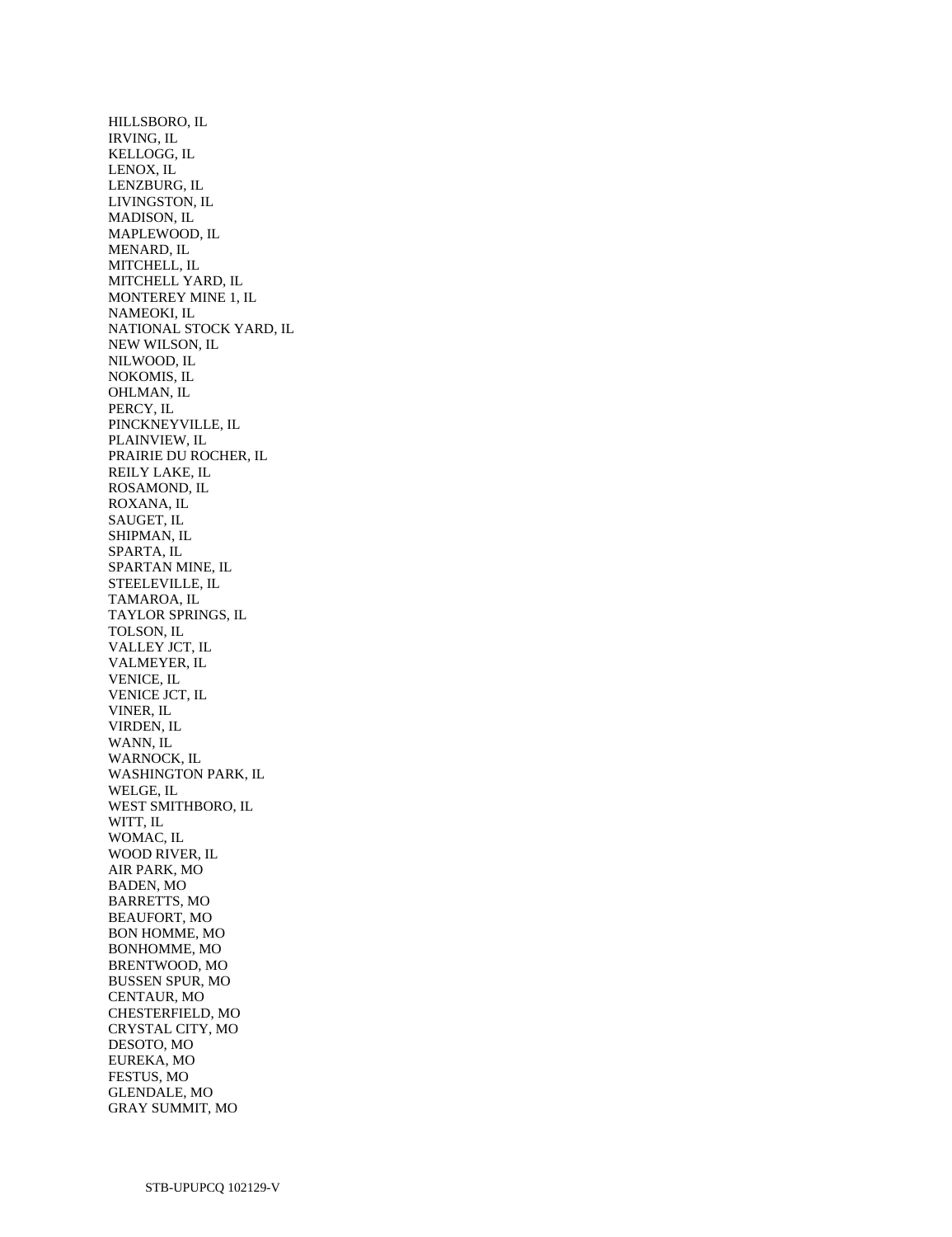HILLSBORO, IL
IRVING, IL
KELLOGG, IL
LENOX, IL
LENZBURG, IL
LIVINGSTON, IL
MADISON, IL
MAPLEWOOD, IL
MENARD, IL
MITCHELL, IL
MITCHELL YARD, IL
MONTEREY MINE 1, IL
NAMEOKI, IL
NATIONAL STOCK YARD, IL
NEW WILSON, IL
NILWOOD, IL
NOKOMIS, IL
OHLMAN, IL
PERCY, IL
PINCKNEYVILLE, IL
PLAINVIEW, IL
PRAIRIE DU ROCHER, IL
REILY LAKE, IL
ROSAMOND, IL
ROXANA, IL
SAUGET, IL
SHIPMAN, IL
SPARTA, IL
SPARTAN MINE, IL
STEELEVILLE, IL
TAMAROA, IL
TAYLOR SPRINGS, IL
TOLSON, IL
VALLEY JCT, IL
VALMEYER, IL
VENICE, IL
VENICE JCT, IL
VINER, IL
VIRDEN, IL
WANN, IL
WARNOCK, IL
WASHINGTON PARK, IL
WELGE, IL
WEST SMITHBORO, IL
WITT, IL
WOMAC, IL
WOOD RIVER, IL
AIR PARK, MO
BADEN, MO
BARRETTS, MO
BEAUFORT, MO
BON HOMME, MO
BONHOMME, MO
BRENTWOOD, MO
BUSSEN SPUR, MO
CENTAUR, MO
CHESTERFIELD, MO
CRYSTAL CITY, MO
DESOTO, MO
EUREKA, MO
FESTUS, MO
GLENDALE, MO
GRAY SUMMIT, MO

STB-UPUPCQ 102129-V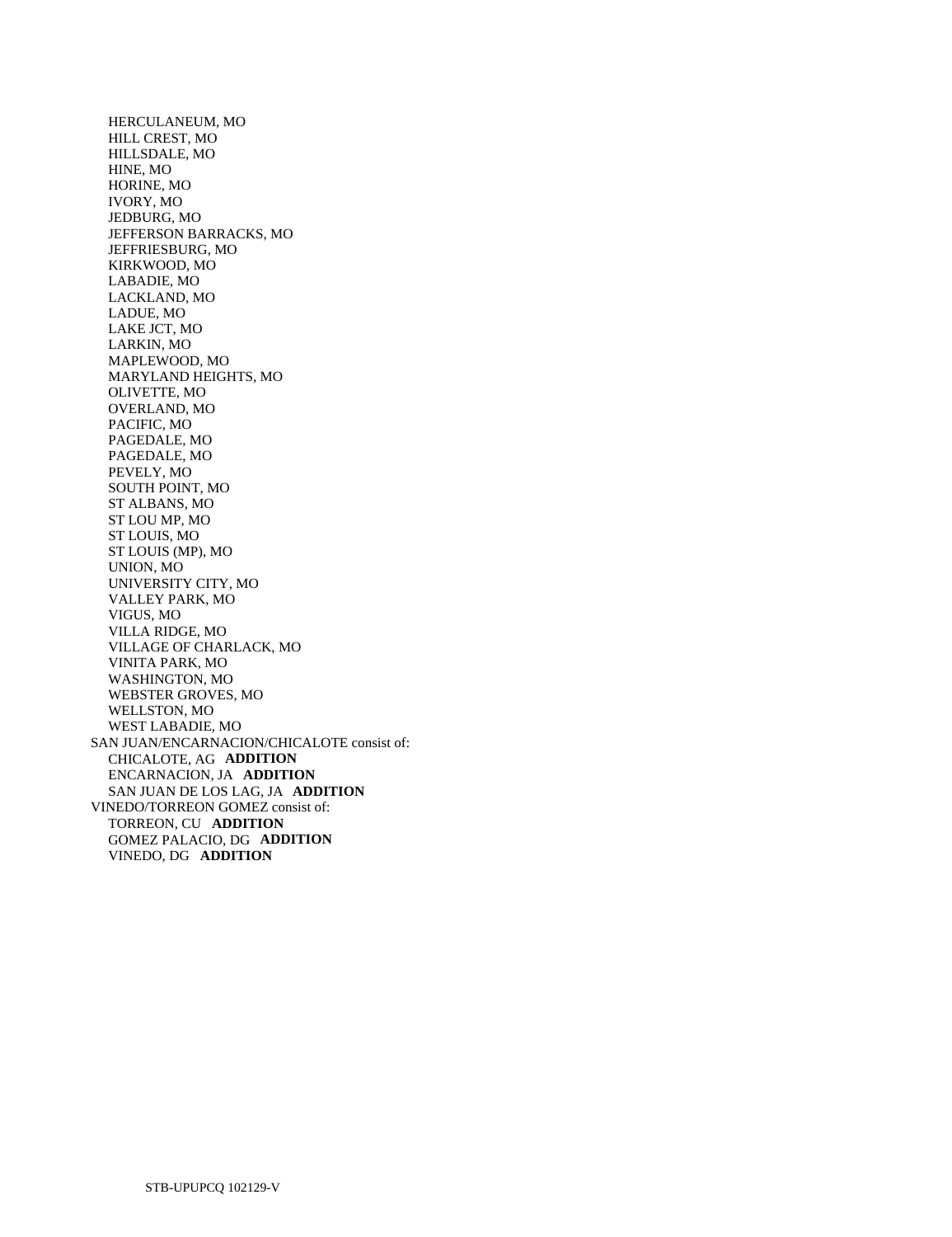HERCULANEUM, MO
HILL CREST, MO
HILLSDALE, MO
HINE, MO
HORINE, MO
IVORY, MO
JEDBURG, MO
JEFFERSON BARRACKS, MO
JEFFRIESBURG, MO
KIRKWOOD, MO
LABADIE, MO
LACKLAND, MO
LADUE, MO
LAKE JCT, MO
LARKIN, MO
MAPLEWOOD, MO
MARYLAND HEIGHTS, MO
OLIVETTE, MO
OVERLAND, MO
PACIFIC, MO
PAGEDALE, MO
PAGEDALE, MO
PEVELY, MO
SOUTH POINT, MO
ST ALBANS, MO
ST LOU MP, MO
ST LOUIS, MO
ST LOUIS (MP), MO
UNION, MO
UNIVERSITY CITY, MO
VALLEY PARK, MO
VIGUS, MO
VILLA RIDGE, MO
VILLAGE OF CHARLACK, MO
VINITA PARK, MO
WASHINGTON, MO
WEBSTER GROVES, MO
WELLSTON, MO
WEST LABADIE, MO

SAN JUAN/ENCARNACION/CHICALOTE consist of:
CHICALOTE, AG **ADDITION**
ENCARNACION, JA **ADDITION**
SAN JUAN DE LOS LAG, JA **ADDITION**

VINEDO/TORREON GOMEZ consist of:
TORREON, CU **ADDITION**
GOMEZ PALACIO, DG **ADDITION**
VINEDO, DG **ADDITION**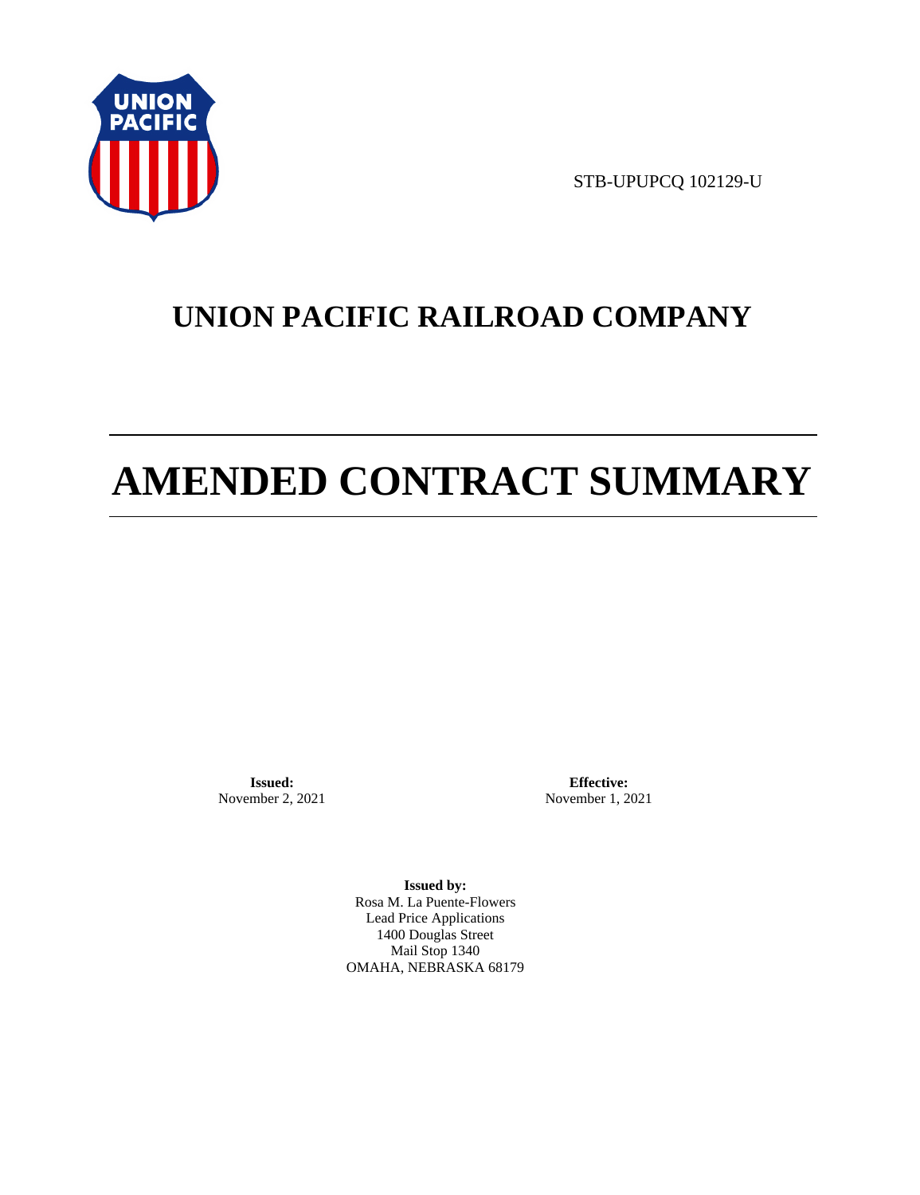STB-UPUPCQ 102129-U

# UNION PACIFIC RAILROAD COMPANY

# AMENDED CONTRACT SUMMARY

**Issued:**
November 2, 2021

**Effective:**
November 1, 2021

**Issued by:**
Rosa M. La Puente-Flowers
Lead Price Applications
1400 Douglas Street
Mail Stop 1340
OMAHA, NEBRASKA 68179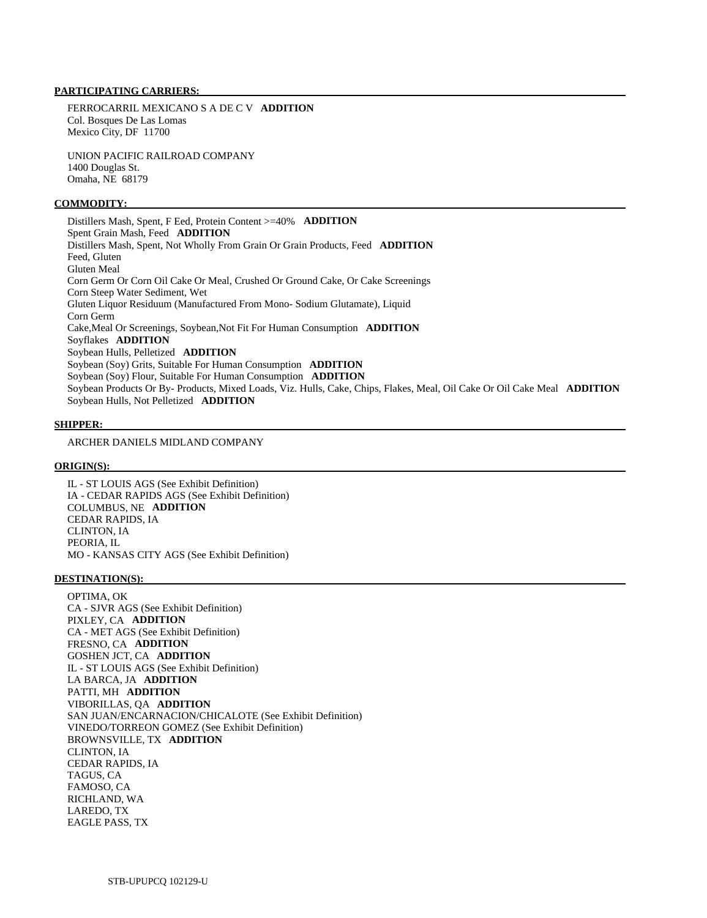**PARTICIPATING CARRIERS:**

FERROCARRIL MEXICANO S A DE C V **ADDITION**
Col. Bosques De Las Lomas
Mexico City, DF 11700

UNION PACIFIC RAILROAD COMPANY
1400 Douglas St.
Omaha, NE 68179

**COMMODITY:**

Distillers Mash, Spent, F Eed, Protein Content >=40% **ADDITION**
Spent Grain Mash, Feed **ADDITION**
Distillers Mash, Spent, Not Wholly From Grain Or Grain Products, Feed **ADDITION**
Feed, Gluten
Gluten Meal
Corn Germ Or Corn Oil Cake Or Meal, Crushed Or Ground Cake, Or Cake Screenings
Corn Steep Water Sediment, Wet
Gluten Liquor Residuum (Manufactured From Mono- Sodium Glutamate), Liquid
Corn Germ
Cake,Meal Or Screenings, Soybean,Not Fit For Human Consumption **ADDITION**
Soyflakes **ADDITION**
Soybean Hulls, Pelletized **ADDITION**
Soybean (Soy) Grits, Suitable For Human Consumption **ADDITION**
Soybean (Soy) Flour, Suitable For Human Consumption **ADDITION**
Soybean Products Or By- Products, Mixed Loads, Viz. Hulls, Cake, Chips, Flakes, Meal, Oil Cake Or Oil Cake Meal **ADDITION**
Soybean Hulls, Not Pelletized **ADDITION**

**SHIPPER:**

ARCHER DANIELS MIDLAND COMPANY

**ORIGIN(S):**

IL - ST LOUIS AGS (See Exhibit Definition)
IA - CEDAR RAPIDS AGS (See Exhibit Definition)
COLUMBUS, NE **ADDITION**
CEDAR RAPIDS, IA
CLINTON, IA
PEORIA, IL
MO - KANSAS CITY AGS (See Exhibit Definition)

**DESTINATION(S):**

OPTIMA, OK
CA - SJVR AGS (See Exhibit Definition)
PIXLEY, CA **ADDITION**
CA - MET AGS (See Exhibit Definition)
FRESNO, CA **ADDITION**
GOSHEN JCT, CA **ADDITION**
IL - ST LOUIS AGS (See Exhibit Definition)
LA BARCA, JA **ADDITION**
PATTI, MH **ADDITION**
VIBORILLAS, QA **ADDITION**
SAN JUAN/ENCARNACION/CHICALOTE (See Exhibit Definition)
VINEDO/TORREON GOMEZ (See Exhibit Definition)
BROWNSVILLE, TX **ADDITION**
CLINTON, IA
CEDAR RAPIDS, IA
TAGUS, CA
FAMOSO, CA
RICHLAND, WA
LAREDO, TX
EAGLE PASS, TX

STB-UPUPCQ 102129-U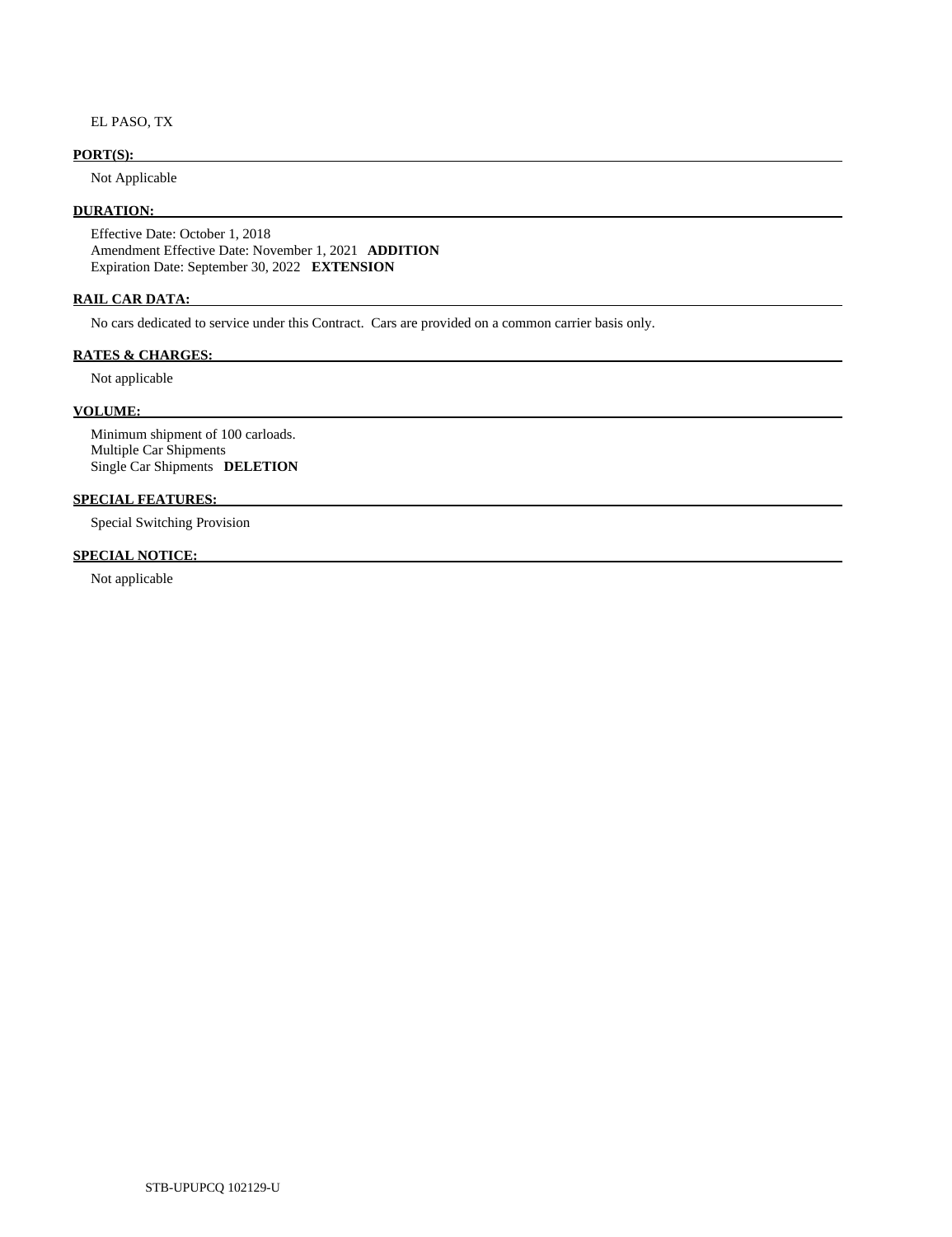EL PASO, TX

**PORT(S):**

Not Applicable

**DURATION:**

Effective Date: October 1, 2018
Amendment Effective Date: November 1, 2021 **ADDITION**
Expiration Date: September 30, 2022 **EXTENSION**

**RAIL CAR DATA:**

No cars dedicated to service under this Contract. Cars are provided on a common carrier basis only.

**RATES & CHARGES:**

Not applicable

**VOLUME:**

Minimum shipment of 100 carloads.
Multiple Car Shipments
Single Car Shipments **DELETION**

**SPECIAL FEATURES:**

Special Switching Provision

**SPECIAL NOTICE:**

Not applicable

STB-UPUPCQ 102129-U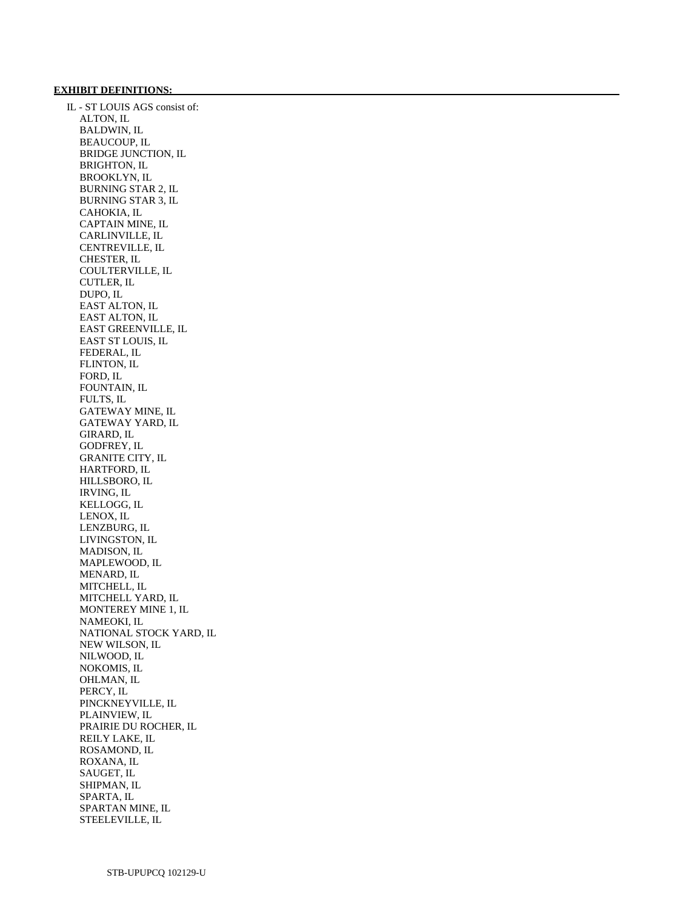**EXHIBIT DEFINITIONS:**

IL - ST LOUIS AGS consist of:

- ALTON, IL
- BALDWIN, IL
- BEAUCOUP, IL
- BRIDGE JUNCTION, IL
- BRIGHTON, IL
- BROOKLYN, IL
- BURNING STAR 2, IL
- BURNING STAR 3, IL
- CAHOKIA, IL
- CAPTAIN MINE, IL
- CARLINVILLE, IL
- CENTREVILLE, IL
- CHESTER, IL
- COULTERVILLE, IL
- CUTLER, IL
- DUPO, IL
- EAST ALTON, IL
- EAST ALTON, IL
- EAST GREENVILLE, IL
- EAST ST LOUIS, IL
- FEDERAL, IL
- FLINTON, IL
- FORD, IL
- FOUNTAIN, IL
- FULTS, IL
- GATEWAY MINE, IL
- GATEWAY YARD, IL
- GIRARD, IL
- GODFREY, IL
- GRANITE CITY, IL
- HARTFORD, IL
- HILLSBORO, IL
- IRVING, IL
- KELLOGG, IL
- LENOX, IL
- LENZBURG, IL
- LIVINGSTON, IL
- MADISON, IL
- MAPLEWOOD, IL
- MENARD, IL
- MITCHELL, IL
- MITCHELL YARD, IL
- MONTEREY MINE 1, IL
- NAMEOKI, IL
- NATIONAL STOCK YARD, IL
- NEW WILSON, IL
- NILWOOD, IL
- NOKOMIS, IL
- OHLMAN, IL
- PERCY, IL
- PINCKNEYVILLE, IL
- PLAINVIEW, IL
- PRAIRIE DU ROCHER, IL
- REILY LAKE, IL
- ROSAMOND, IL
- ROXANA, IL
- SAUGET, IL
- SHIPMAN, IL
- SPARTA, IL
- SPARTAN MINE, IL
- STEELEVILLE, IL

STB-UPUPCQ 102129-U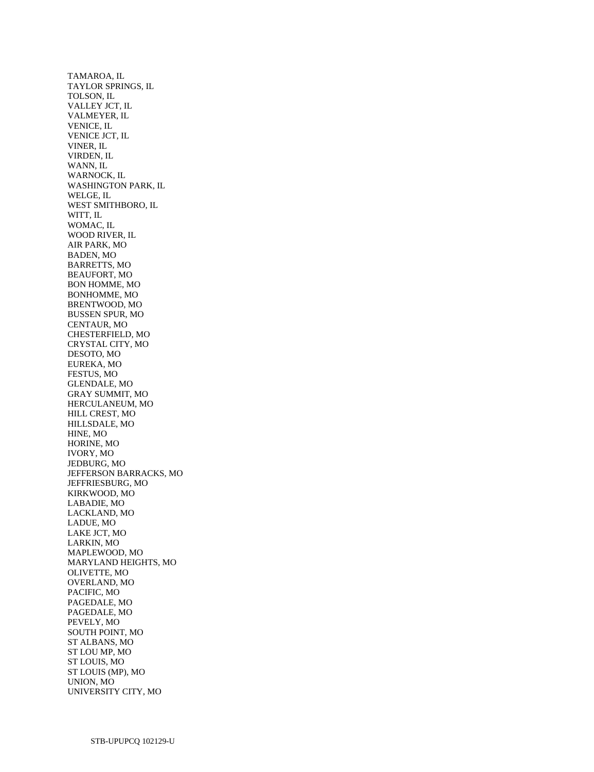TAMAROA, IL
TAYLOR SPRINGS, IL
TOLSON, IL
VALLEY JCT, IL
VALMEYER, IL
VENICE, IL
VENICE JCT, IL
VINER, IL
VIRDEN, IL
WANN, IL
WARNOCK, IL
WASHINGTON PARK, IL
WELGE, IL
WEST SMITHBORO, IL
WITT, IL
WOMAC, IL
WOOD RIVER, IL
AIR PARK, MO
BADEN, MO
BARRETTS, MO
BEAUFORT, MO
BON HOMME, MO
BONHOMME, MO
BRENTWOOD, MO
BUSSEN SPUR, MO
CENTAUR, MO
CHESTERFIELD, MO
CRYSTAL CITY, MO
DESOTO, MO
EUREKA, MO
FESTUS, MO
GLENDALE, MO
GRAY SUMMIT, MO
HERCULANEUM, MO
HILL CREST, MO
HILLSDALE, MO
HINE, MO
HORINE, MO
IVORY, MO
JEDBURG, MO
JEFFERSON BARRACKS, MO
JEFFRIESBURG, MO
KIRKWOOD, MO
LABADIE, MO
LACKLAND, MO
LADUE, MO
LAKE JCT, MO
LARKIN, MO
MAPLEWOOD, MO
MARYLAND HEIGHTS, MO
OLIVETTE, MO
OVERLAND, MO
PACIFIC, MO
PAGEDALE, MO
PAGEDALE, MO
PEVELY, MO
SOUTH POINT, MO
ST ALBANS, MO
ST LOU MP, MO
ST LOUIS, MO
ST LOUIS (MP), MO
UNION, MO
UNIVERSITY CITY, MO

STB-UPUPCQ 102129-U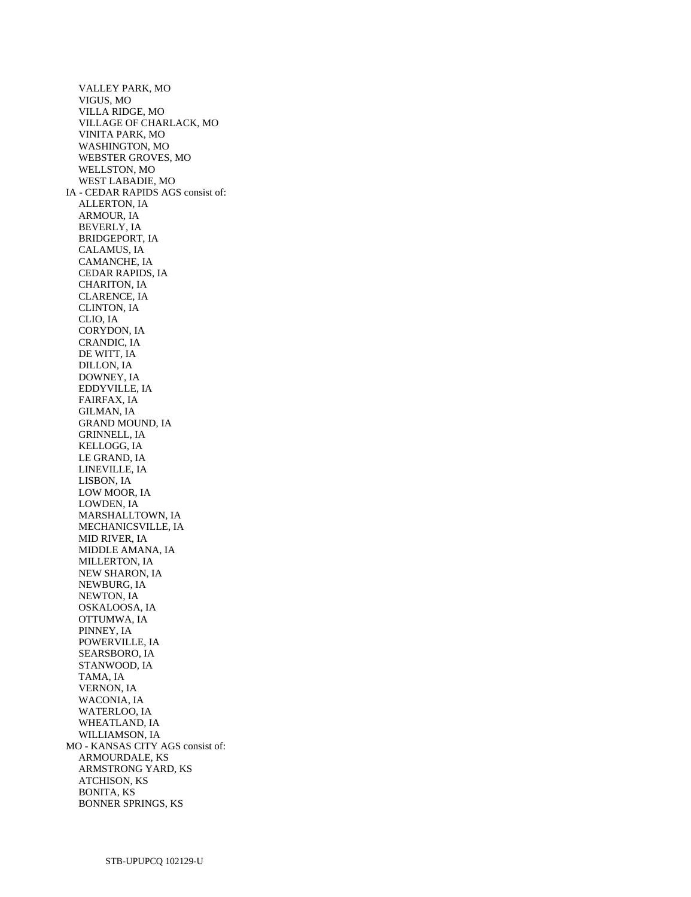VALLEY PARK, MO
VIGUS, MO
VILLA RIDGE, MO
VILLAGE OF CHARLACK, MO
VINITA PARK, MO
WASHINGTON, MO
WEBSTER GROVES, MO
WELLSTON, MO
WEST LABADIE, MO

IA - CEDAR RAPIDS AGS consist of:

ALLERTON, IA
ARMOUR, IA
BEVERLY, IA
BRIDGEPORT, IA
CALAMUS, IA
CAMANCHE, IA
CEDAR RAPIDS, IA
CHARITON, IA
CLARENCE, IA
CLINTON, IA
CLIO, IA
CORYDON, IA
CRANDIC, IA
DE WITT, IA
DILLON, IA
DOWNEY, IA
EDDYVILLE, IA
FAIRFAX, IA
GILMAN, IA
GRAND MOUND, IA
GRINNELL, IA
KELLOGG, IA
LE GRAND, IA
LINEVILLE, IA
LISBON, IA
LOW MOOR, IA
LOWDEN, IA
MARSHALLTOWN, IA
MECHANICSVILLE, IA
MID RIVER, IA
MIDDLE AMANA, IA
MILLERTON, IA
NEW SHARON, IA
NEWBURG, IA
NEWTON, IA
OSKALOOSA, IA
OTTUMWA, IA
PINNEY, IA
POWERVILLE, IA
SEARSBORO, IA
STANWOOD, IA
TAMA, IA
VERNON, IA
WACONIA, IA
WATERLOO, IA
WHEATLAND, IA
WILLIAMSON, IA

MO - KANSAS CITY AGS consist of:

ARMOURDALE, KS
ARMSTRONG YARD, KS
ATCHISON, KS
BONITA, KS
BONNER SPRINGS, KS

STB-UPUPCQ 102129-U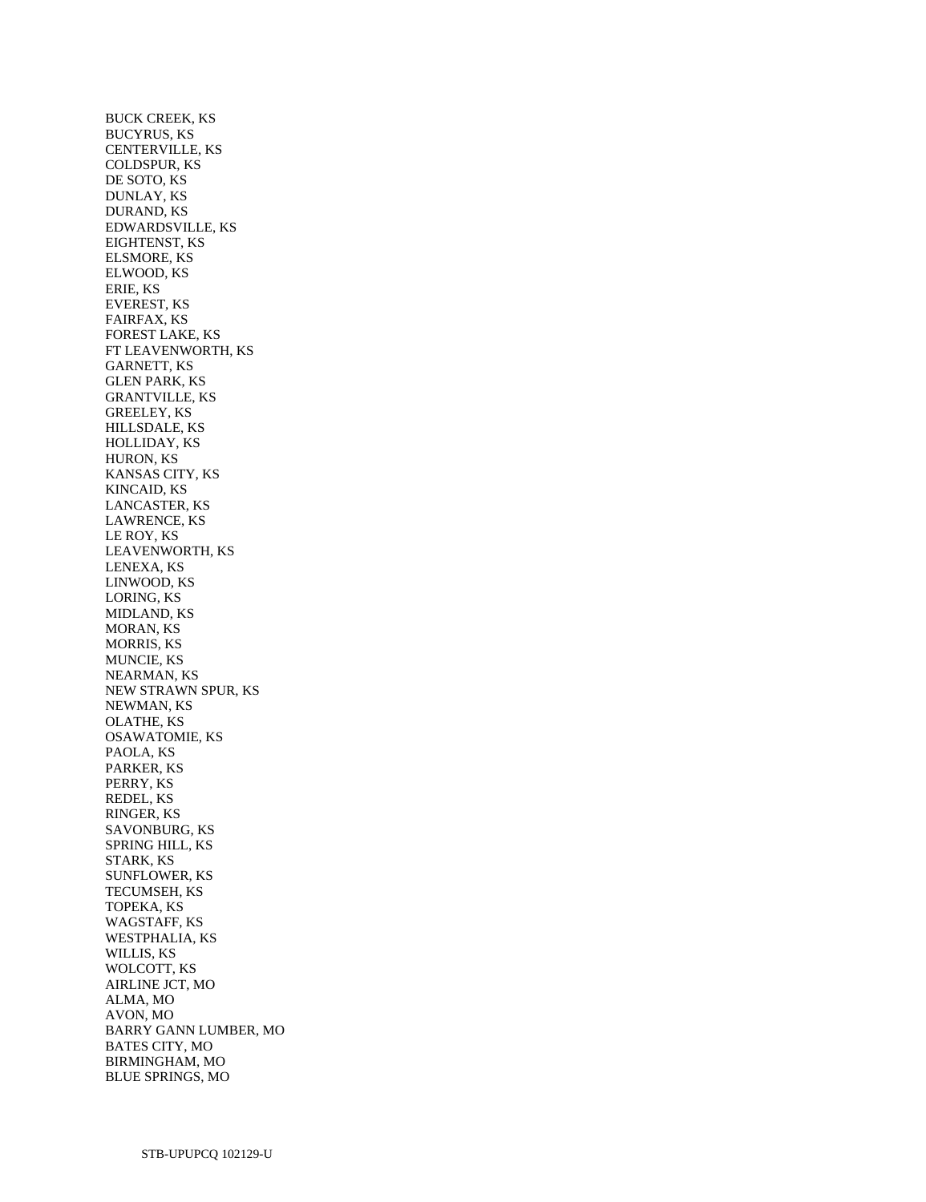BUCK CREEK, KS
BUCYRUS, KS
CENTERVILLE, KS
COLDSPUR, KS
DE SOTO, KS
DUNLAY, KS
DURAND, KS
EDWARDSVILLE, KS
EIGHTENST, KS
ELSMORE, KS
ELWOOD, KS
ERIE, KS
EVEREST, KS
FAIRFAX, KS
FOREST LAKE, KS
FT LEAVENWORTH, KS
GARNETT, KS
GLEN PARK, KS
GRANTVILLE, KS
GREELEY, KS
HILLSDALE, KS
HOLLIDAY, KS
HURON, KS
KANSAS CITY, KS
KINCAID, KS
LANCASTER, KS
LAWRENCE, KS
LE ROY, KS
LEAVENWORTH, KS
LENEXA, KS
LINWOOD, KS
LORING, KS
MIDLAND, KS
MORAN, KS
MORRIS, KS
MUNCIE, KS
NEARMAN, KS
NEW STRAWN SPUR, KS
NEWMAN, KS
OLATHE, KS
OSAWATOMIE, KS
PAOLA, KS
PARKER, KS
PERRY, KS
REDEL, KS
RINGER, KS
SAVONBURG, KS
SPRING HILL, KS
STARK, KS
SUNFLOWER, KS
TECUMSEH, KS
TOPEKA, KS
WAGSTAFF, KS
WESTPHALIA, KS
WILLIS, KS
WOLCOTT, KS
AIRLINE JCT, MO
ALMA, MO
AVON, MO
BARRY GANN LUMBER, MO
BATES CITY, MO
BIRMINGHAM, MO
BLUE SPRINGS, MO

STB-UPUPCQ 102129-U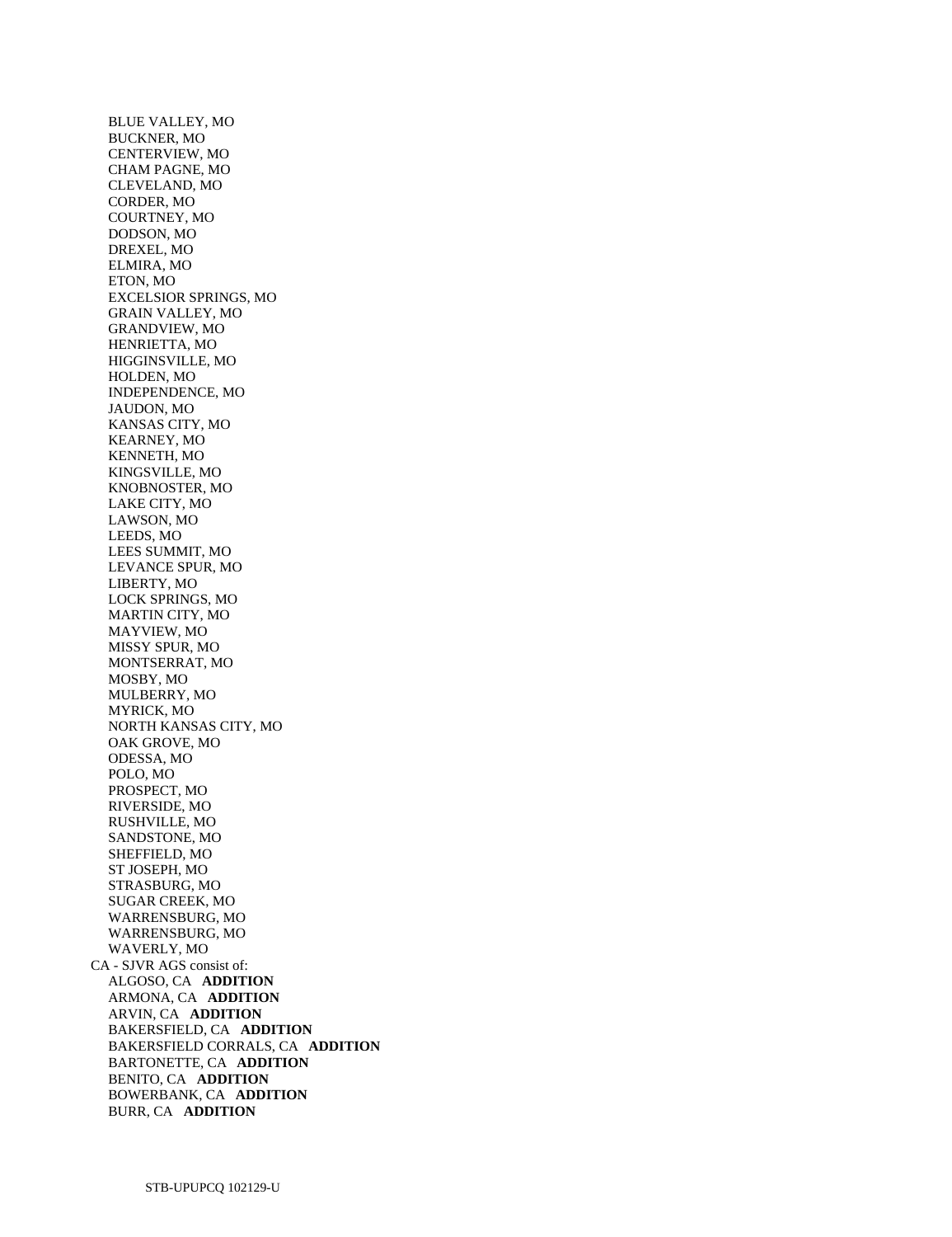BLUE VALLEY, MO
BUCKNER, MO
CENTERVIEW, MO
CHAM PAGNE, MO
CLEVELAND, MO
CORDER, MO
COURTNEY, MO
DODSON, MO
DREXEL, MO
ELMIRA, MO
ETON, MO
EXCELSIOR SPRINGS, MO
GRAIN VALLEY, MO
GRANDVIEW, MO
HENRIETTA, MO
HIGGINSVILLE, MO
HOLDEN, MO
INDEPENDENCE, MO
JAUDON, MO
KANSAS CITY, MO
KEARNEY, MO
KENNETH, MO
KINGSVILLE, MO
KNOBNOSTER, MO
LAKE CITY, MO
LAWSON, MO
LEEDS, MO
LEES SUMMIT, MO
LEVANCE SPUR, MO
LIBERTY, MO
LOCK SPRINGS, MO
MARTIN CITY, MO
MAYVIEW, MO
MISSY SPUR, MO
MONTSERRAT, MO
MOSBY, MO
MULBERRY, MO
MYRICK, MO
NORTH KANSAS CITY, MO
OAK GROVE, MO
ODESSA, MO
POLO, MO
PROSPECT, MO
RIVERSIDE, MO
RUSHVILLE, MO
SANDSTONE, MO
SHEFFIELD, MO
ST JOSEPH, MO
STRASBURG, MO
SUGAR CREEK, MO
WARRENSBURG, MO
WARRENSBURG, MO
WAVERLY, MO

CA - SJVR AGS consist of:

ALGOSO, CA **ADDITION**
ARMONA, CA **ADDITION**
ARVIN, CA **ADDITION**
BAKERSFIELD, CA **ADDITION**
BAKERSFIELD CORRALS, CA **ADDITION**
BARTONETTE, CA **ADDITION**
BENITO, CA **ADDITION**
BOWERBANK, CA **ADDITION**
BURR, CA **ADDITION**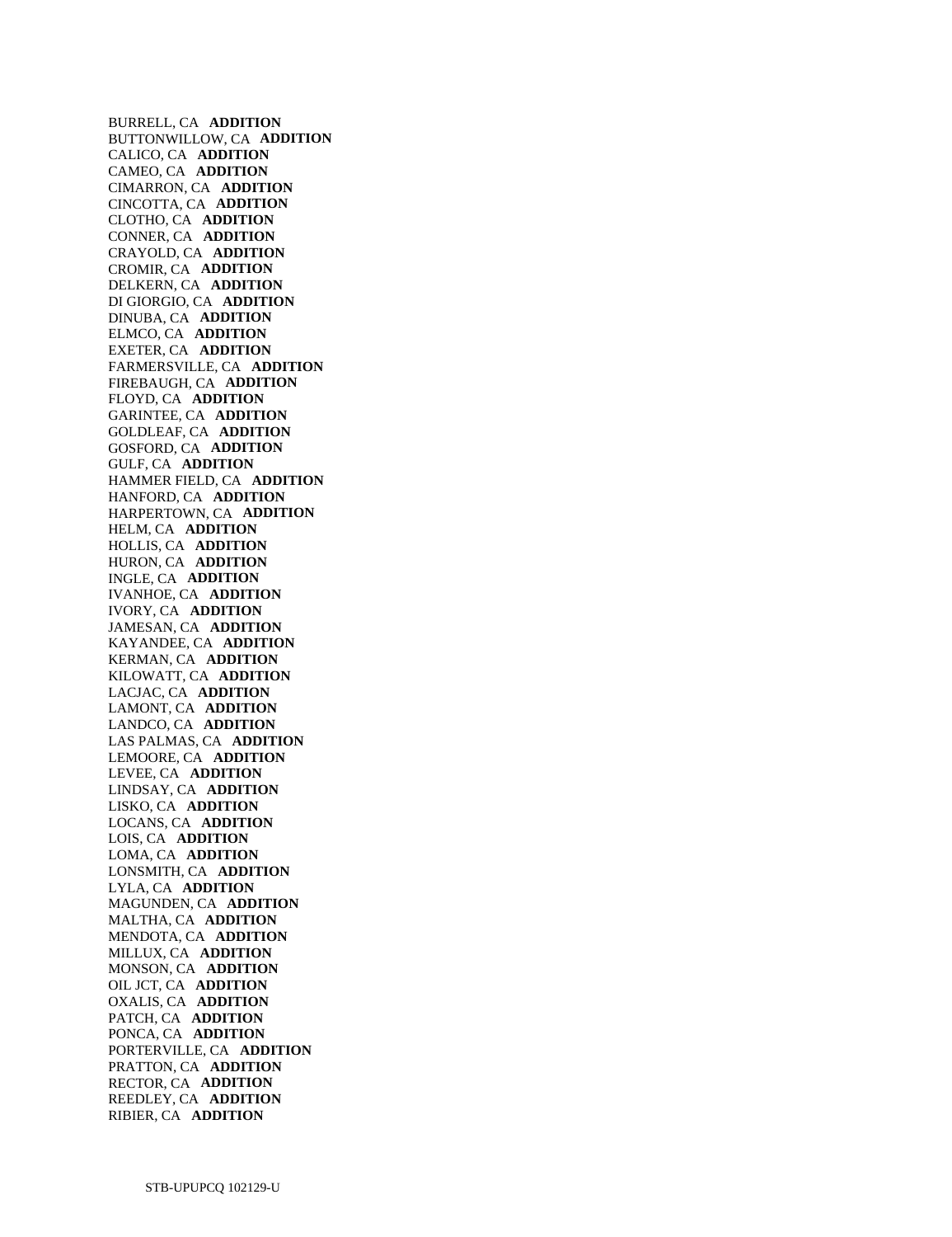BURRELL, CA **ADDITION**
BUTTONWILLOW, CA **ADDITION**
CALICO, CA **ADDITION**
CAMEO, CA **ADDITION**
CIMARRON, CA **ADDITION**
CINCOTTA, CA **ADDITION**
CLOTHO, CA **ADDITION**
CONNER, CA **ADDITION**
CRAYOLD, CA **ADDITION**
CROMIR, CA **ADDITION**
DELKERN, CA **ADDITION**
DI GIORGIO, CA **ADDITION**
DINUBA, CA **ADDITION**
ELMCO, CA **ADDITION**
EXETER, CA **ADDITION**
FARMERSVILLE, CA **ADDITION**
FIREBAUGH, CA **ADDITION**
FLOYD, CA **ADDITION**
GARINTEE, CA **ADDITION**
GOLDLEAF, CA **ADDITION**
GOSFORD, CA **ADDITION**
GULF, CA **ADDITION**
HAMMER FIELD, CA **ADDITION**
HANFORD, CA **ADDITION**
HARPERTOWN, CA **ADDITION**
HELM, CA **ADDITION**
HOLLIS, CA **ADDITION**
HURON, CA **ADDITION**
INGLE, CA **ADDITION**
IVANHOE, CA **ADDITION**
IVORY, CA **ADDITION**
JAMESAN, CA **ADDITION**
KAYANDEE, CA **ADDITION**
KERMAN, CA **ADDITION**
KILOWATT, CA **ADDITION**
LACJAC, CA **ADDITION**
LAMONT, CA **ADDITION**
LANDCO, CA **ADDITION**
LAS PALMAS, CA **ADDITION**
LEMOORE, CA **ADDITION**
LEVEE, CA **ADDITION**
LINDSAY, CA **ADDITION**
LISKO, CA **ADDITION**
LOCANS, CA **ADDITION**
LOIS, CA **ADDITION**
LOMA, CA **ADDITION**
LONSMITH, CA **ADDITION**
LYLA, CA **ADDITION**
MAGUNDEN, CA **ADDITION**
MALTHA, CA **ADDITION**
MENDOTA, CA **ADDITION**
MILLUX, CA **ADDITION**
MONSON, CA **ADDITION**
OIL JCT, CA **ADDITION**
OXALIS, CA **ADDITION**
PATCH, CA **ADDITION**
PONCA, CA **ADDITION**
PORTERVILLE, CA **ADDITION**
PRATTON, CA **ADDITION**
RECTOR, CA **ADDITION**
REEDLEY, CA **ADDITION**
RIBIER, CA **ADDITION**

STB-UPUPCQ 102129-U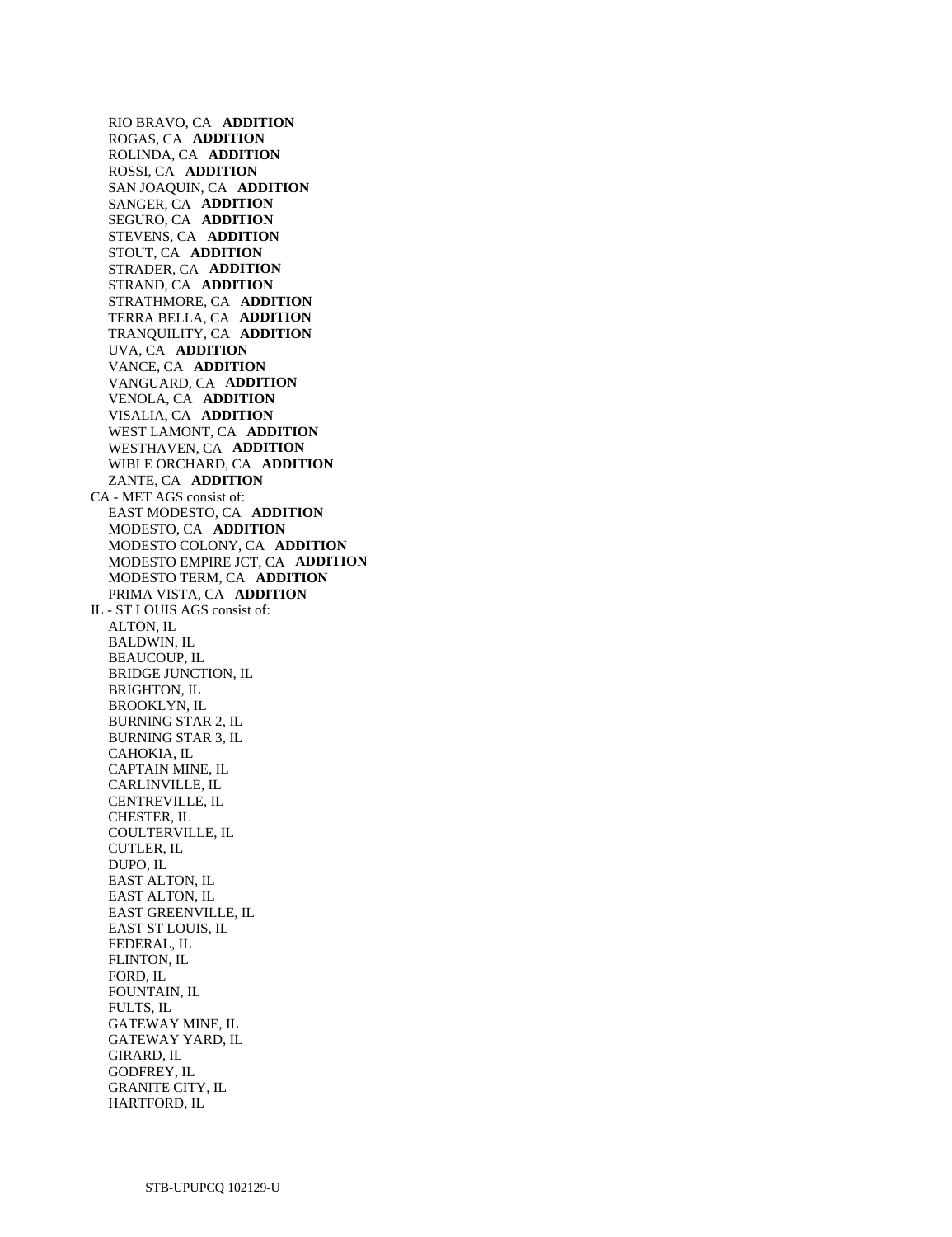RIO BRAVO, CA **ADDITION**
ROGAS, CA **ADDITION**
ROLINDA, CA **ADDITION**
ROSSI, CA **ADDITION**
SAN JOAQUIN, CA **ADDITION**
SANGER, CA **ADDITION**
SEGURO, CA **ADDITION**
STEVENS, CA **ADDITION**
STOUT, CA **ADDITION**
STRADER, CA **ADDITION**
STRAND, CA **ADDITION**
STRATHMORE, CA **ADDITION**
TERRA BELLA, CA **ADDITION**
TRANQUILITY, CA **ADDITION**
UVA, CA **ADDITION**
VANCE, CA **ADDITION**
VANGUARD, CA **ADDITION**
VENOLA, CA **ADDITION**
VISALIA, CA **ADDITION**
WEST LAMONT, CA **ADDITION**
WESTHAVEN, CA **ADDITION**
WIBLE ORCHARD, CA **ADDITION**
ZANTE, CA **ADDITION**

CA - MET AGS consist of:
EAST MODESTO, CA **ADDITION**
MODESTO, CA **ADDITION**
MODESTO COLONY, CA **ADDITION**
MODESTO EMPIRE JCT, CA **ADDITION**
MODESTO TERM, CA **ADDITION**
PRIMA VISTA, CA **ADDITION**

IL - ST LOUIS AGS consist of:
ALTON, IL
BALDWIN, IL
BEAUCOUP, IL
BRIDGE JUNCTION, IL
BRIGHTON, IL
BROOKLYN, IL
BURNING STAR 2, IL
BURNING STAR 3, IL
CAHOKIA, IL
CAPTAIN MINE, IL
CARLINVILLE, IL
CENTREVILLE, IL
CHESTER, IL
COULTERVILLE, IL
CUTLER, IL
DUPO, IL
EAST ALTON, IL
EAST ALTON, IL
EAST GREENVILLE, IL
EAST ST LOUIS, IL
FEDERAL, IL
FLINTON, IL
FORD, IL
FOUNTAIN, IL
FULTS, IL
GATEWAY MINE, IL
GATEWAY YARD, IL
GIRARD, IL
GODFREY, IL
GRANITE CITY, IL
HARTFORD, IL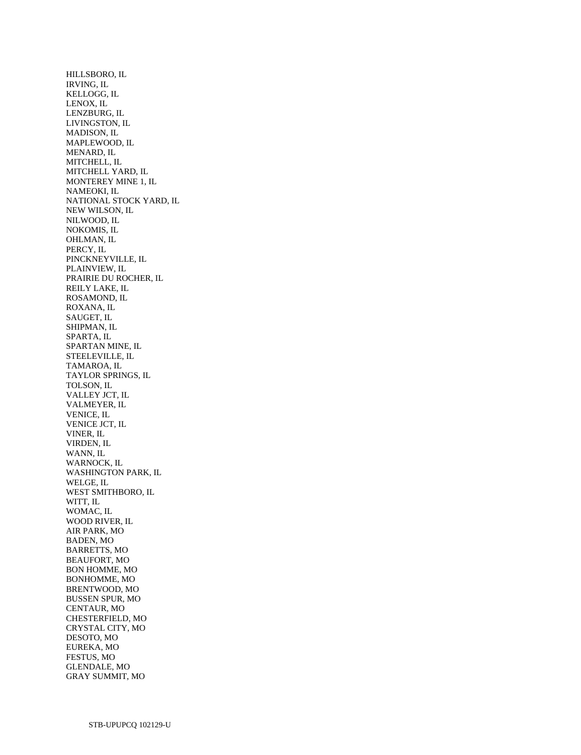HILLSBORO, IL
IRVING, IL
KELLOGG, IL
LENOX, IL
LENZBURG, IL
LIVINGSTON, IL
MADISON, IL
MAPLEWOOD, IL
MENARD, IL
MITCHELL, IL
MITCHELL YARD, IL
MONTEREY MINE 1, IL
NAMEOKI, IL
NATIONAL STOCK YARD, IL
NEW WILSON, IL
NILWOOD, IL
NOKOMIS, IL
OHLMAN, IL
PERCY, IL
PINCKNEYVILLE, IL
PLAINVIEW, IL
PRAIRIE DU ROCHER, IL
REILY LAKE, IL
ROSAMOND, IL
ROXANA, IL
SAUGET, IL
SHIPMAN, IL
SPARTA, IL
SPARTAN MINE, IL
STEELEVILLE, IL
TAMAROA, IL
TAYLOR SPRINGS, IL
TOLSON, IL
VALLEY JCT, IL
VALMEYER, IL
VENICE, IL
VENICE JCT, IL
VINER, IL
VIRDEN, IL
WANN, IL
WARNOCK, IL
WASHINGTON PARK, IL
WELGE, IL
WEST SMITHBORO, IL
WITT, IL
WOMAC, IL
WOOD RIVER, IL
AIR PARK, MO
BADEN, MO
BARRETTS, MO
BEAUFORT, MO
BON HOMME, MO
BONHOMME, MO
BRENTWOOD, MO
BUSSEN SPUR, MO
CENTAUR, MO
CHESTERFIELD, MO
CRYSTAL CITY, MO
DESOTO, MO
EUREKA, MO
FESTUS, MO
GLENDALE, MO
GRAY SUMMIT, MO

STB-UPUPCQ 102129-U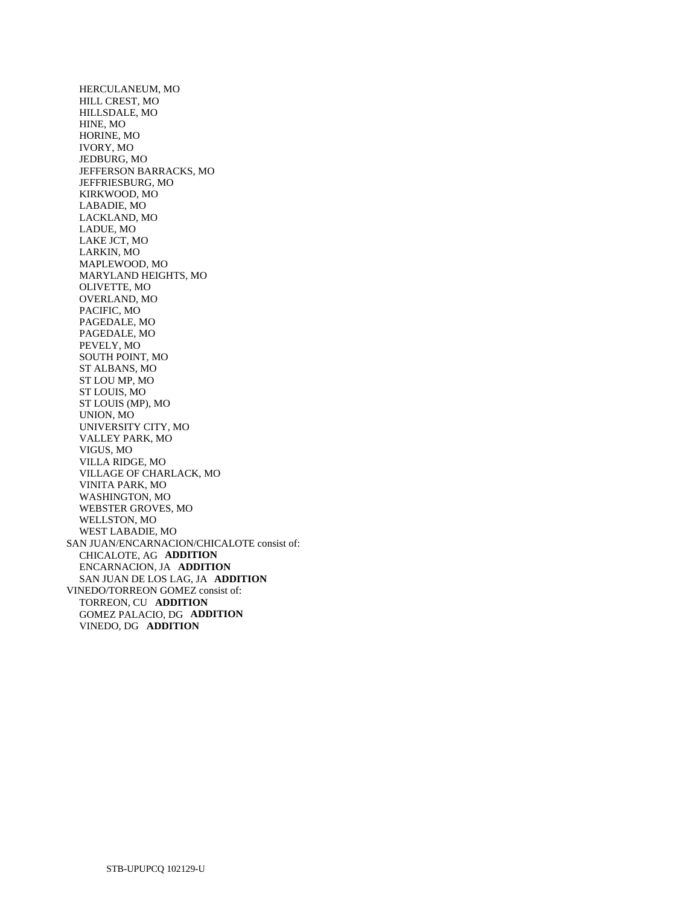HERCULANEUM, MO
HILL CREST, MO
HILLSDALE, MO
HINE, MO
HORINE, MO
IVORY, MO
JEDBURG, MO
JEFFERSON BARRACKS, MO
JEFFRIESBURG, MO
KIRKWOOD, MO
LABADIE, MO
LACKLAND, MO
LADUE, MO
LAKE JCT, MO
LARKIN, MO
MAPLEWOOD, MO
MARYLAND HEIGHTS, MO
OLIVETTE, MO
OVERLAND, MO
PACIFIC, MO
PAGEDALE, MO
PAGEDALE, MO
PEVELY, MO
SOUTH POINT, MO
ST ALBANS, MO
ST LOU MP, MO
ST LOUIS, MO
ST LOUIS (MP), MO
UNION, MO
UNIVERSITY CITY, MO
VALLEY PARK, MO
VIGUS, MO
VILLA RIDGE, MO
VILLAGE OF CHARLACK, MO
VINITA PARK, MO
WASHINGTON, MO
WEBSTER GROVES, MO
WELLSTON, MO
WEST LABADIE, MO

SAN JUAN/ENCARNACION/CHICALOTE consist of:
CHICALOTE, AG **ADDITION**
ENCARNACION, JA **ADDITION**
SAN JUAN DE LOS LAG, JA **ADDITION**

VINEDO/TORREON GOMEZ consist of:
TORREON, CU **ADDITION**
GOMEZ PALACIO, DG **ADDITION**
VINEDO, DG **ADDITION**

STB-UPUPCQ 102129-U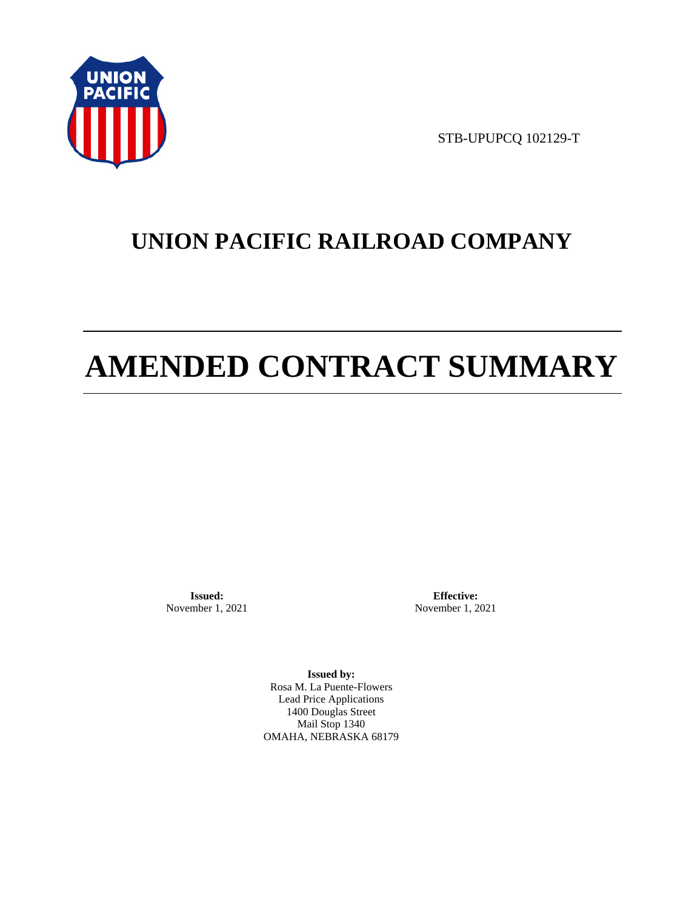STB-UPUPCQ 102129-T

# UNION PACIFIC RAILROAD COMPANY

# AMENDED CONTRACT SUMMARY

**Issued:**
November 1, 2021

**Effective:**
November 1, 2021

**Issued by:**
Rosa M. La Puente-Flowers
Lead Price Applications
1400 Douglas Street
Mail Stop 1340
OMAHA, NEBRASKA 68179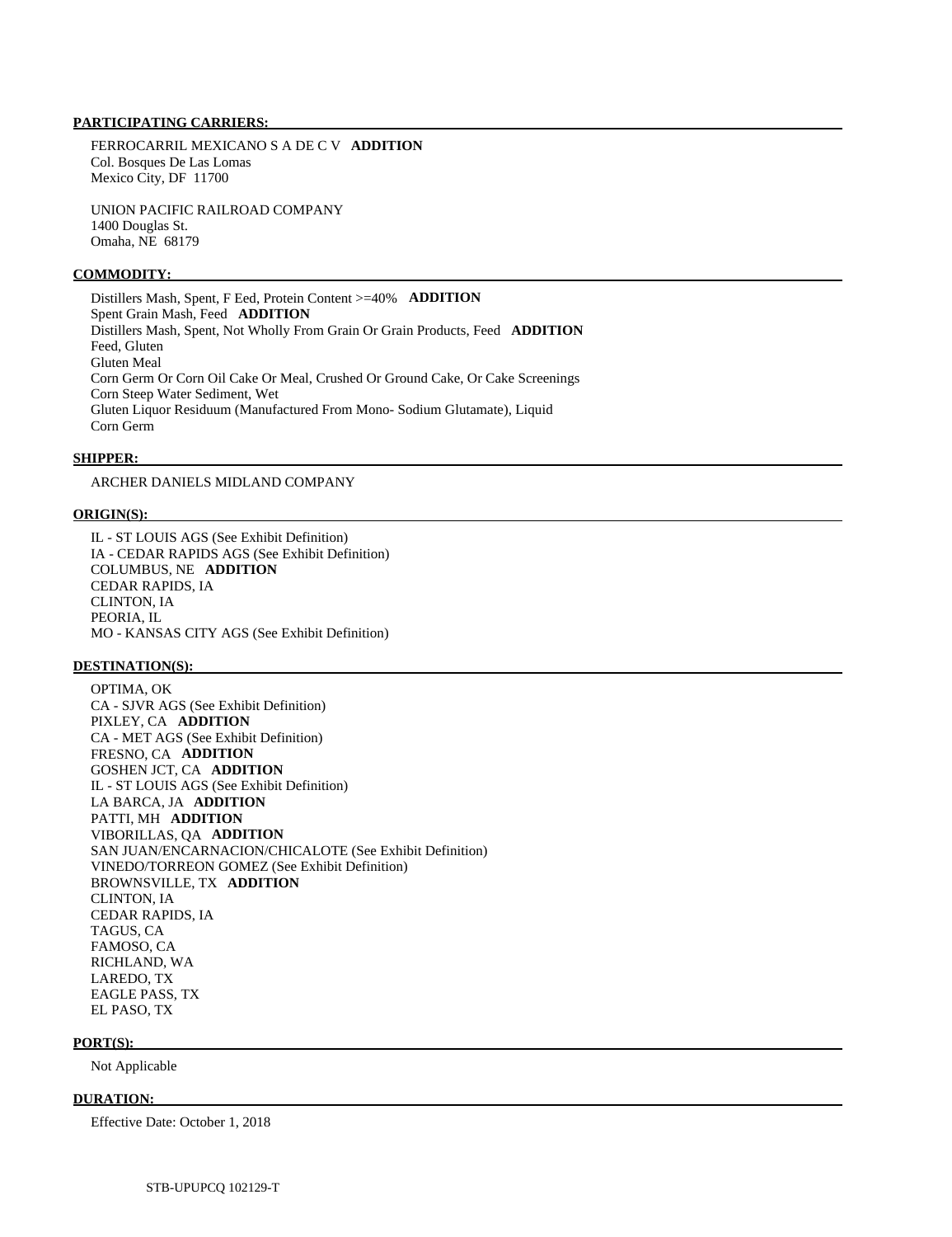**PARTICIPATING CARRIERS:**

FERROCARRIL MEXICANO S A DE C V **ADDITION**
Col. Bosques De Las Lomas
Mexico City, DF 11700

UNION PACIFIC RAILROAD COMPANY
1400 Douglas St.
Omaha, NE 68179

**COMMODITY:**

Distillers Mash, Spent, F Eed, Protein Content >=40% **ADDITION**
Spent Grain Mash, Feed **ADDITION**
Distillers Mash, Spent, Not Wholly From Grain Or Grain Products, Feed **ADDITION**
Feed, Gluten
Gluten Meal
Corn Germ Or Corn Oil Cake Or Meal, Crushed Or Ground Cake, Or Cake Screenings
Corn Steep Water Sediment, Wet
Gluten Liquor Residuum (Manufactured From Mono- Sodium Glutamate), Liquid
Corn Germ

**SHIPPER:**

ARCHER DANIELS MIDLAND COMPANY

**ORIGIN(S):**

IL - ST LOUIS AGS (See Exhibit Definition)
IA - CEDAR RAPIDS AGS (See Exhibit Definition)
COLUMBUS, NE **ADDITION**
CEDAR RAPIDS, IA
CLINTON, IA
PEORIA, IL
MO - KANSAS CITY AGS (See Exhibit Definition)

**DESTINATION(S):**

OPTIMA, OK
CA - SJVR AGS (See Exhibit Definition)
PIXLEY, CA **ADDITION**
CA - MET AGS (See Exhibit Definition)
FRESNO, CA **ADDITION**
GOSHEN JCT, CA **ADDITION**
IL - ST LOUIS AGS (See Exhibit Definition)
LA BARCA, JA **ADDITION**
PATTI, MH **ADDITION**
VIBORILLAS, QA **ADDITION**
SAN JUAN/ENCARNACION/CHICALOTE (See Exhibit Definition)
VINEDO/TORREON GOMEZ (See Exhibit Definition)
BROWNSVILLE, TX **ADDITION**
CLINTON, IA
CEDAR RAPIDS, IA
TAGUS, CA
FAMOSO, CA
RICHLAND, WA
LAREDO, TX
EAGLE PASS, TX
EL PASO, TX

**PORT(S):**

Not Applicable

**DURATION:**

Effective Date: October 1, 2018

STB-UPUPCQ 102129-T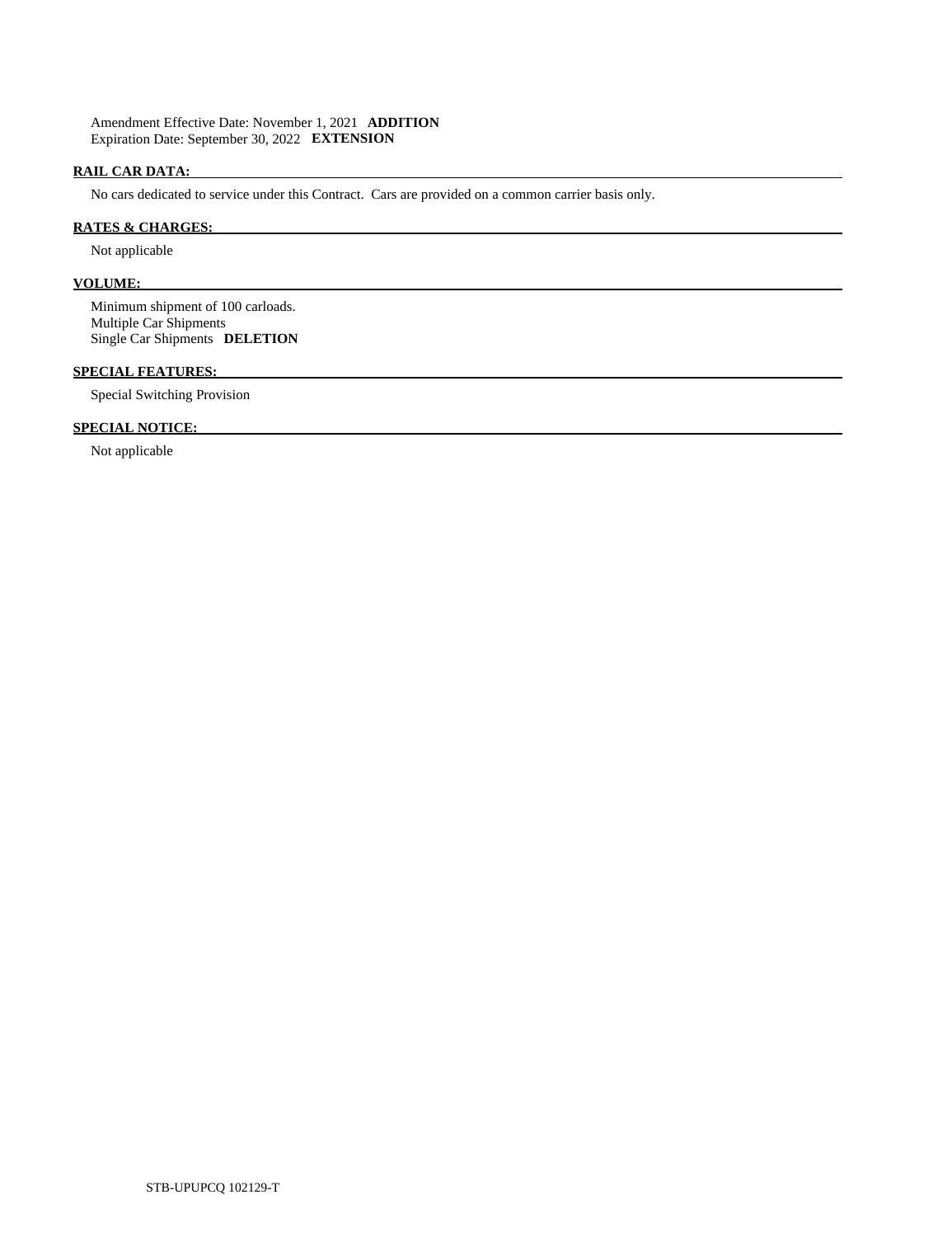Amendment Effective Date: November 1, 2021 **ADDITION**
Expiration Date: September 30, 2022 **EXTENSION**

**RAIL CAR DATA:**

No cars dedicated to service under this Contract. Cars are provided on a common carrier basis only.

**RATES & CHARGES:**

Not applicable

**VOLUME:**

Minimum shipment of 100 carloads.
Multiple Car Shipments
Single Car Shipments **DELETION**

**SPECIAL FEATURES:**

Special Switching Provision

**SPECIAL NOTICE:**

Not applicable

STB-UPUPCQ 102129-T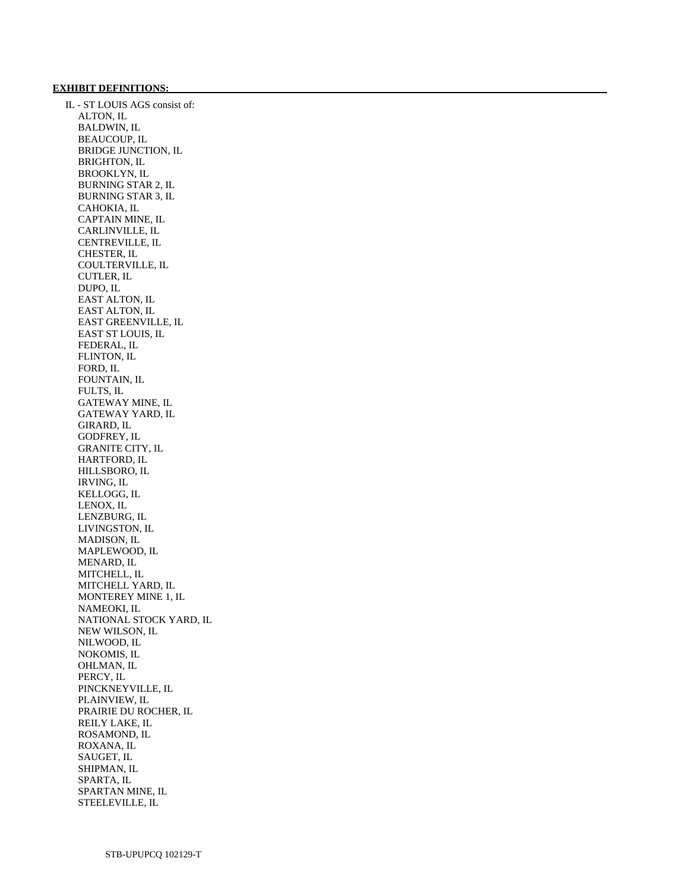**EXHIBIT DEFINITIONS:**

IL - ST LOUIS AGS consist of:

- ALTON, IL
- BALDWIN, IL
- BEAUCOUP, IL
- BRIDGE JUNCTION, IL
- BRIGHTON, IL
- BROOKLYN, IL
- BURNING STAR 2, IL
- BURNING STAR 3, IL
- CAHOKIA, IL
- CAPTAIN MINE, IL
- CARLINVILLE, IL
- CENTREVILLE, IL
- CHESTER, IL
- COULTERVILLE, IL
- CUTLER, IL
- DUPO, IL
- EAST ALTON, IL
- EAST ALTON, IL
- EAST GREENVILLE, IL
- EAST ST LOUIS, IL
- FEDERAL, IL
- FLINTON, IL
- FORD, IL
- FOUNTAIN, IL
- FULTS, IL
- GATEWAY MINE, IL
- GATEWAY YARD, IL
- GIRARD, IL
- GODFREY, IL
- GRANITE CITY, IL
- HARTFORD, IL
- HILLSBORO, IL
- IRVING, IL
- KELLOGG, IL
- LENOX, IL
- LENZBURG, IL
- LIVINGSTON, IL
- MADISON, IL
- MAPLEWOOD, IL
- MENARD, IL
- MITCHELL, IL
- MITCHELL YARD, IL
- MONTEREY MINE 1, IL
- NAMEOKI, IL
- NATIONAL STOCK YARD, IL
- NEW WILSON, IL
- NILWOOD, IL
- NOKOMIS, IL
- OHLMAN, IL
- PERCY, IL
- PINCKNEYVILLE, IL
- PLAINVIEW, IL
- PRAIRIE DU ROCHER, IL
- REILY LAKE, IL
- ROSAMOND, IL
- ROXANA, IL
- SAUGET, IL
- SHIPMAN, IL
- SPARTA, IL
- SPARTAN MINE, IL
- STEELEVILLE, IL

STB-UPUPCQ 102129-T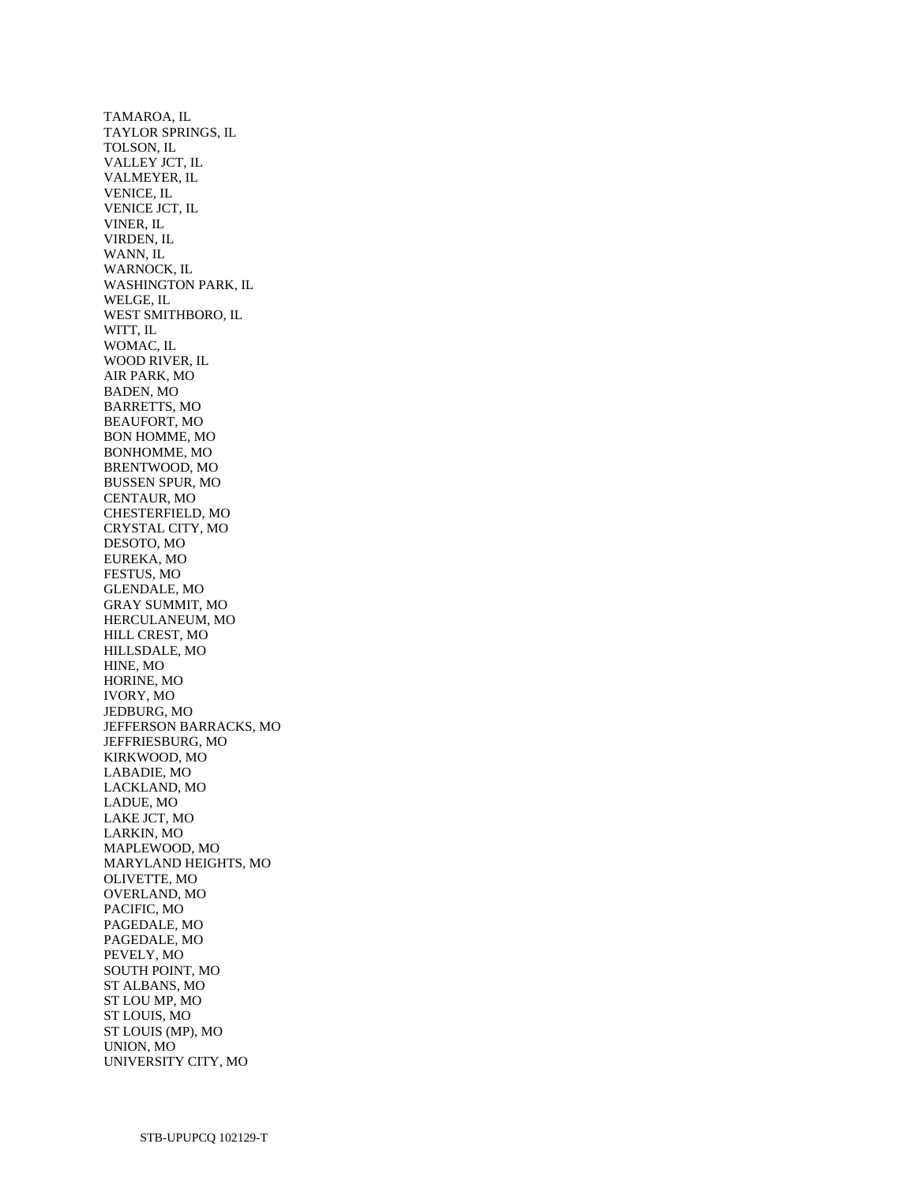TAMAROA, IL
TAYLOR SPRINGS, IL
TOLSON, IL
VALLEY JCT, IL
VALMEYER, IL
VENICE, IL
VENICE JCT, IL
VINER, IL
VIRDEN, IL
WANN, IL
WARNOCK, IL
WASHINGTON PARK, IL
WELGE, IL
WEST SMITHBORO, IL
WITT, IL
WOMAC, IL
WOOD RIVER, IL
AIR PARK, MO
BADEN, MO
BARRETTS, MO
BEAUFORT, MO
BON HOMME, MO
BONHOMME, MO
BRENTWOOD, MO
BUSSEN SPUR, MO
CENTAUR, MO
CHESTERFIELD, MO
CRYSTAL CITY, MO
DESOTO, MO
EUREKA, MO
FESTUS, MO
GLENDALE, MO
GRAY SUMMIT, MO
HERCULANEUM, MO
HILL CREST, MO
HILLSDALE, MO
HINE, MO
HORINE, MO
IVORY, MO
JEDBURG, MO
JEFFERSON BARRACKS, MO
JEFFRIESBURG, MO
KIRKWOOD, MO
LABADIE, MO
LACKLAND, MO
LADUE, MO
LAKE JCT, MO
LARKIN, MO
MAPLEWOOD, MO
MARYLAND HEIGHTS, MO
OLIVETTE, MO
OVERLAND, MO
PACIFIC, MO
PAGEDALE, MO
PAGEDALE, MO
PEVELY, MO
SOUTH POINT, MO
ST ALBANS, MO
ST LOU MP, MO
ST LOUIS, MO
ST LOUIS (MP), MO
UNION, MO
UNIVERSITY CITY, MO

STB-UPUPCQ 102129-T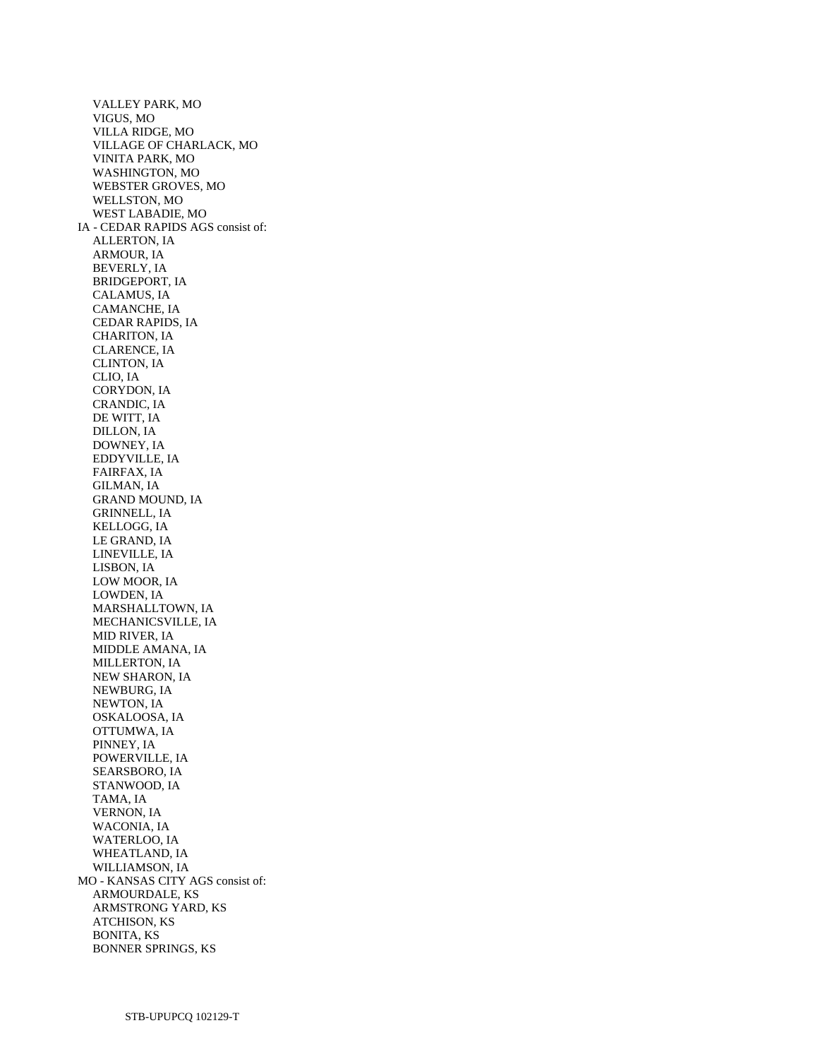VALLEY PARK, MO
VIGUS, MO
VILLA RIDGE, MO
VILLAGE OF CHARLACK, MO
VINITA PARK, MO
WASHINGTON, MO
WEBSTER GROVES, MO
WELLSTON, MO
WEST LABADIE, MO

IA - CEDAR RAPIDS AGS consist of:

ALLERTON, IA
ARMOUR, IA
BEVERLY, IA
BRIDGEPORT, IA
CALAMUS, IA
CAMANCHE, IA
CEDAR RAPIDS, IA
CHARITON, IA
CLARENCE, IA
CLINTON, IA
CLIO, IA
CORYDON, IA
CRANDIC, IA
DE WITT, IA
DILLON, IA
DOWNEY, IA
EDDYVILLE, IA
FAIRFAX, IA
GILMAN, IA
GRAND MOUND, IA
GRINNELL, IA
KELLOGG, IA
LE GRAND, IA
LINEVILLE, IA
LISBON, IA
LOW MOOR, IA
LOWDEN, IA
MARSHALLTOWN, IA
MECHANICSVILLE, IA
MID RIVER, IA
MIDDLE AMANA, IA
MILLERTON, IA
NEW SHARON, IA
NEWBURG, IA
NEWTON, IA
OSKALOOSA, IA
OTTUMWA, IA
PINNEY, IA
POWERVILLE, IA
SEARSBORO, IA
STANWOOD, IA
TAMA, IA
VERNON, IA
WACONIA, IA
WATERLOO, IA
WHEATLAND, IA
WILLIAMSON, IA

MO - KANSAS CITY AGS consist of:

ARMOURDALE, KS
ARMSTRONG YARD, KS
ATCHISON, KS
BONITA, KS
BONNER SPRINGS, KS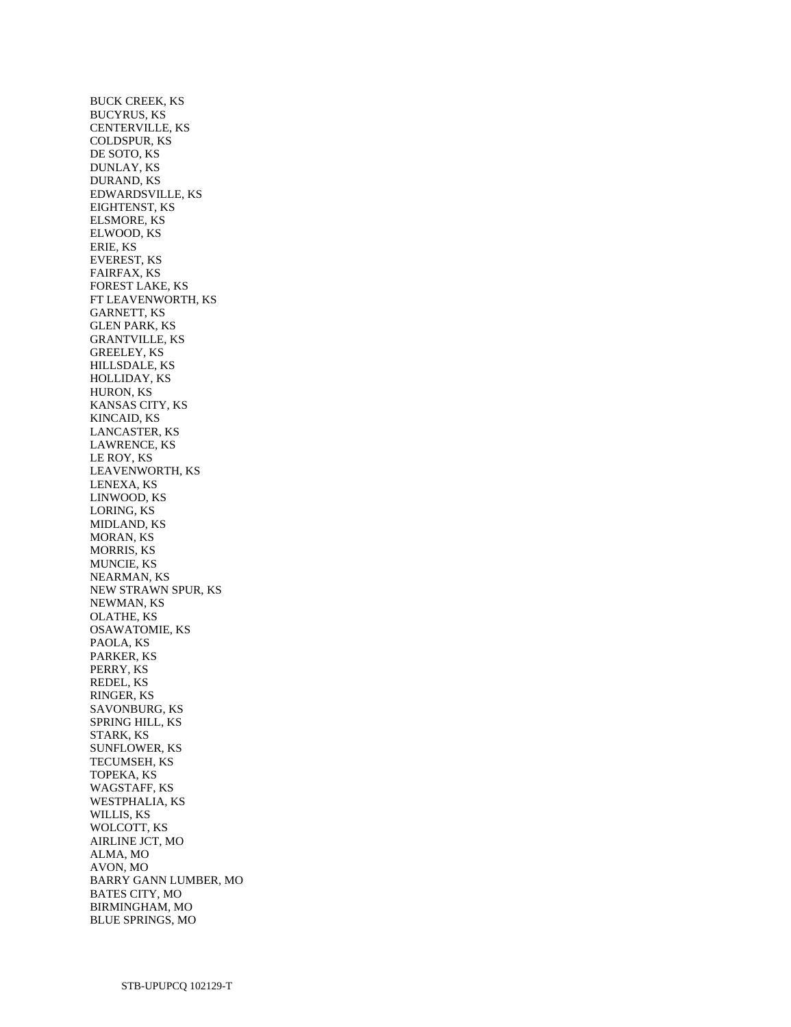BUCK CREEK, KS
BUCYRUS, KS
CENTERVILLE, KS
COLDSPUR, KS
DE SOTO, KS
DUNLAY, KS
DURAND, KS
EDWARDSVILLE, KS
EIGHTENST, KS
ELSMORE, KS
ELWOOD, KS
ERIE, KS
EVEREST, KS
FAIRFAX, KS
FOREST LAKE, KS
FT LEAVENWORTH, KS
GARNETT, KS
GLEN PARK, KS
GRANTVILLE, KS
GREELEY, KS
HILLSDALE, KS
HOLLIDAY, KS
HURON, KS
KANSAS CITY, KS
KINCAID, KS
LANCASTER, KS
LAWRENCE, KS
LE ROY, KS
LEAVENWORTH, KS
LENEXA, KS
LINWOOD, KS
LORING, KS
MIDLAND, KS
MORAN, KS
MORRIS, KS
MUNCIE, KS
NEARMAN, KS
NEW STRAWN SPUR, KS
NEWMAN, KS
OLATHE, KS
OSAWATOMIE, KS
PAOLA, KS
PARKER, KS
PERRY, KS
REDEL, KS
RINGER, KS
SAVONBURG, KS
SPRING HILL, KS
STARK, KS
SUNFLOWER, KS
TECUMSEH, KS
TOPEKA, KS
WAGSTAFF, KS
WESTPHALIA, KS
WILLIS, KS
WOLCOTT, KS
AIRLINE JCT, MO
ALMA, MO
AVON, MO
BARRY GANN LUMBER, MO
BATES CITY, MO
BIRMINGHAM, MO
BLUE SPRINGS, MO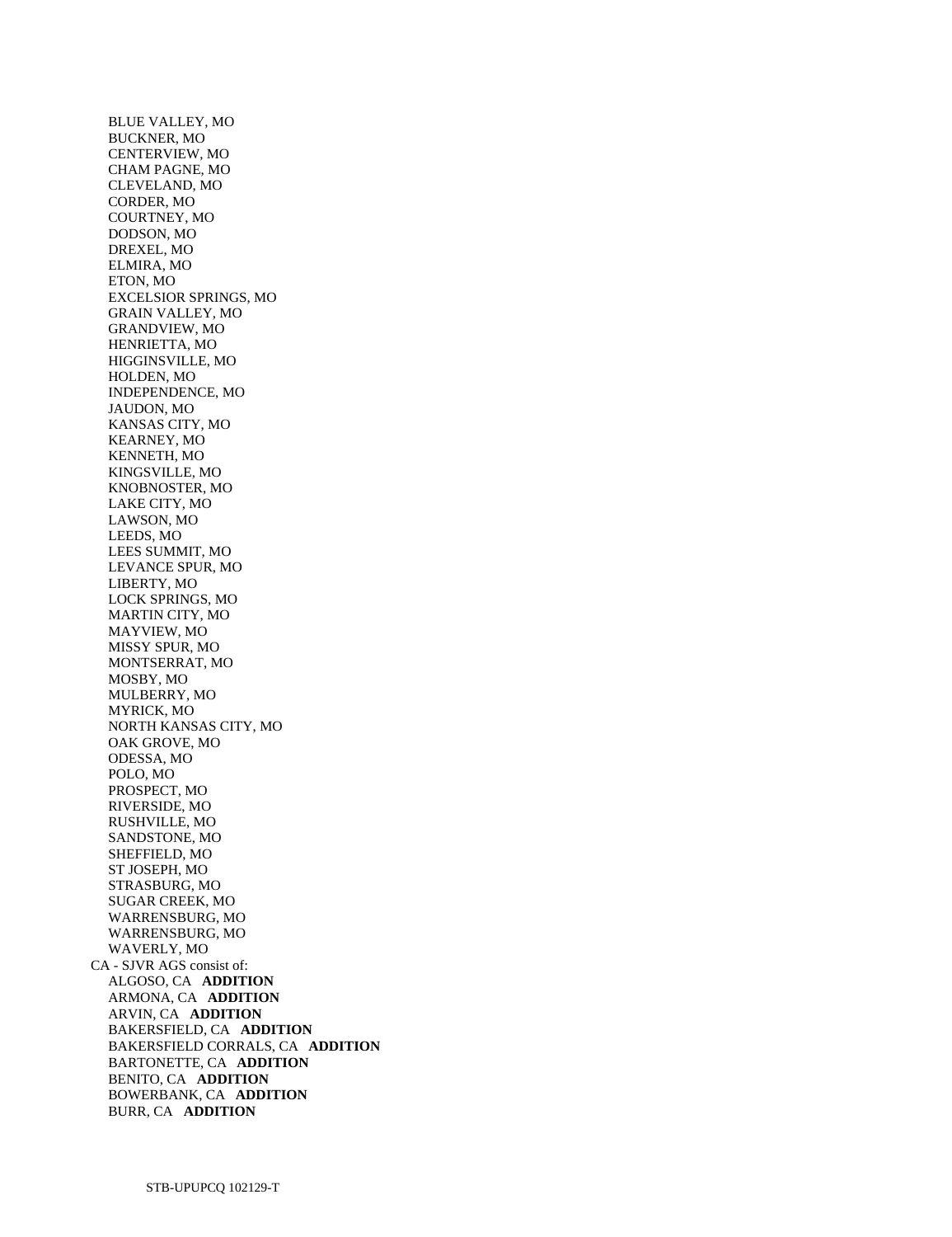BLUE VALLEY, MO
BUCKNER, MO
CENTERVIEW, MO
CHAM PAGNE, MO
CLEVELAND, MO
CORDER, MO
COURTNEY, MO
DODSON, MO
DREXEL, MO
ELMIRA, MO
ETON, MO
EXCELSIOR SPRINGS, MO
GRAIN VALLEY, MO
GRANDVIEW, MO
HENRIETTA, MO
HIGGINSVILLE, MO
HOLDEN, MO
INDEPENDENCE, MO
JAUDON, MO
KANSAS CITY, MO
KEARNEY, MO
KENNETH, MO
KINGSVILLE, MO
KNOBNOSTER, MO
LAKE CITY, MO
LAWSON, MO
LEEDS, MO
LEES SUMMIT, MO
LEVANCE SPUR, MO
LIBERTY, MO
LOCK SPRINGS, MO
MARTIN CITY, MO
MAYVIEW, MO
MISSY SPUR, MO
MONTSERRAT, MO
MOSBY, MO
MULBERRY, MO
MYRICK, MO
NORTH KANSAS CITY, MO
OAK GROVE, MO
ODESSA, MO
POLO, MO
PROSPECT, MO
RIVERSIDE, MO
RUSHVILLE, MO
SANDSTONE, MO
SHEFFIELD, MO
ST JOSEPH, MO
STRASBURG, MO
SUGAR CREEK, MO
WARRENSBURG, MO
WARRENSBURG, MO
WAVERLY, MO

CA - SJVR AGS consist of:

ALGOSO, CA **ADDITION**
ARMONA, CA **ADDITION**
ARVIN, CA **ADDITION**
BAKERSFIELD, CA **ADDITION**
BAKERSFIELD CORRALS, CA **ADDITION**
BARTONETTE, CA **ADDITION**
BENITO, CA **ADDITION**
BOWERBANK, CA **ADDITION**
BURR, CA **ADDITION**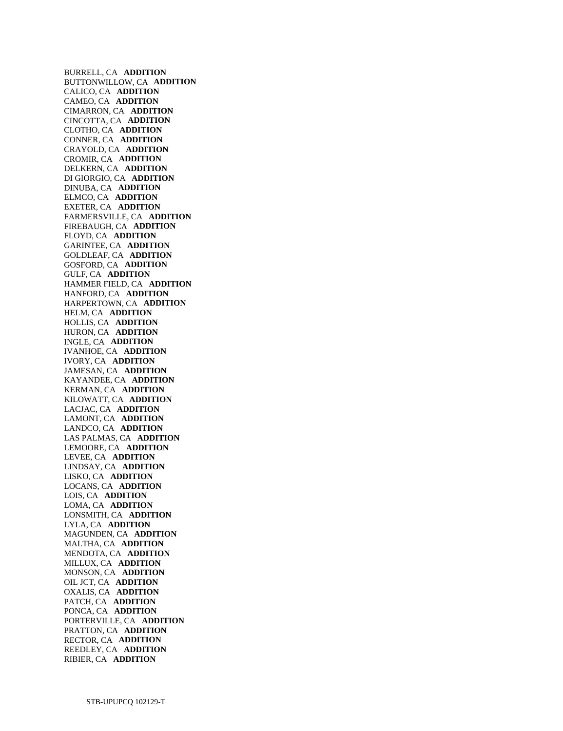BURRELL, CA **ADDITION**
BUTTONWILLOW, CA **ADDITION**
CALICO, CA **ADDITION**
CAMEO, CA **ADDITION**
CIMARRON, CA **ADDITION**
CINCOTTA, CA **ADDITION**
CLOTHO, CA **ADDITION**
CONNER, CA **ADDITION**
CRAYOLD, CA **ADDITION**
CROMIR, CA **ADDITION**
DELKERN, CA **ADDITION**
DI GIORGIO, CA **ADDITION**
DINUBA, CA **ADDITION**
ELMCO, CA **ADDITION**
EXETER, CA **ADDITION**
FARMERSVILLE, CA **ADDITION**
FIREBAUGH, CA **ADDITION**
FLOYD, CA **ADDITION**
GARINTEE, CA **ADDITION**
GOLDLEAF, CA **ADDITION**
GOSFORD, CA **ADDITION**
GULF, CA **ADDITION**
HAMMER FIELD, CA **ADDITION**
HANFORD, CA **ADDITION**
HARPERTOWN, CA **ADDITION**
HELM, CA **ADDITION**
HOLLIS, CA **ADDITION**
HURON, CA **ADDITION**
INGLE, CA **ADDITION**
IVANHOE, CA **ADDITION**
IVORY, CA **ADDITION**
JAMESAN, CA **ADDITION**
KAYANDEE, CA **ADDITION**
KERMAN, CA **ADDITION**
KILOWATT, CA **ADDITION**
LACJAC, CA **ADDITION**
LAMONT, CA **ADDITION**
LANDCO, CA **ADDITION**
LAS PALMAS, CA **ADDITION**
LEMOORE, CA **ADDITION**
LEVEE, CA **ADDITION**
LINDSAY, CA **ADDITION**
LISKO, CA **ADDITION**
LOCANS, CA **ADDITION**
LOIS, CA **ADDITION**
LOMA, CA **ADDITION**
LONSMITH, CA **ADDITION**
LYLA, CA **ADDITION**
MAGUNDEN, CA **ADDITION**
MALTHA, CA **ADDITION**
MENDOTA, CA **ADDITION**
MILLUX, CA **ADDITION**
MONSON, CA **ADDITION**
OIL JCT, CA **ADDITION**
OXALIS, CA **ADDITION**
PATCH, CA **ADDITION**
PONCA, CA **ADDITION**
PORTERVILLE, CA **ADDITION**
PRATTON, CA **ADDITION**
RECTOR, CA **ADDITION**
REEDLEY, CA **ADDITION**
RIBIER, CA **ADDITION**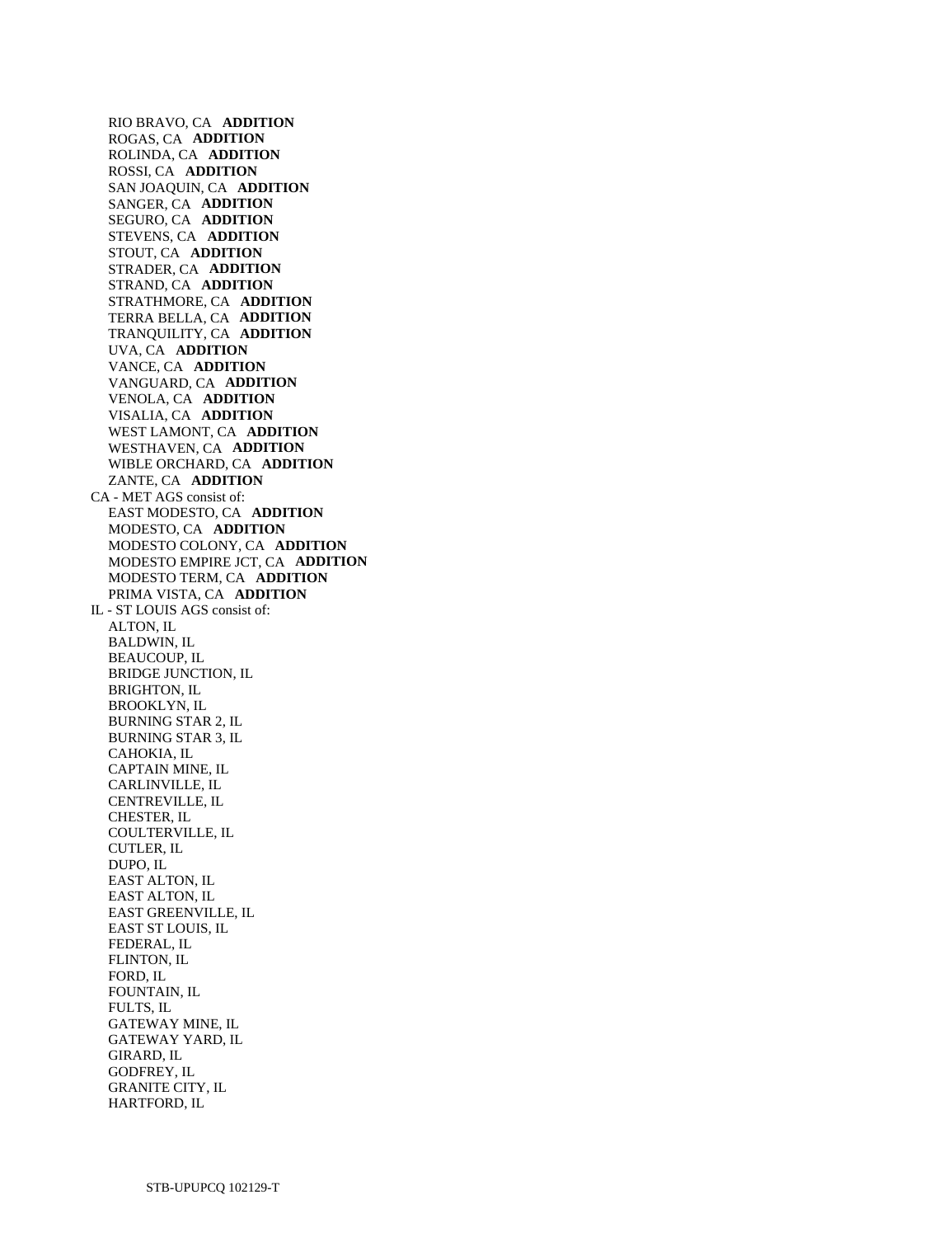RIO BRAVO, CA **ADDITION**
ROGAS, CA **ADDITION**
ROLINDA, CA **ADDITION**
ROSSI, CA **ADDITION**
SAN JOAQUIN, CA **ADDITION**
SANGER, CA **ADDITION**
SEGURO, CA **ADDITION**
STEVENS, CA **ADDITION**
STOUT, CA **ADDITION**
STRADER, CA **ADDITION**
STRAND, CA **ADDITION**
STRATHMORE, CA **ADDITION**
TERRA BELLA, CA **ADDITION**
TRANQUILITY, CA **ADDITION**
UVA, CA **ADDITION**
VANCE, CA **ADDITION**
VANGUARD, CA **ADDITION**
VENOLA, CA **ADDITION**
VISALIA, CA **ADDITION**
WEST LAMONT, CA **ADDITION**
WESTHAVEN, CA **ADDITION**
WIBLE ORCHARD, CA **ADDITION**
ZANTE, CA **ADDITION**

CA - MET AGS consist of:
EAST MODESTO, CA **ADDITION**
MODESTO, CA **ADDITION**
MODESTO COLONY, CA **ADDITION**
MODESTO EMPIRE JCT, CA **ADDITION**
MODESTO TERM, CA **ADDITION**
PRIMA VISTA, CA **ADDITION**

IL - ST LOUIS AGS consist of:
ALTON, IL
BALDWIN, IL
BEAUCOUP, IL
BRIDGE JUNCTION, IL
BRIGHTON, IL
BROOKLYN, IL
BURNING STAR 2, IL
BURNING STAR 3, IL
CAHOKIA, IL
CAPTAIN MINE, IL
CARLINVILLE, IL
CENTREVILLE, IL
CHESTER, IL
COULTERVILLE, IL
CUTLER, IL
DUPO, IL
EAST ALTON, IL
EAST ALTON, IL
EAST GREENVILLE, IL
EAST ST LOUIS, IL
FEDERAL, IL
FLINTON, IL
FORD, IL
FOUNTAIN, IL
FULTS, IL
GATEWAY MINE, IL
GATEWAY YARD, IL
GIRARD, IL
GODFREY, IL
GRANITE CITY, IL
HARTFORD, IL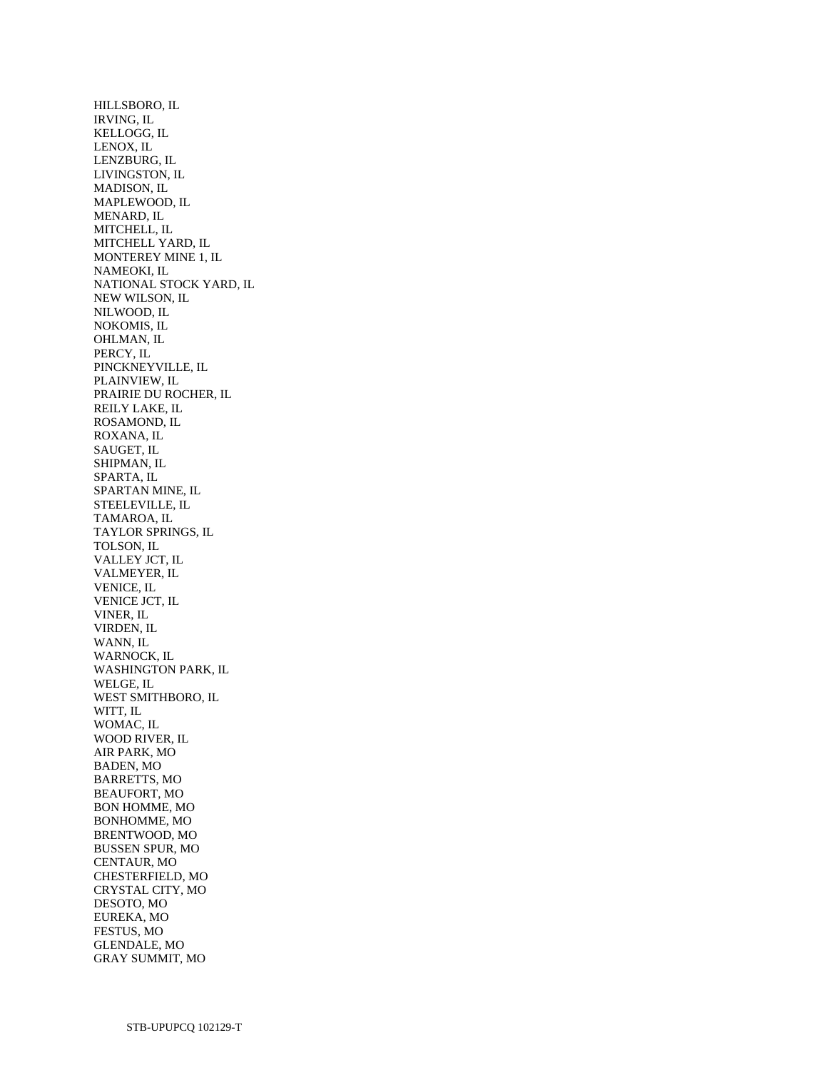HILLSBORO, IL
IRVING, IL
KELLOGG, IL
LENOX, IL
LENZBURG, IL
LIVINGSTON, IL
MADISON, IL
MAPLEWOOD, IL
MENARD, IL
MITCHELL, IL
MITCHELL YARD, IL
MONTEREY MINE 1, IL
NAMEOKI, IL
NATIONAL STOCK YARD, IL
NEW WILSON, IL
NILWOOD, IL
NOKOMIS, IL
OHLMAN, IL
PERCY, IL
PINCKNEYVILLE, IL
PLAINVIEW, IL
PRAIRIE DU ROCHER, IL
REILY LAKE, IL
ROSAMOND, IL
ROXANA, IL
SAUGET, IL
SHIPMAN, IL
SPARTA, IL
SPARTAN MINE, IL
STEELEVILLE, IL
TAMAROA, IL
TAYLOR SPRINGS, IL
TOLSON, IL
VALLEY JCT, IL
VALMEYER, IL
VENICE, IL
VENICE JCT, IL
VINER, IL
VIRDEN, IL
WANN, IL
WARNOCK, IL
WASHINGTON PARK, IL
WELGE, IL
WEST SMITHBORO, IL
WITT, IL
WOMAC, IL
WOOD RIVER, IL
AIR PARK, MO
BADEN, MO
BARRETTS, MO
BEAUFORT, MO
BON HOMME, MO
BONHOMME, MO
BRENTWOOD, MO
BUSSEN SPUR, MO
CENTAUR, MO
CHESTERFIELD, MO
CRYSTAL CITY, MO
DESOTO, MO
EUREKA, MO
FESTUS, MO
GLENDALE, MO
GRAY SUMMIT, MO

STB-UPUPCQ 102129-T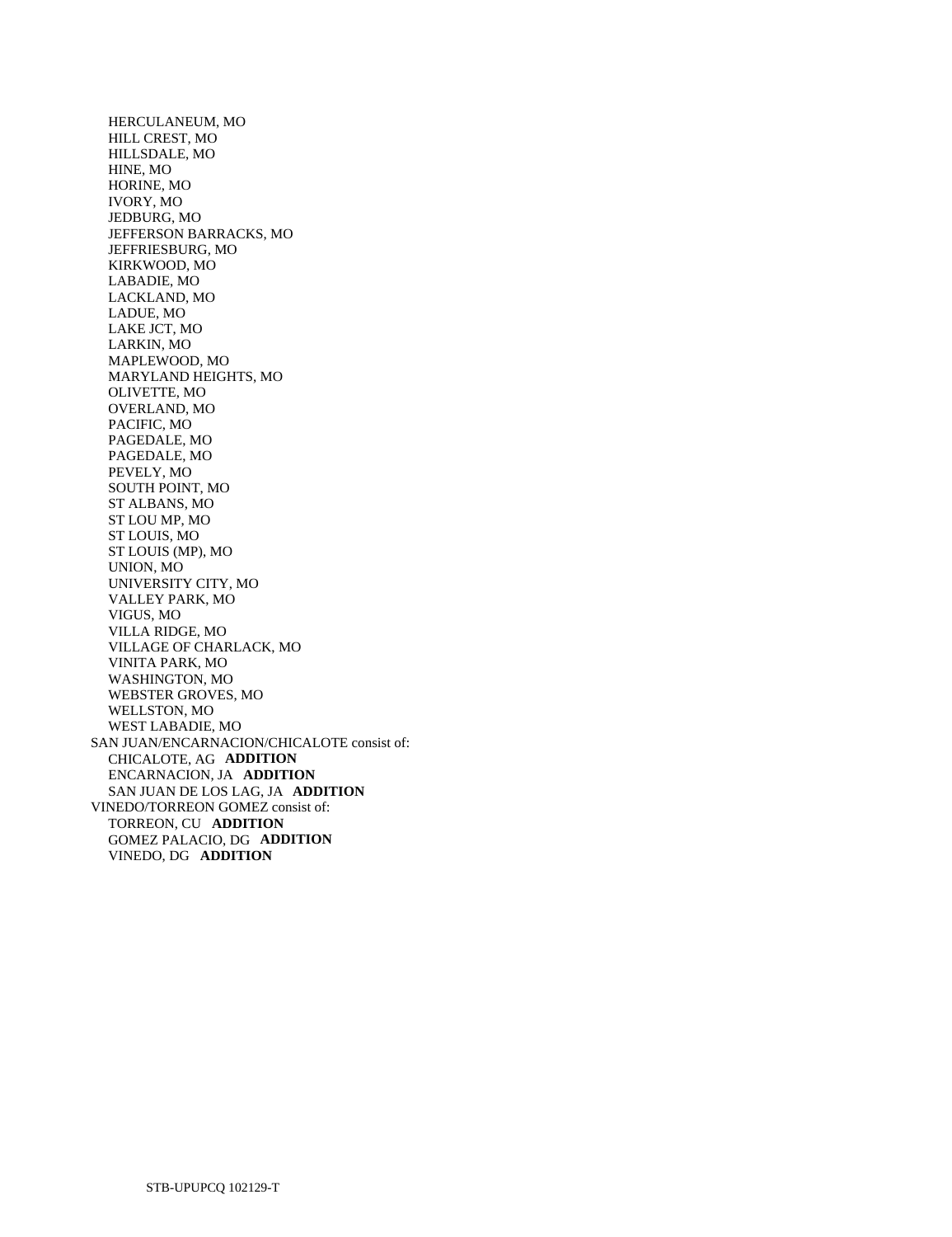HERCULANEUM, MO
HILL CREST, MO
HILLSDALE, MO
HINE, MO
HORINE, MO
IVORY, MO
JEDBURG, MO
JEFFERSON BARRACKS, MO
JEFFRIESBURG, MO
KIRKWOOD, MO
LABADIE, MO
LACKLAND, MO
LADUE, MO
LAKE JCT, MO
LARKIN, MO
MAPLEWOOD, MO
MARYLAND HEIGHTS, MO
OLIVETTE, MO
OVERLAND, MO
PACIFIC, MO
PAGEDALE, MO
PAGEDALE, MO
PEVELY, MO
SOUTH POINT, MO
ST ALBANS, MO
ST LOU MP, MO
ST LOUIS, MO
ST LOUIS (MP), MO
UNION, MO
UNIVERSITY CITY, MO
VALLEY PARK, MO
VIGUS, MO
VILLA RIDGE, MO
VILLAGE OF CHARLACK, MO
VINITA PARK, MO
WASHINGTON, MO
WEBSTER GROVES, MO
WELLSTON, MO
WEST LABADIE, MO

SAN JUAN/ENCARNACION/CHICALOTE consist of:
CHICALOTE, AG **ADDITION**
ENCARNACION, JA **ADDITION**
SAN JUAN DE LOS LAG, JA **ADDITION**

VINEDO/TORREON GOMEZ consist of:
TORREON, CU **ADDITION**
GOMEZ PALACIO, DG **ADDITION**
VINEDO, DG **ADDITION**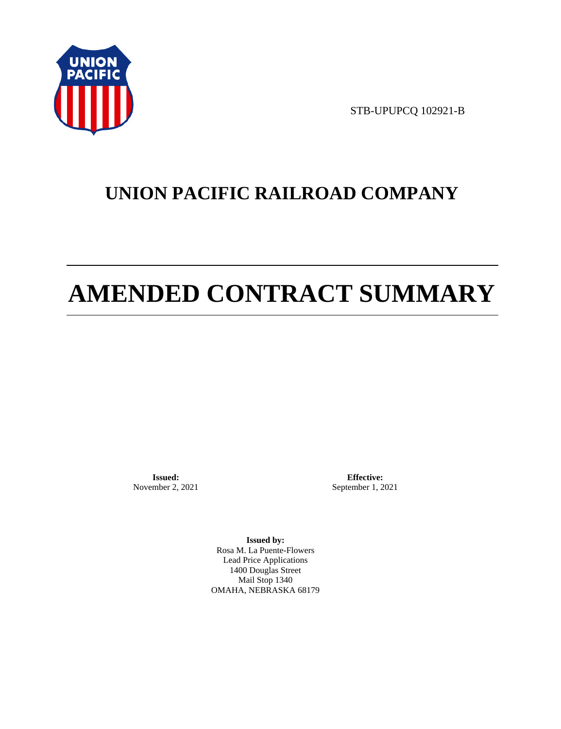STB-UPUPCQ 102921-B

# UNION PACIFIC RAILROAD COMPANY

# AMENDED CONTRACT SUMMARY

**Issued:**
November 2, 2021

**Effective:**
September 1, 2021

**Issued by:**
Rosa M. La Puente-Flowers
Lead Price Applications
1400 Douglas Street
Mail Stop 1340
OMAHA, NEBRASKA 68179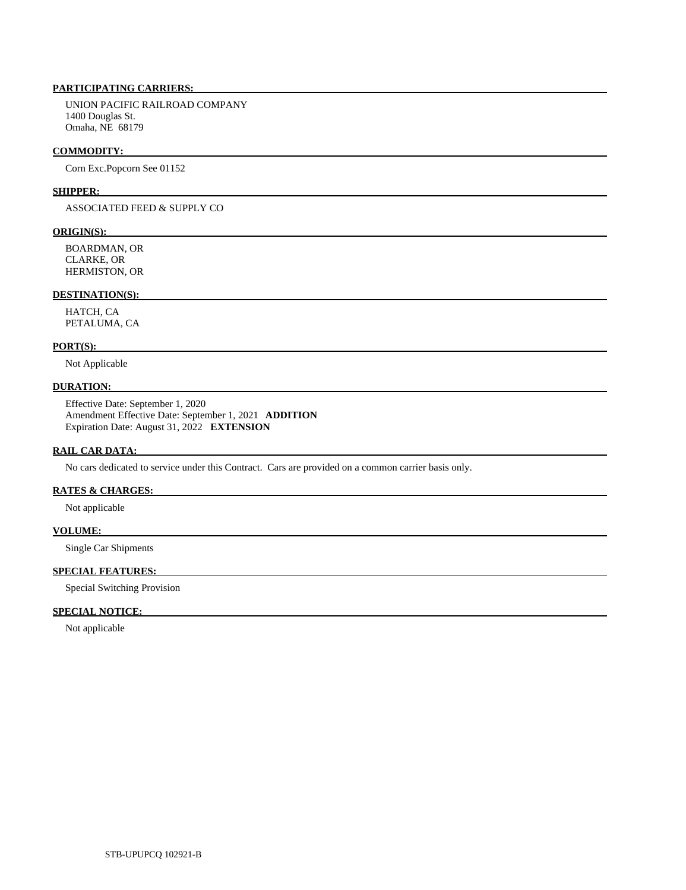**PARTICIPATING CARRIERS:**

UNION PACIFIC RAILROAD COMPANY
1400 Douglas St.
Omaha, NE 68179

**COMMODITY:**

Corn Exc.Popcorn See 01152

**SHIPPER:**

ASSOCIATED FEED & SUPPLY CO

**ORIGIN(S):**

BOARDMAN, OR
CLARKE, OR
HERMISTON, OR

**DESTINATION(S):**

HATCH, CA
PETALUMA, CA

**PORT(S):**

Not Applicable

**DURATION:**

Effective Date: September 1, 2020
Amendment Effective Date: September 1, 2021 **ADDITION**
Expiration Date: August 31, 2022 **EXTENSION**

**RAIL CAR DATA:**

No cars dedicated to service under this Contract. Cars are provided on a common carrier basis only.

**RATES & CHARGES:**

Not applicable

**VOLUME:**

Single Car Shipments

**SPECIAL FEATURES:**

Special Switching Provision

**SPECIAL NOTICE:**

Not applicable

STB-UPUPCQ 102921-B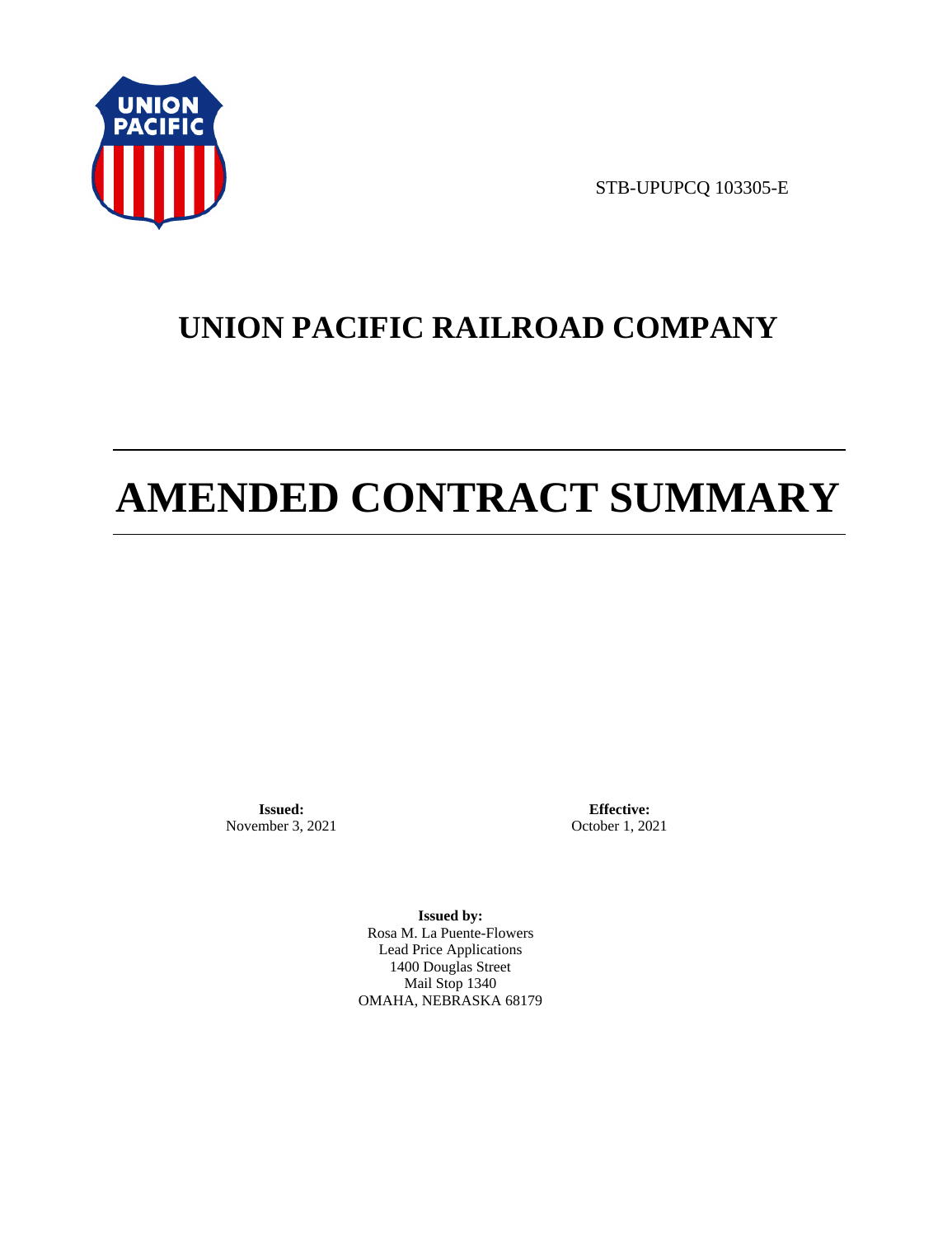STB-UPUPCQ 103305-E

# UNION PACIFIC RAILROAD COMPANY

# AMENDED CONTRACT SUMMARY

**Issued:**
November 3, 2021

**Effective:**
October 1, 2021

**Issued by:**
Rosa M. La Puente-Flowers
Lead Price Applications
1400 Douglas Street
Mail Stop 1340
OMAHA, NEBRASKA 68179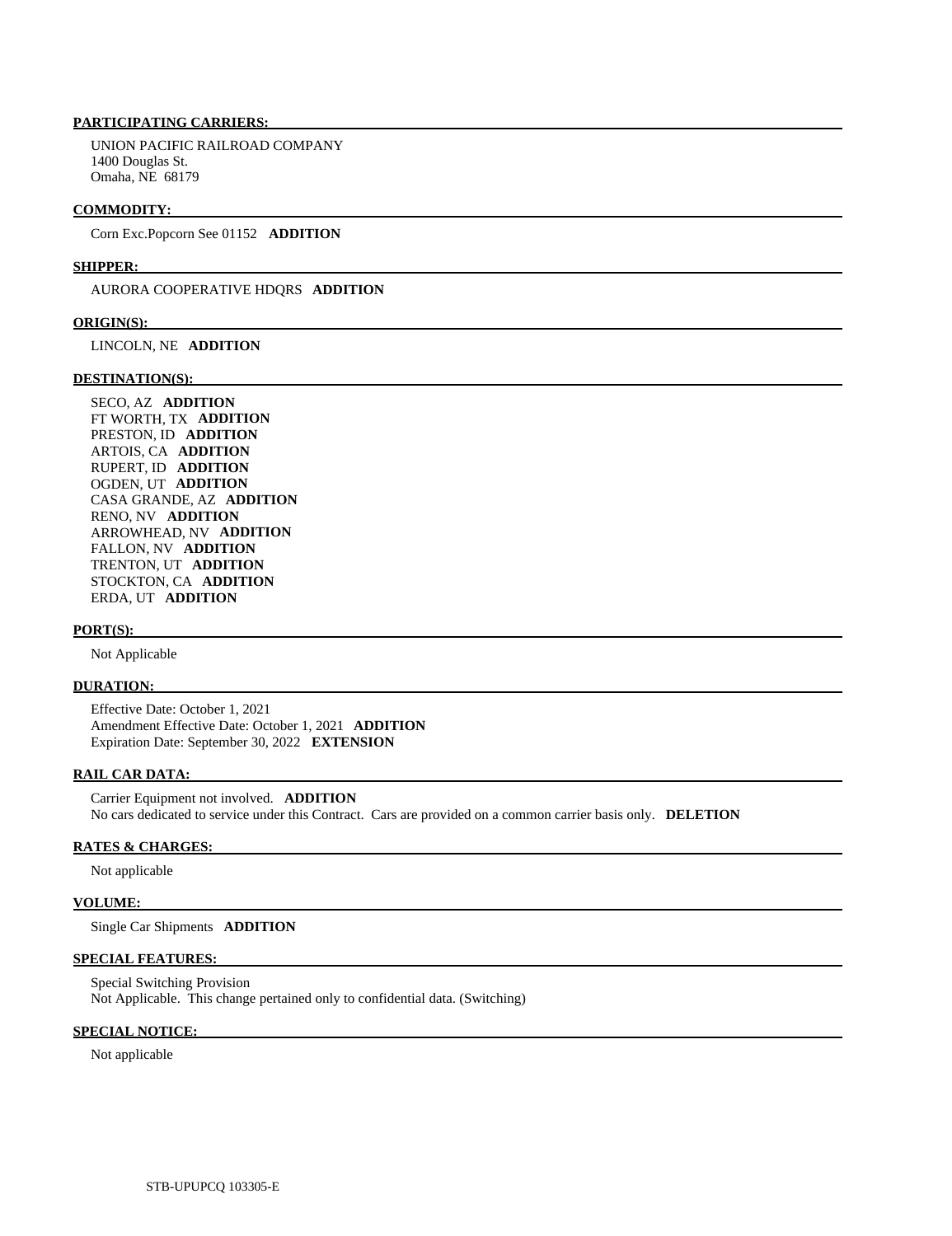**PARTICIPATING CARRIERS:**

UNION PACIFIC RAILROAD COMPANY
1400 Douglas St.
Omaha, NE 68179

**COMMODITY:**

Corn Exc.Popcorn See 01152 **ADDITION**

**SHIPPER:**

AURORA COOPERATIVE HDQRS **ADDITION**

**ORIGIN(S):**

LINCOLN, NE **ADDITION**

**DESTINATION(S):**

SECO, AZ **ADDITION**
FT WORTH, TX **ADDITION**
PRESTON, ID **ADDITION**
ARTOIS, CA **ADDITION**
RUPERT, ID **ADDITION**
OGDEN, UT **ADDITION**
CASA GRANDE, AZ **ADDITION**
RENO, NV **ADDITION**
ARROWHEAD, NV **ADDITION**
FALLON, NV **ADDITION**
TRENTON, UT **ADDITION**
STOCKTON, CA **ADDITION**
ERDA, UT **ADDITION**

**PORT(S):**

Not Applicable

**DURATION:**

Effective Date: October 1, 2021
Amendment Effective Date: October 1, 2021 **ADDITION**
Expiration Date: September 30, 2022 **EXTENSION**

**RAIL CAR DATA:**

Carrier Equipment not involved. **ADDITION**
No cars dedicated to service under this Contract. Cars are provided on a common carrier basis only. **DELETION**

**RATES & CHARGES:**

Not applicable

**VOLUME:**

Single Car Shipments **ADDITION**

**SPECIAL FEATURES:**

Special Switching Provision
Not Applicable. This change pertained only to confidential data. (Switching)

**SPECIAL NOTICE:**

Not applicable

STB-UPUPCQ 103305-E